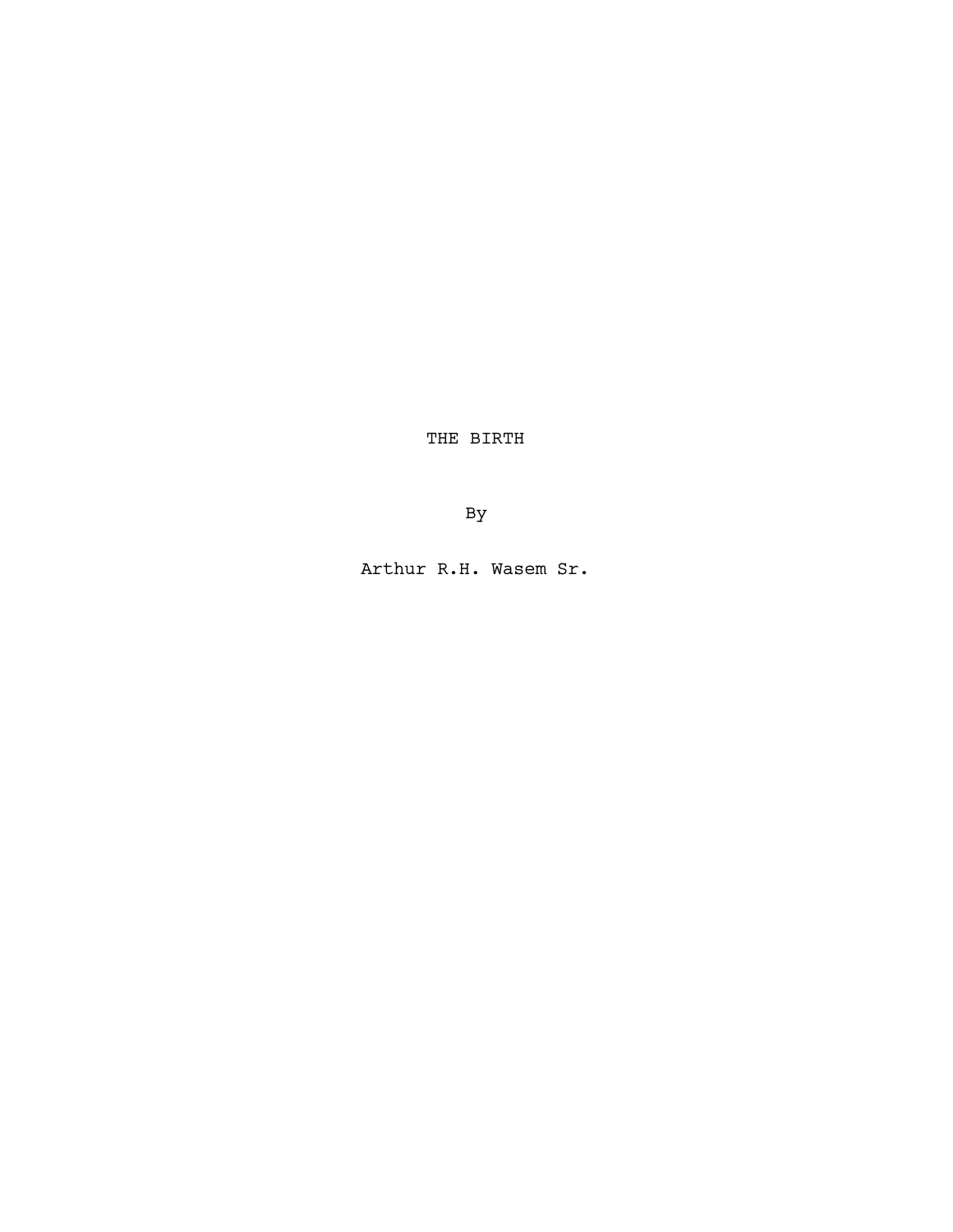# THE BIRTH

By

Arthur R.H. Wasem Sr.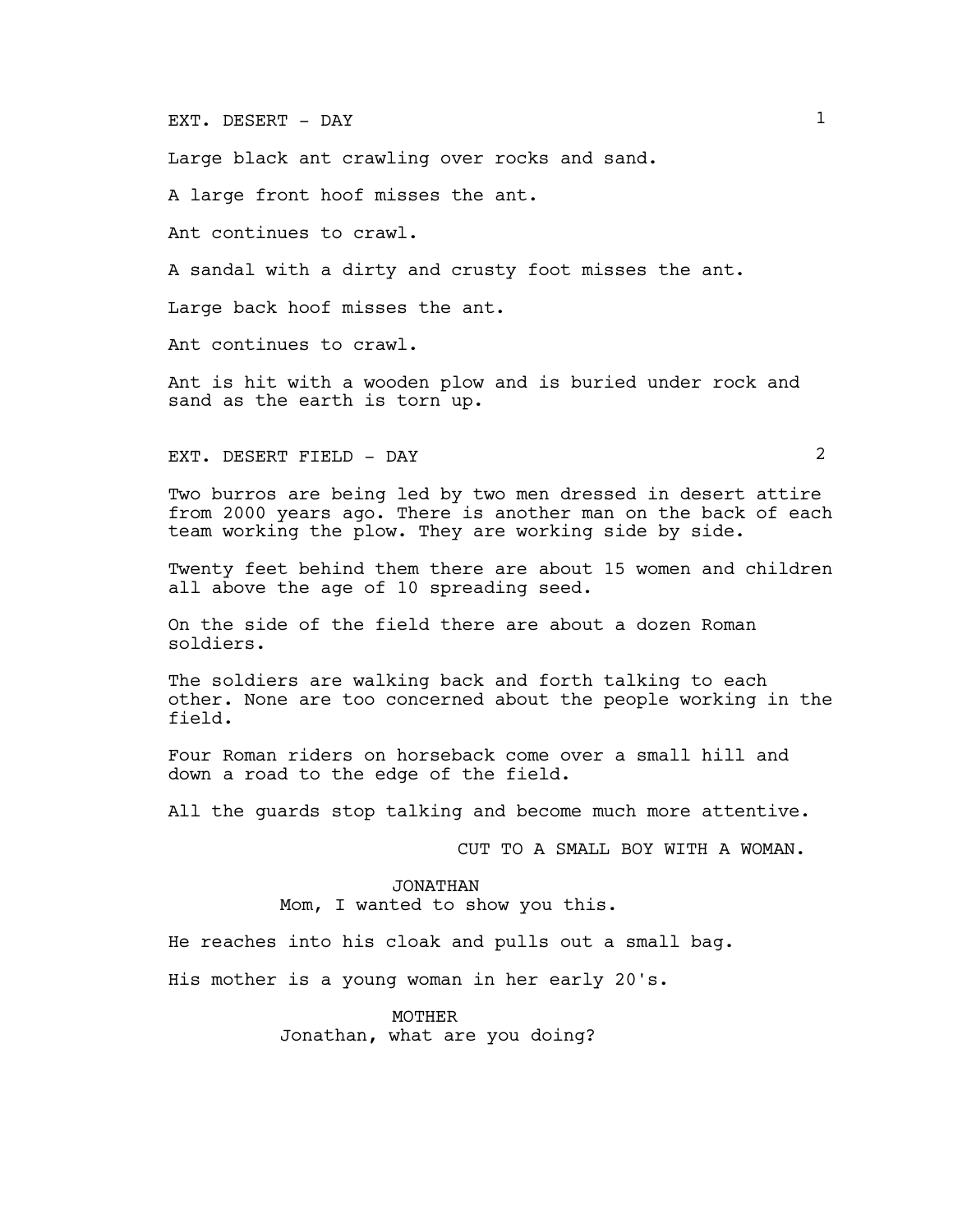EXT. DESERT - DAY

Large black ant crawling over rocks and sand.

A large front hoof misses the ant.

Ant continues to crawl.

A sandal with a dirty and crusty foot misses the ant.

Large back hoof misses the ant.

Ant continues to crawl.

Ant is hit with a wooden plow and is buried under rock and sand as the earth is torn up.

EXT. DESERT FIELD - DAY

Two burros are being led by two men dressed in desert attire from 2000 years ago. There is another man on the back of each team working the plow. They are working side by side.

Twenty feet behind them there are about 15 women and children all above the age of 10 spreading seed.

On the side of the field there are about a dozen Roman soldiers.

The soldiers are walking back and forth talking to each other. None are too concerned about the people working in the field.

Four Roman riders on horseback come over a small hill and down a road to the edge of the field.

All the guards stop talking and become much more attentive.

CUT TO A SMALL BOY WITH A WOMAN.

JONATHAN
Mom, I wanted to show you this.

He reaches into his cloak and pulls out a small bag.

His mother is a young woman in her early 20's.

MOTHER
Jonathan, what are you doing?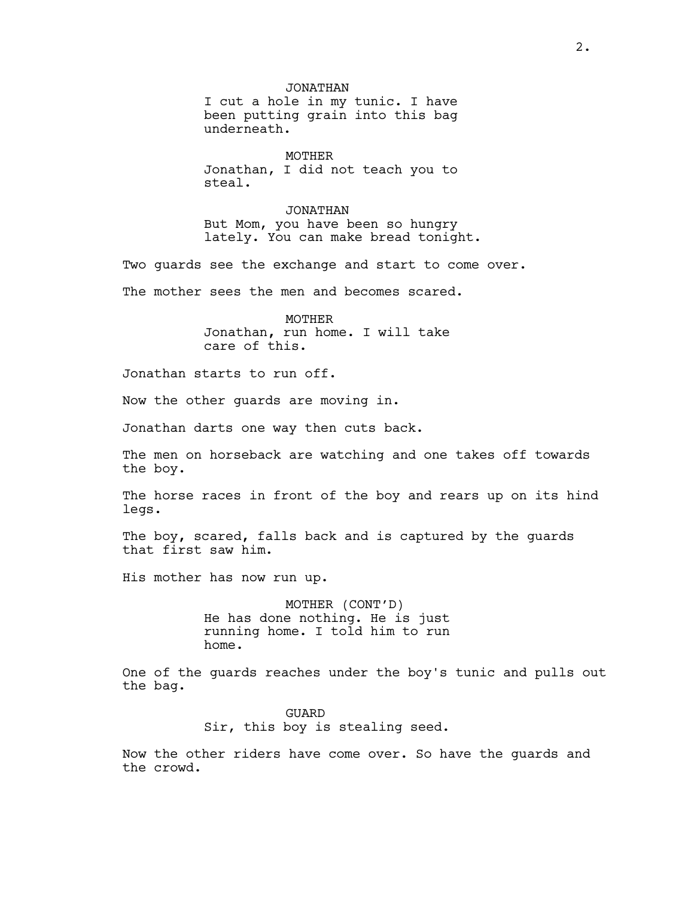JONATHAN
I cut a hole in my tunic. I have been putting grain into this bag underneath.

MOTHER
Jonathan, I did not teach you to steal.

JONATHAN
But Mom, you have been so hungry lately. You can make bread tonight.

Two guards see the exchange and start to come over.

The mother sees the men and becomes scared.

MOTHER
Jonathan, run home. I will take care of this.

Jonathan starts to run off.

Now the other guards are moving in.

Jonathan darts one way then cuts back.

The men on horseback are watching and one takes off towards the boy.

The horse races in front of the boy and rears up on its hind legs.

The boy, scared, falls back and is captured by the guards that first saw him.

His mother has now run up.

MOTHER (CONT'D)
He has done nothing. He is just running home. I told him to run home.

One of the guards reaches under the boy's tunic and pulls out the bag.

GUARD
Sir, this boy is stealing seed.

Now the other riders have come over. So have the guards and the crowd.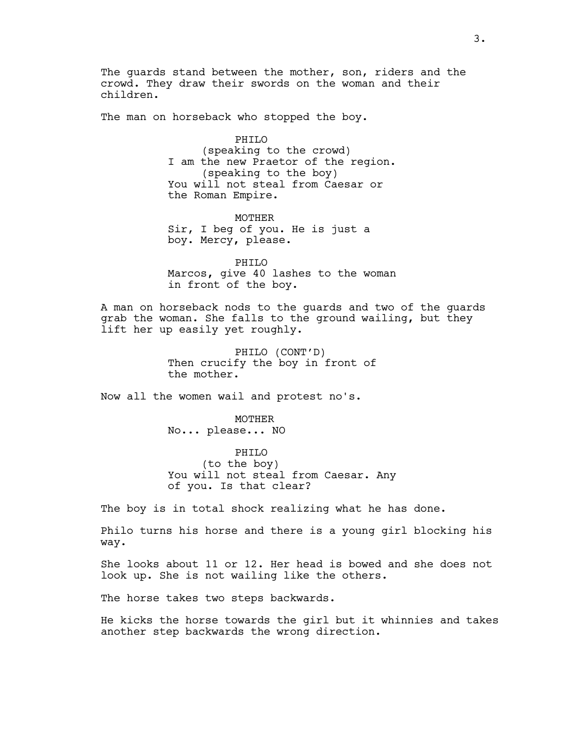The guards stand between the mother, son, riders and the crowd. They draw their swords on the woman and their children.

The man on horseback who stopped the boy.

PHILO
(speaking to the crowd)
I am the new Praetor of the region.
(speaking to the boy)
You will not steal from Caesar or the Roman Empire.

MOTHER
Sir, I beg of you. He is just a boy. Mercy, please.

PHILO
Marcos, give 40 lashes to the woman in front of the boy.

A man on horseback nods to the guards and two of the guards grab the woman. She falls to the ground wailing, but they lift her up easily yet roughly.

PHILO (CONT'D)
Then crucify the boy in front of the mother.

Now all the women wail and protest no's.

MOTHER
No... please... NO

PHILO
(to the boy)
You will not steal from Caesar. Any of you. Is that clear?

The boy is in total shock realizing what he has done.

Philo turns his horse and there is a young girl blocking his way.

She looks about 11 or 12. Her head is bowed and she does not look up. She is not wailing like the others.

The horse takes two steps backwards.

He kicks the horse towards the girl but it whinnies and takes another step backwards the wrong direction.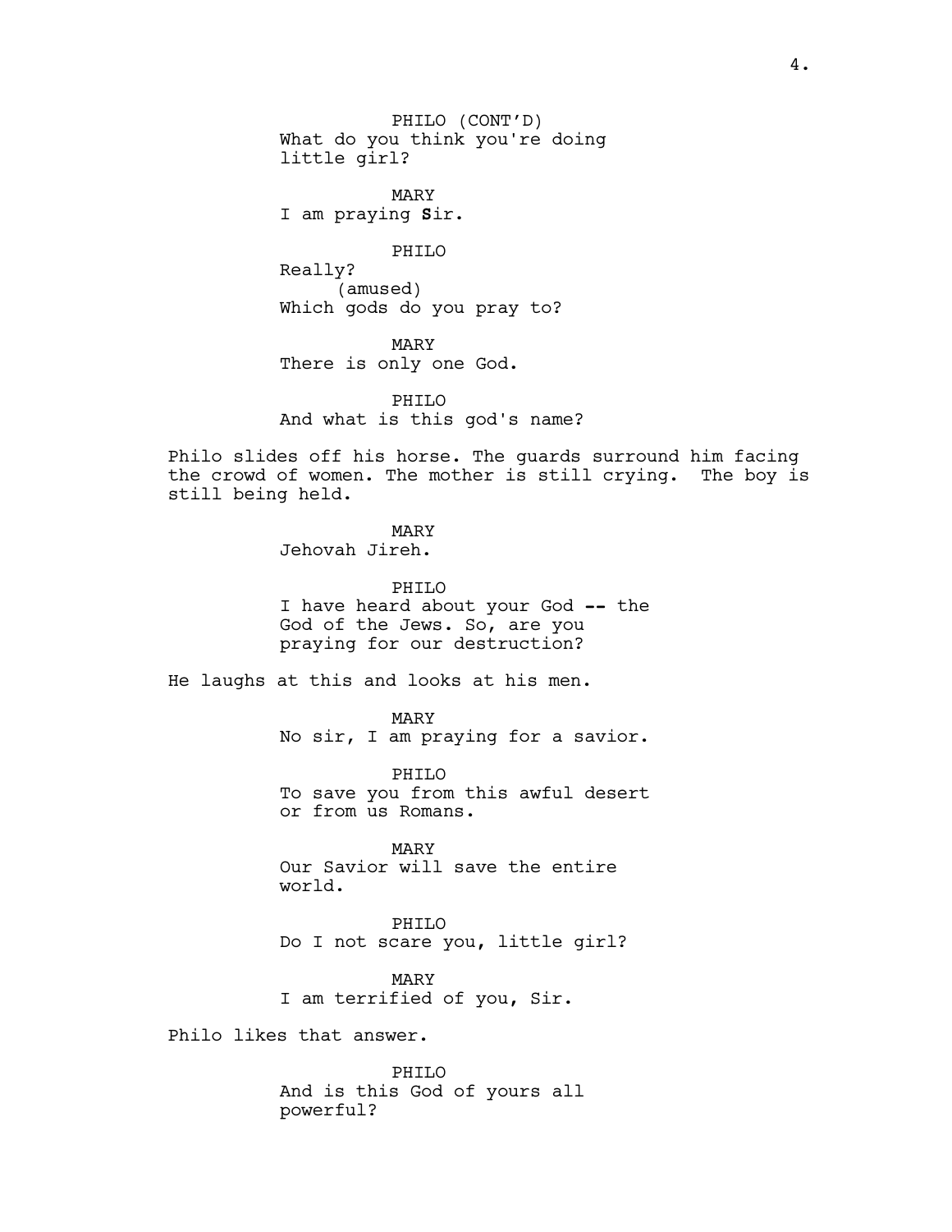PHILO (CONT'D)
What do you think you're doing little girl?

MARY
I am praying **S**ir.

PHILO
Really?
(amused)
Which gods do you pray to?

MARY
There is only one God.

PHILO
And what is this god's name?

Philo slides off his horse. The guards surround him facing the crowd of women. The mother is still crying. The boy is still being held.

MARY
Jehovah Jireh.

PHILO
I have heard about your God **--** the God of the Jews. So, are you praying for our destruction?

He laughs at this and looks at his men.

MARY
No sir, I am praying for a savior.

PHILO
To save you from this awful desert or from us Romans.

MARY
Our Savior will save the entire world.

PHILO
Do I not scare you, little girl?

MARY
I am terrified of you, Sir.

Philo likes that answer.

PHILO
And is this God of yours all powerful?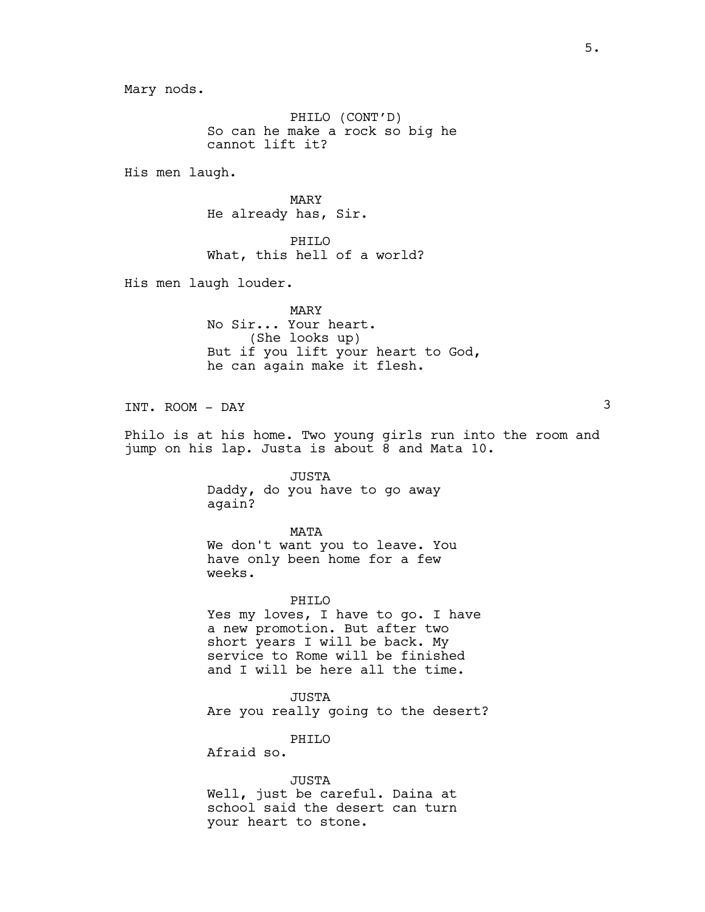Mary nods.

PHILO (CONT'D)
So can he make a rock so big he cannot lift it?

His men laugh.

MARY
He already has, Sir.

PHILO
What, this hell of a world?

His men laugh louder.

MARY
No Sir... Your heart.
(She looks up)
But if you lift your heart to God, he can again make it flesh.

INT. ROOM - DAY 3

Philo is at his home. Two young girls run into the room and jump on his lap. Justa is about 8 and Mata 10.

JUSTA
Daddy, do you have to go away again?

MATA
We don't want you to leave. You have only been home for a few weeks.

PHILO
Yes my loves, I have to go. I have a new promotion. But after two short years I will be back. My service to Rome will be finished and I will be here all the time.

JUSTA
Are you really going to the desert?

PHILO
Afraid so.

JUSTA
Well, just be careful. Daina at school said the desert can turn your heart to stone.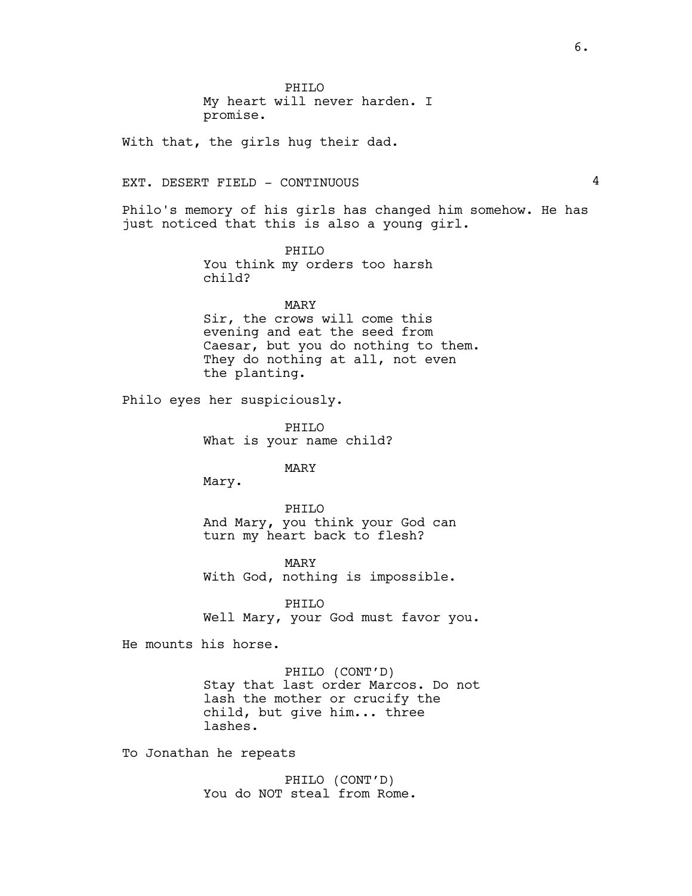PHILO
My heart will never harden. I promise.

With that, the girls hug their dad.

EXT. DESERT FIELD - CONTINUOUS 4

Philo's memory of his girls has changed him somehow. He has just noticed that this is also a young girl.

PHILO
You think my orders too harsh child?

MARY
Sir, the crows will come this evening and eat the seed from Caesar, but you do nothing to them. They do nothing at all, not even the planting.

Philo eyes her suspiciously.

PHILO
What is your name child?

MARY
Mary.

PHILO
And Mary, you think your God can turn my heart back to flesh?

MARY
With God, nothing is impossible.

PHILO
Well Mary, your God must favor you.

He mounts his horse.

PHILO (CONT'D)
Stay that last order Marcos. Do not lash the mother or crucify the child, but give him... three lashes.

To Jonathan he repeats

PHILO (CONT'D)
You do NOT steal from Rome.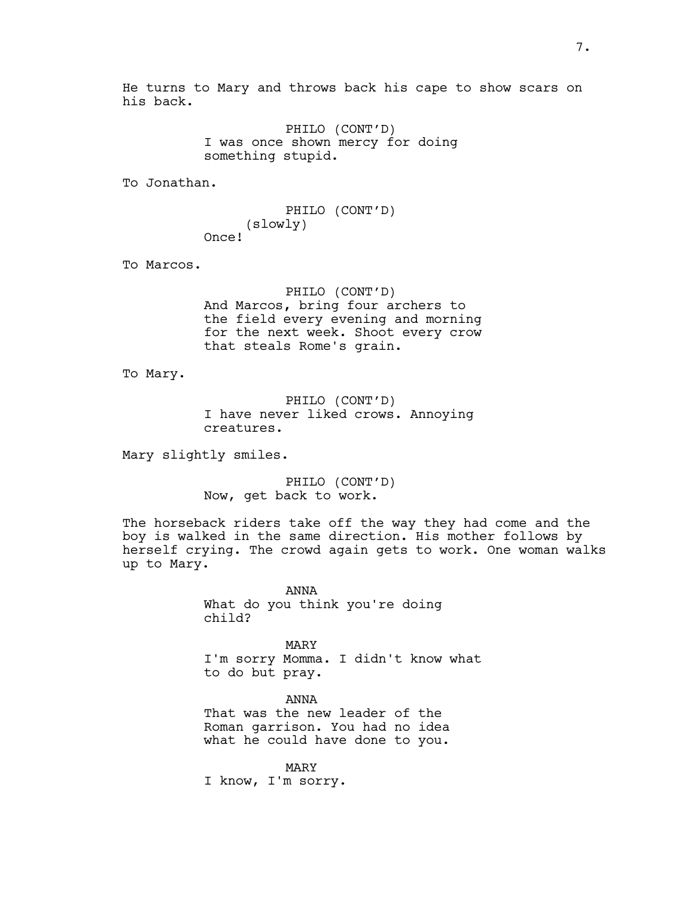He turns to Mary and throws back his cape to show scars on his back.

PHILO (CONT'D)
I was once shown mercy for doing something stupid.

To Jonathan.

PHILO (CONT'D)
(slowly)
Once!

To Marcos.

PHILO (CONT'D)
And Marcos, bring four archers to the field every evening and morning for the next week. Shoot every crow that steals Rome's grain.

To Mary.

PHILO (CONT'D)
I have never liked crows. Annoying creatures.

Mary slightly smiles.

PHILO (CONT'D)
Now, get back to work.

The horseback riders take off the way they had come and the boy is walked in the same direction. His mother follows by herself crying. The crowd again gets to work. One woman walks up to Mary.

ANNA
What do you think you're doing child?

MARY
I'm sorry Momma. I didn't know what to do but pray.

ANNA
That was the new leader of the Roman garrison. You had no idea what he could have done to you.

MARY
I know, I'm sorry.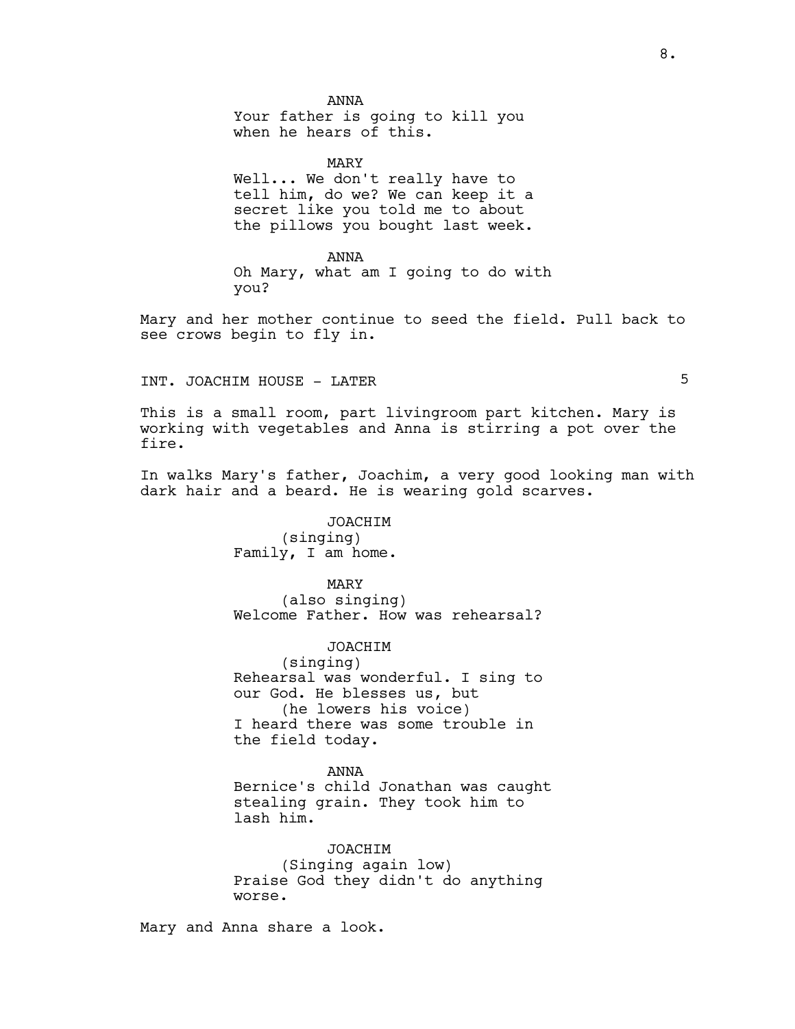ANNA
Your father is going to kill you when he hears of this.

MARY
Well... We don't really have to tell him, do we? We can keep it a secret like you told me to about the pillows you bought last week.

ANNA
Oh Mary, what am I going to do with you?

Mary and her mother continue to seed the field. Pull back to see crows begin to fly in.

INT. JOACHIM HOUSE - LATER 5

This is a small room, part livingroom part kitchen. Mary is working with vegetables and Anna is stirring a pot over the fire.

In walks Mary's father, Joachim, a very good looking man with dark hair and a beard. He is wearing gold scarves.

JOACHIM
(singing)
Family, I am home.

MARY
(also singing)
Welcome Father. How was rehearsal?

JOACHIM
(singing)
Rehearsal was wonderful. I sing to our God. He blesses us, but
(he lowers his voice)
I heard there was some trouble in the field today.

ANNA
Bernice's child Jonathan was caught stealing grain. They took him to lash him.

JOACHIM
(Singing again low)
Praise God they didn't do anything worse.

Mary and Anna share a look.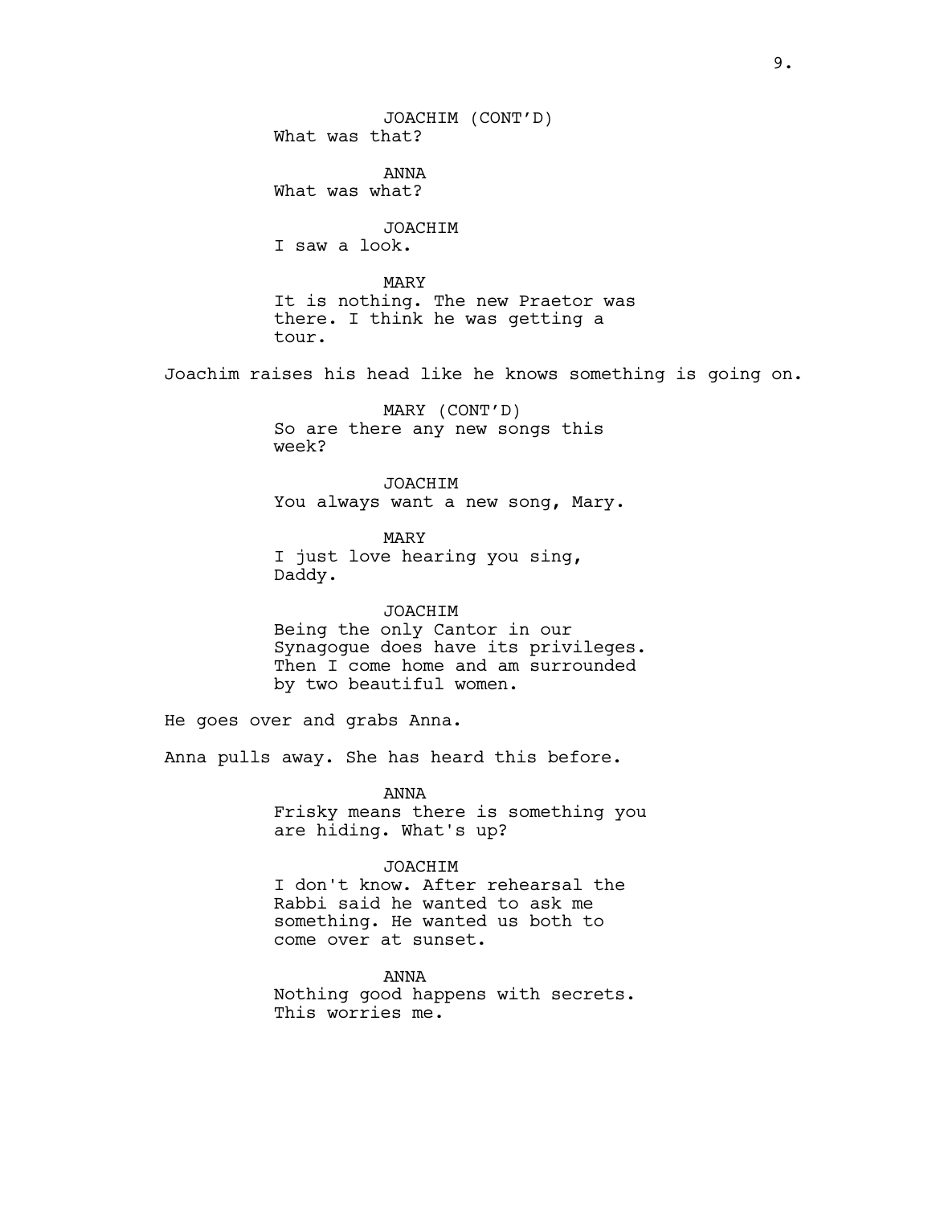JOACHIM (CONT'D)
What was that?

ANNA
What was what?

JOACHIM
I saw a look.

MARY
It is nothing. The new Praetor was there. I think he was getting a tour.

Joachim raises his head like he knows something is going on.

MARY (CONT'D)
So are there any new songs this week?

JOACHIM
You always want a new song, Mary.

MARY
I just love hearing you sing, Daddy.

JOACHIM
Being the only Cantor in our Synagogue does have its privileges. Then I come home and am surrounded by two beautiful women.

He goes over and grabs Anna.

Anna pulls away. She has heard this before.

ANNA
Frisky means there is something you are hiding. What's up?

JOACHIM
I don't know. After rehearsal the Rabbi said he wanted to ask me something. He wanted us both to come over at sunset.

ANNA
Nothing good happens with secrets. This worries me.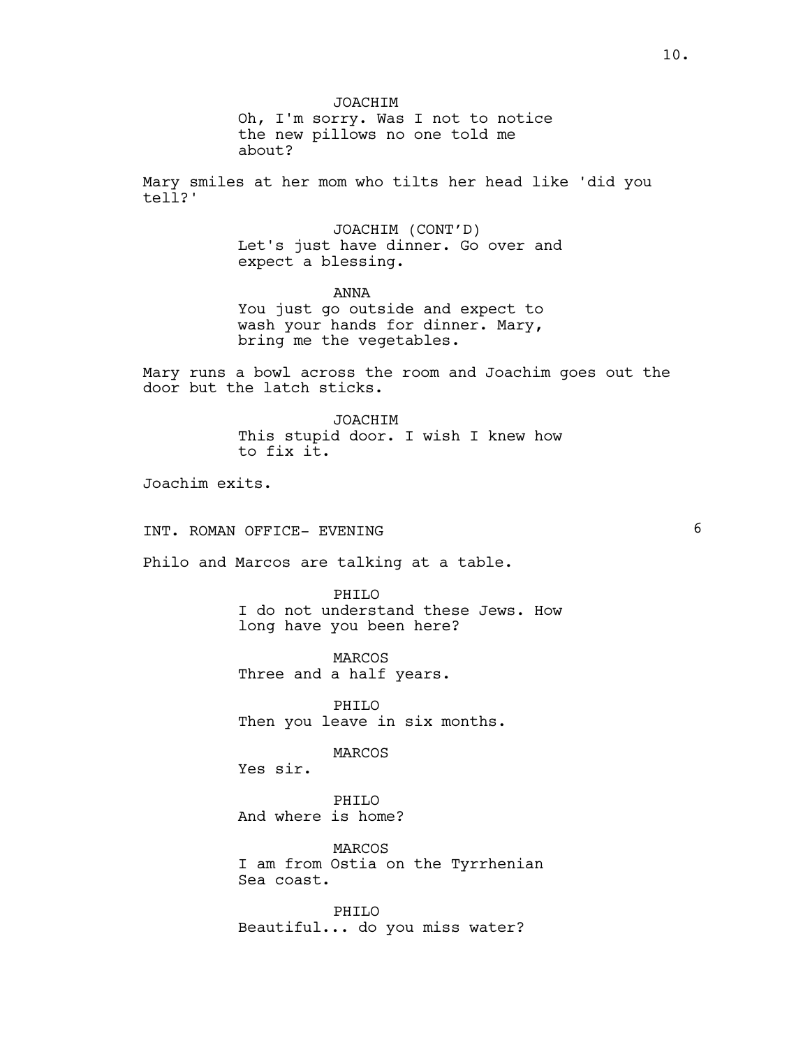JOACHIM
Oh, I'm sorry. Was I not to notice the new pillows no one told me about?

Mary smiles at her mom who tilts her head like 'did you tell?'

JOACHIM (CONT'D)
Let's just have dinner. Go over and expect a blessing.

ANNA
You just go outside and expect to wash your hands for dinner. Mary, bring me the vegetables.

Mary runs a bowl across the room and Joachim goes out the door but the latch sticks.

JOACHIM
This stupid door. I wish I knew how to fix it.

Joachim exits.

INT. ROMAN OFFICE- EVENING 6

Philo and Marcos are talking at a table.

PHILO
I do not understand these Jews. How long have you been here?

MARCOS
Three and a half years.

PHILO
Then you leave in six months.

MARCOS
Yes sir.

PHILO
And where is home?

MARCOS
I am from Ostia on the Tyrrhenian Sea coast.

PHILO
Beautiful... do you miss water?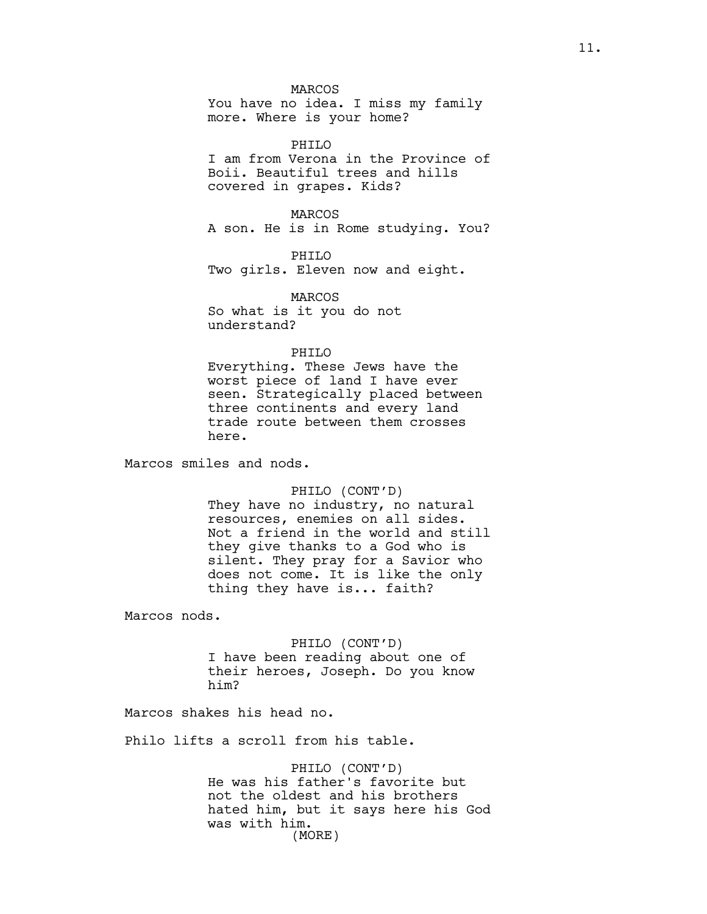MARCOS
You have no idea. I miss my family more. Where is your home?

PHILO
I am from Verona in the Province of Boii. Beautiful trees and hills covered in grapes. Kids?

MARCOS
A son. He is in Rome studying. You?

PHILO
Two girls. Eleven now and eight.

MARCOS
So what is it you do not understand?

PHILO
Everything. These Jews have the worst piece of land I have ever seen. Strategically placed between three continents and every land trade route between them crosses here.

Marcos smiles and nods.

PHILO (CONT'D)
They have no industry, no natural resources, enemies on all sides. Not a friend in the world and still they give thanks to a God who is silent. They pray for a Savior who does not come. It is like the only thing they have is... faith?

Marcos nods.

PHILO (CONT'D)
I have been reading about one of their heroes, Joseph. Do you know him?

Marcos shakes his head no.

Philo lifts a scroll from his table.

PHILO (CONT'D)
He was his father's favorite but not the oldest and his brothers hated him, but it says here his God was with him.
(MORE)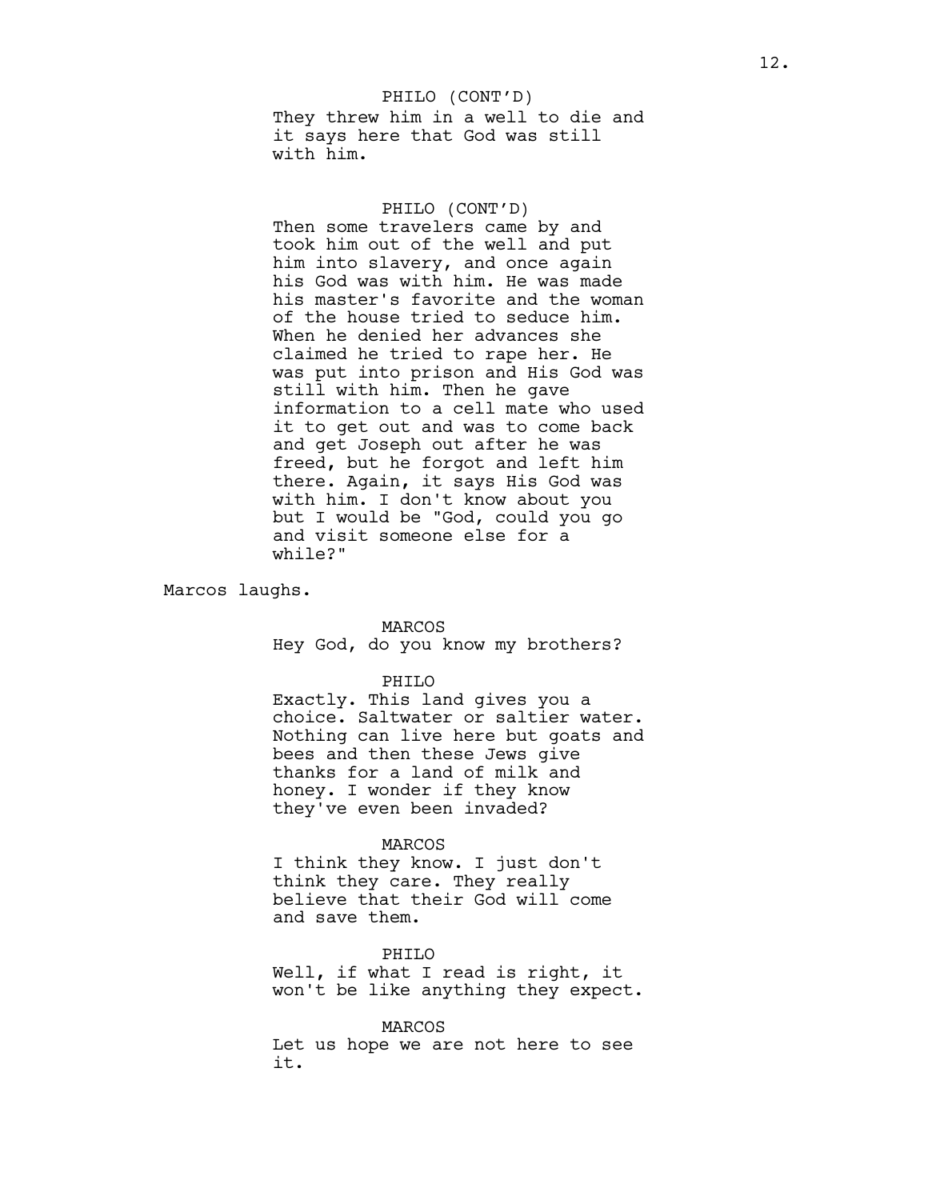PHILO (CONT'D)
They threw him in a well to die and it says here that God was still with him.

PHILO (CONT'D)
Then some travelers came by and took him out of the well and put him into slavery, and once again his God was with him. He was made his master's favorite and the woman of the house tried to seduce him. When he denied her advances she claimed he tried to rape her. He was put into prison and His God was still with him. Then he gave information to a cell mate who used it to get out and was to come back and get Joseph out after he was freed, but he forgot and left him there. Again, it says His God was with him. I don't know about you but I would be "God, could you go and visit someone else for a while?"

Marcos laughs.

MARCOS
Hey God, do you know my brothers?

PHILO
Exactly. This land gives you a choice. Saltwater or saltier water. Nothing can live here but goats and bees and then these Jews give thanks for a land of milk and honey. I wonder if they know they've even been invaded?

MARCOS
I think they know. I just don't think they care. They really believe that their God will come and save them.

PHILO
Well, if what I read is right, it won't be like anything they expect.

MARCOS
Let us hope we are not here to see it.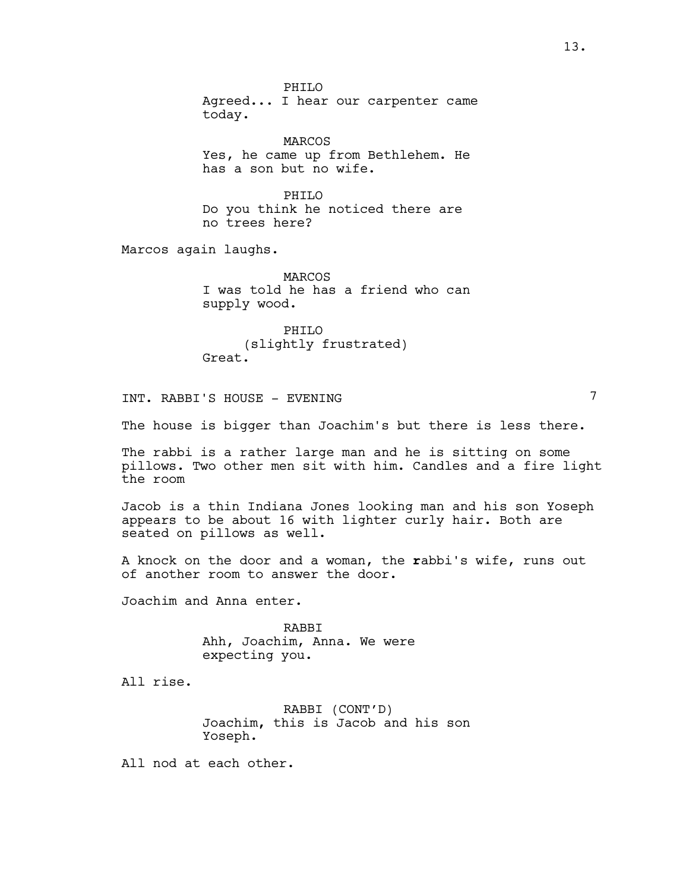PHILO
Agreed... I hear our carpenter came today.

MARCOS
Yes, he came up from Bethlehem. He has a son but no wife.

PHILO
Do you think he noticed there are no trees here?

Marcos again laughs.

MARCOS
I was told he has a friend who can supply wood.

PHILO
(slightly frustrated)
Great.

INT. RABBI'S HOUSE - EVENING 7

The house is bigger than Joachim's but there is less there.

The rabbi is a rather large man and he is sitting on some pillows. Two other men sit with him. Candles and a fire light the room

Jacob is a thin Indiana Jones looking man and his son Yoseph appears to be about 16 with lighter curly hair. Both are seated on pillows as well.

A knock on the door and a woman, the **r**abbi's wife, runs out of another room to answer the door.

Joachim and Anna enter.

RABBI
Ahh, Joachim, Anna. We were expecting you.

All rise.

RABBI (CONT'D)
Joachim, this is Jacob and his son Yoseph.

All nod at each other.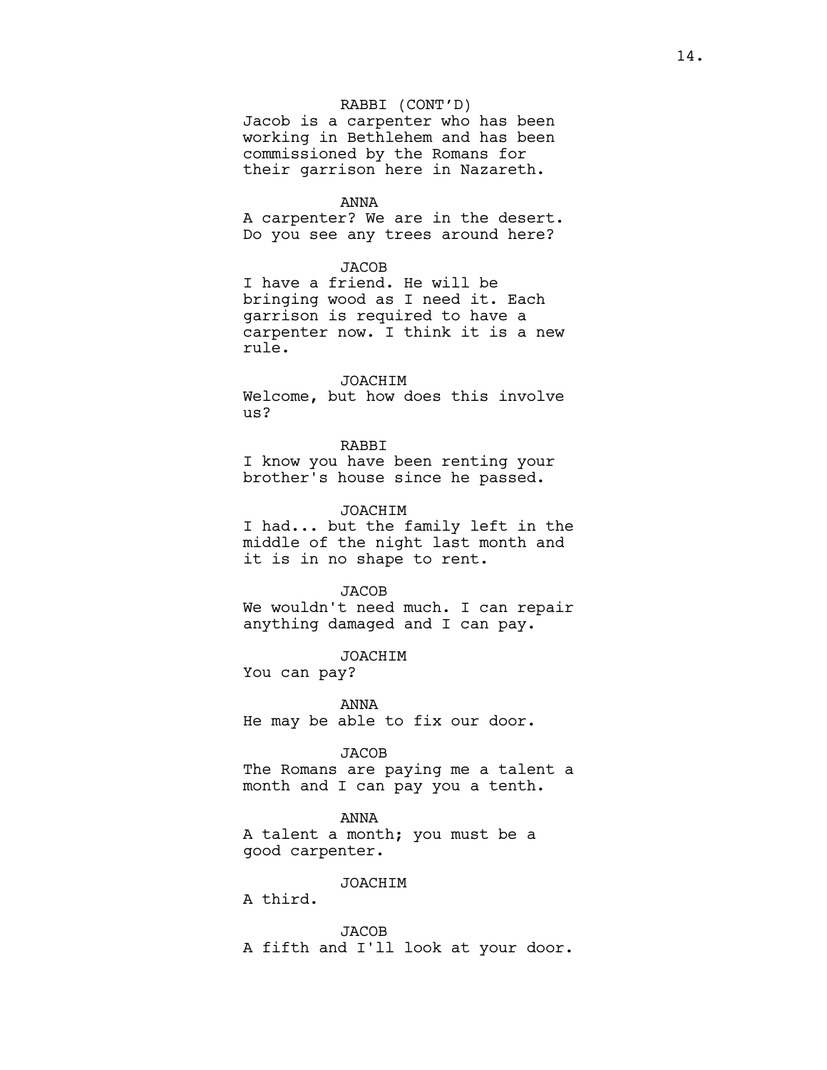RABBI (CONT'D)
Jacob is a carpenter who has been working in Bethlehem and has been commissioned by the Romans for their garrison here in Nazareth.

ANNA
A carpenter? We are in the desert. Do you see any trees around here?

JACOB
I have a friend. He will be bringing wood as I need it. Each garrison is required to have a carpenter now. I think it is a new rule.

JOACHIM
Welcome, but how does this involve us?

RABBI
I know you have been renting your brother's house since he passed.

JOACHIM
I had... but the family left in the middle of the night last month and it is in no shape to rent.

JACOB
We wouldn't need much. I can repair anything damaged and I can pay.

JOACHIM
You can pay?

ANNA
He may be able to fix our door.

JACOB
The Romans are paying me a talent a month and I can pay you a tenth.

ANNA
A talent a month; you must be a good carpenter.

JOACHIM
A third.

JACOB
A fifth and I'll look at your door.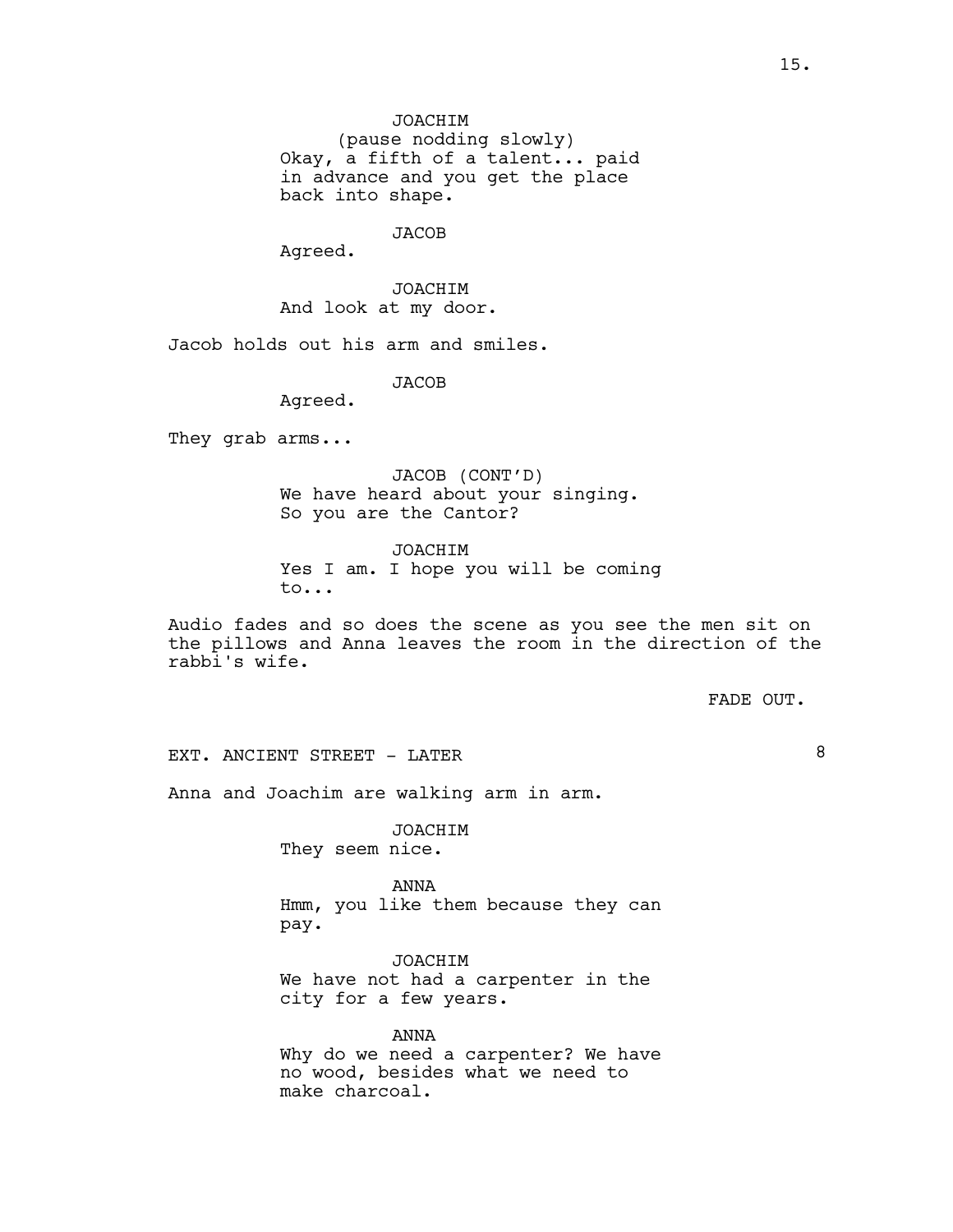JOACHIM
(pause nodding slowly)
Okay, a fifth of a talent... paid in advance and you get the place back into shape.

JACOB
Agreed.

JOACHIM
And look at my door.

Jacob holds out his arm and smiles.

JACOB
Agreed.

They grab arms...

JACOB (CONT'D)
We have heard about your singing. So you are the Cantor?

JOACHIM
Yes I am. I hope you will be coming to...

Audio fades and so does the scene as you see the men sit on the pillows and Anna leaves the room in the direction of the rabbi's wife.

FADE OUT.

EXT. ANCIENT STREET - LATER 8

Anna and Joachim are walking arm in arm.

JOACHIM
They seem nice.

ANNA
Hmm, you like them because they can pay.

JOACHIM
We have not had a carpenter in the city for a few years.

ANNA
Why do we need a carpenter? We have no wood, besides what we need to make charcoal.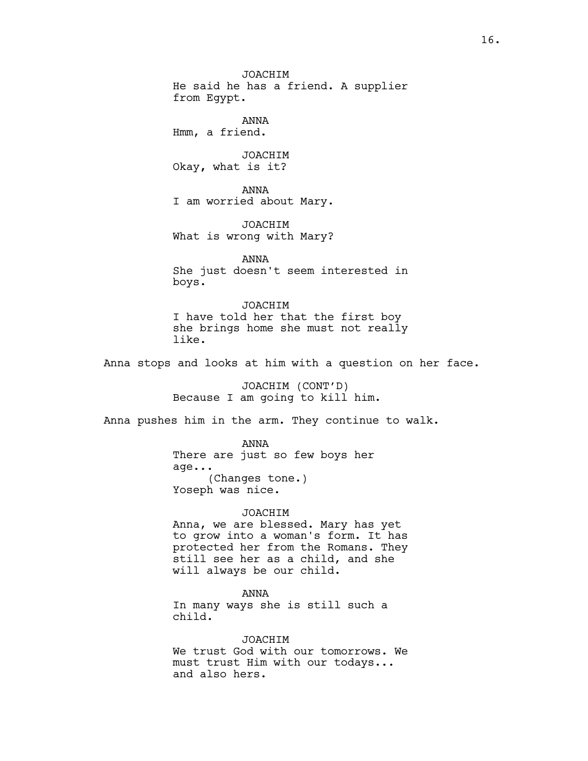JOACHIM
He said he has a friend. A supplier from Egypt.

ANNA
Hmm, a friend.

JOACHIM
Okay, what is it?

ANNA
I am worried about Mary.

JOACHIM
What is wrong with Mary?

ANNA
She just doesn't seem interested in boys.

JOACHIM
I have told her that the first boy she brings home she must not really like.

Anna stops and looks at him with a question on her face.

JOACHIM (CONT'D)
Because I am going to kill him.

Anna pushes him in the arm. They continue to walk.

ANNA
There are just so few boys her age...
(Changes tone.)
Yoseph was nice.

JOACHIM
Anna, we are blessed. Mary has yet to grow into a woman's form. It has protected her from the Romans. They still see her as a child, and she will always be our child.

ANNA
In many ways she is still such a child.

JOACHIM
We trust God with our tomorrows. We must trust Him with our todays... and also hers.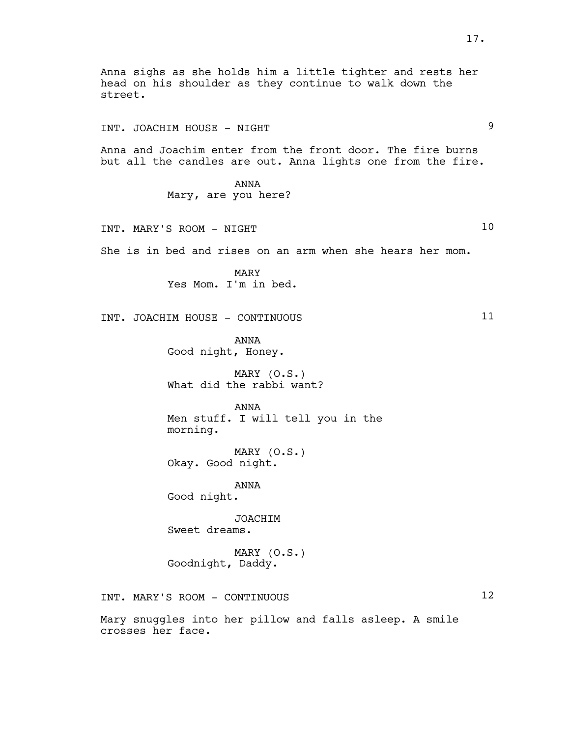Anna sighs as she holds him a little tighter and rests her head on his shoulder as they continue to walk down the street.

INT. JOACHIM HOUSE - NIGHT 9

Anna and Joachim enter from the front door. The fire burns but all the candles are out. Anna lights one from the fire.

ANNA
Mary, are you here?

INT. MARY'S ROOM - NIGHT 10

She is in bed and rises on an arm when she hears her mom.

MARY
Yes Mom. I'm in bed.

INT. JOACHIM HOUSE - CONTINUOUS 11

ANNA
Good night, Honey.

MARY (O.S.)
What did the rabbi want?

ANNA
Men stuff. I will tell you in the morning.

MARY (O.S.)
Okay. Good night.

ANNA
Good night.

JOACHIM
Sweet dreams.

MARY (O.S.)
Goodnight, Daddy.

INT. MARY'S ROOM - CONTINUOUS 12

Mary snuggles into her pillow and falls asleep. A smile crosses her face.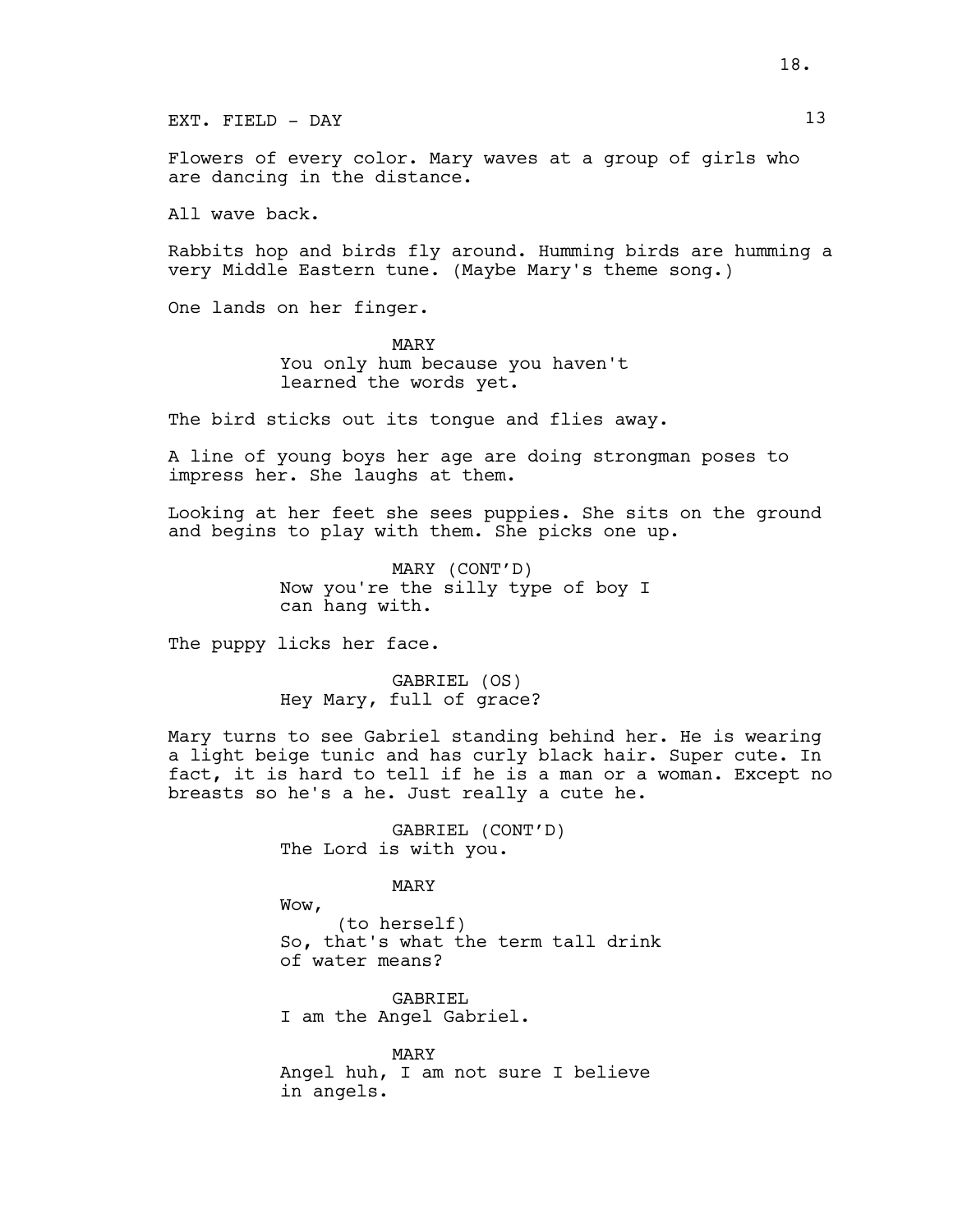EXT. FIELD - DAY 13

Flowers of every color. Mary waves at a group of girls who are dancing in the distance.

All wave back.

Rabbits hop and birds fly around. Humming birds are humming a very Middle Eastern tune. (Maybe Mary's theme song.)

One lands on her finger.

MARY
You only hum because you haven't learned the words yet.

The bird sticks out its tongue and flies away.

A line of young boys her age are doing strongman poses to impress her. She laughs at them.

Looking at her feet she sees puppies. She sits on the ground and begins to play with them. She picks one up.

MARY (CONT'D)
Now you're the silly type of boy I can hang with.

The puppy licks her face.

GABRIEL (OS)
Hey Mary, full of grace?

Mary turns to see Gabriel standing behind her. He is wearing a light beige tunic and has curly black hair. Super cute. In fact, it is hard to tell if he is a man or a woman. Except no breasts so he's a he. Just really a cute he.

GABRIEL (CONT'D)
The Lord is with you.

MARY
Wow,
(to herself)
So, that's what the term tall drink of water means?

GABRIEL
I am the Angel Gabriel.

MARY
Angel huh, I am not sure I believe in angels.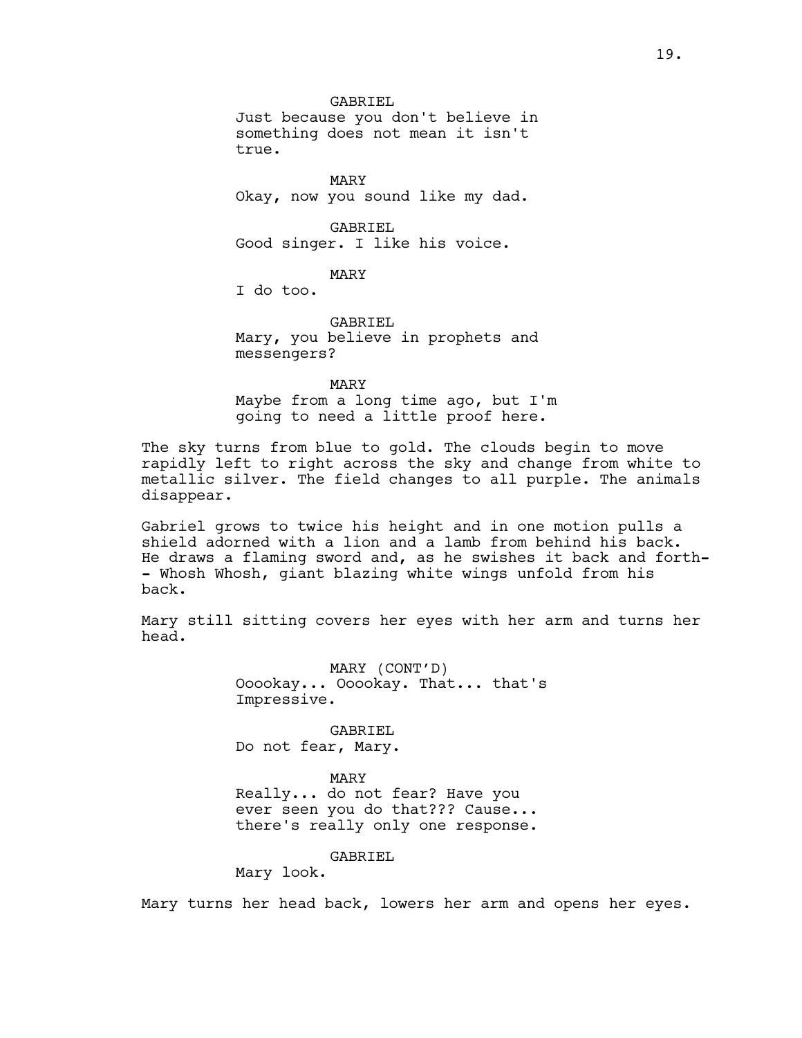GABRIEL
Just because you don't believe in something does not mean it isn't true.

MARY
Okay, now you sound like my dad.

GABRIEL
Good singer. I like his voice.

MARY
I do too.

GABRIEL
Mary, you believe in prophets and messengers?

MARY
Maybe from a long time ago, but I'm going to need a little proof here.

The sky turns from blue to gold. The clouds begin to move rapidly left to right across the sky and change from white to metallic silver. The field changes to all purple. The animals disappear.

Gabriel grows to twice his height and in one motion pulls a shield adorned with a lion and a lamb from behind his back. He draws a flaming sword and, as he swishes it back and forth-- Whosh Whosh, giant blazing white wings unfold from his back.

Mary still sitting covers her eyes with her arm and turns her head.

MARY (CONT'D)
Ooookay... Ooookay. That... that's Impressive.

GABRIEL
Do not fear, Mary.

MARY
Really... do not fear? Have you ever seen you do that??? Cause... there's really only one response.

GABRIEL
Mary look.

Mary turns her head back, lowers her arm and opens her eyes.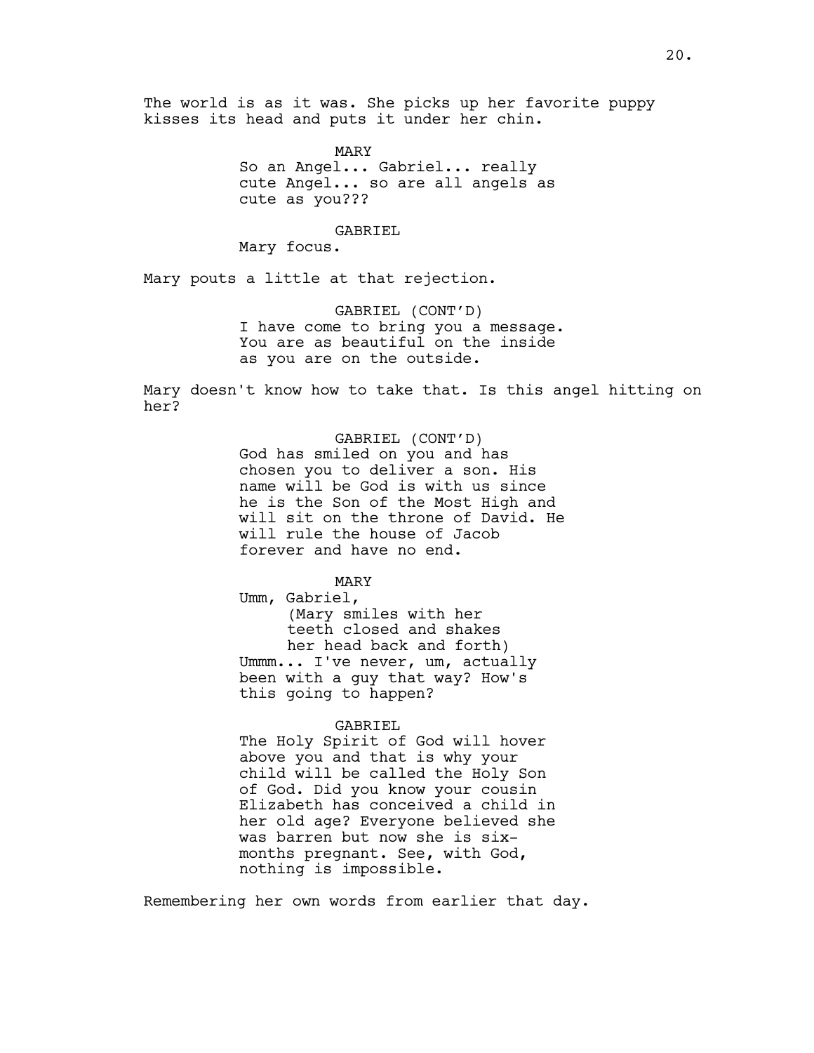The world is as it was. She picks up her favorite puppy kisses its head and puts it under her chin.

MARY
So an Angel... Gabriel... really cute Angel... so are all angels as cute as you???

GABRIEL
Mary focus.

Mary pouts a little at that rejection.

GABRIEL (CONT'D)
I have come to bring you a message. You are as beautiful on the inside as you are on the outside.

Mary doesn't know how to take that. Is this angel hitting on her?

GABRIEL (CONT'D)
God has smiled on you and has chosen you to deliver a son. His name will be God is with us since he is the Son of the Most High and will sit on the throne of David. He will rule the house of Jacob forever and have no end.

MARY
Umm, Gabriel,
(Mary smiles with her teeth closed and shakes her head back and forth)
Ummm... I've never, um, actually been with a guy that way? How's this going to happen?

GABRIEL
The Holy Spirit of God will hover above you and that is why your child will be called the Holy Son of God. Did you know your cousin Elizabeth has conceived a child in her old age? Everyone believed she was barren but now she is six-months pregnant. See, with God, nothing is impossible.

Remembering her own words from earlier that day.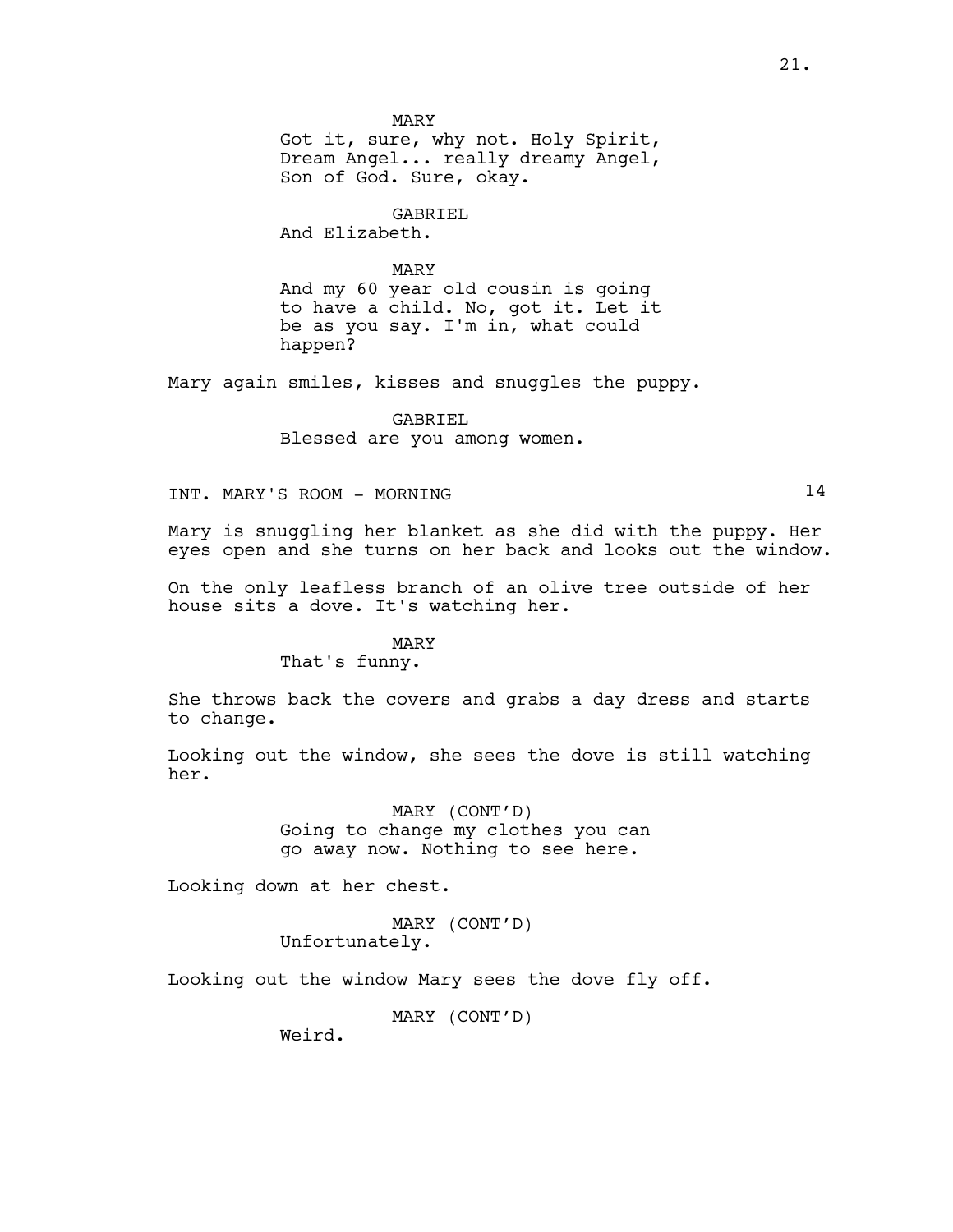MARY
Got it, sure, why not. Holy Spirit, Dream Angel... really dreamy Angel, Son of God. Sure, okay.

GABRIEL
And Elizabeth.

MARY
And my 60 year old cousin is going to have a child. No, got it. Let it be as you say. I'm in, what could happen?

Mary again smiles, kisses and snuggles the puppy.

GABRIEL
Blessed are you among women.

INT. MARY'S ROOM - MORNING 14

Mary is snuggling her blanket as she did with the puppy. Her eyes open and she turns on her back and looks out the window.

On the only leafless branch of an olive tree outside of her house sits a dove. It's watching her.

MARY
That's funny.

She throws back the covers and grabs a day dress and starts to change.

Looking out the window, she sees the dove is still watching her.

MARY (CONT'D)
Going to change my clothes you can go away now. Nothing to see here.

Looking down at her chest.

MARY (CONT'D)
Unfortunately.

Looking out the window Mary sees the dove fly off.

MARY (CONT'D)
Weird.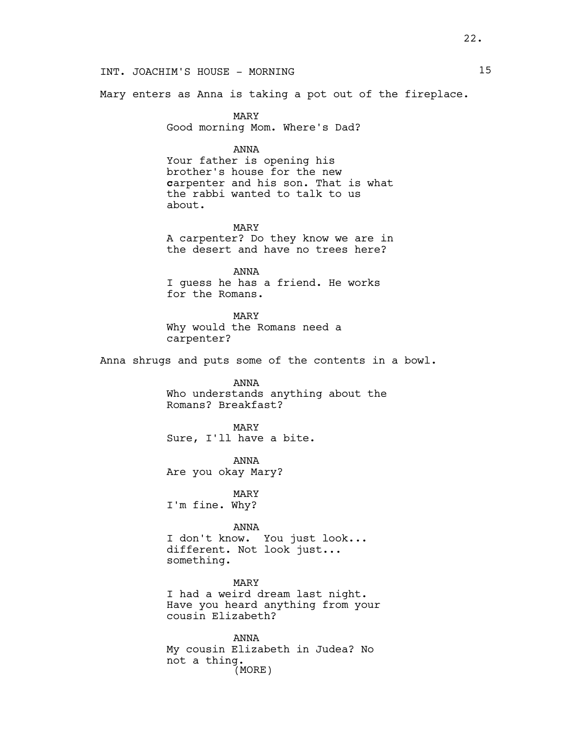INT. JOACHIM'S HOUSE - MORNING 15

Mary enters as Anna is taking a pot out of the fireplace.

MARY
Good morning Mom. Where's Dad?

ANNA
Your father is opening his brother's house for the new **c**arpenter and his son. That is what the rabbi wanted to talk to us about.

MARY
A carpenter? Do they know we are in the desert and have no trees here?

ANNA
I guess he has a friend. He works for the Romans.

MARY
Why would the Romans need a carpenter?

Anna shrugs and puts some of the contents in a bowl.

ANNA
Who understands anything about the Romans? Breakfast?

MARY
Sure, I'll have a bite.

ANNA
Are you okay Mary?

MARY
I'm fine. Why?

ANNA
I don't know. You just look... different. Not look just... something.

MARY
I had a weird dream last night. Have you heard anything from your cousin Elizabeth?

ANNA
My cousin Elizabeth in Judea? No not a thing.
(MORE)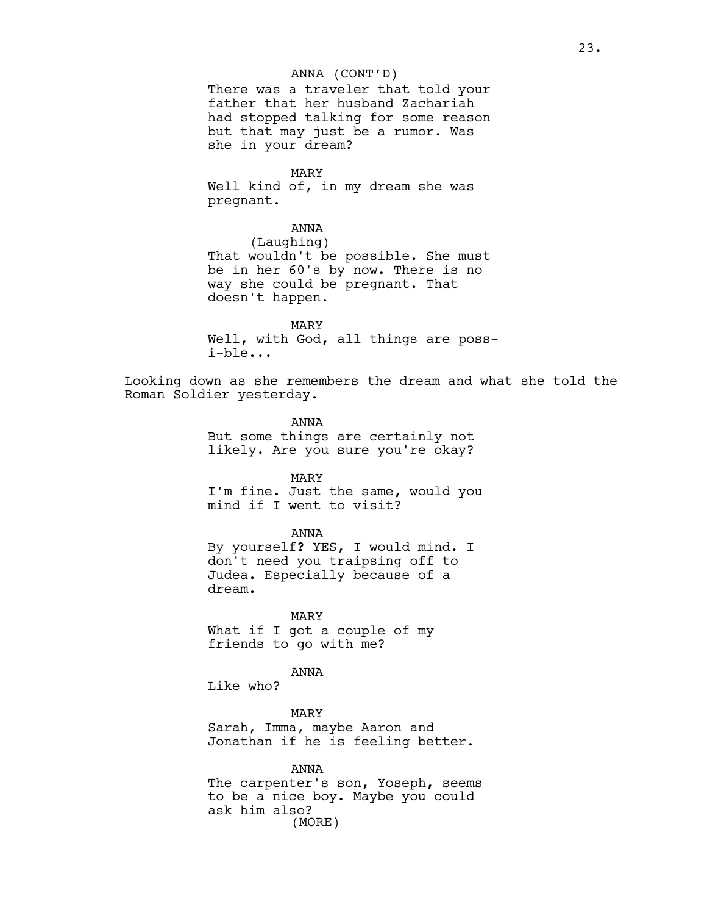ANNA (CONT'D)
There was a traveler that told your father that her husband Zachariah had stopped talking for some reason but that may just be a rumor. Was she in your dream?

MARY
Well kind of, in my dream she was pregnant.

ANNA
(Laughing)
That wouldn't be possible. She must be in her 60's by now. There is no way she could be pregnant. That doesn't happen.

MARY
Well, with God, all things are poss-i-ble...

Looking down as she remembers the dream and what she told the Roman Soldier yesterday.

ANNA
But some things are certainly not likely. Are you sure you're okay?

MARY
I'm fine. Just the same, would you mind if I went to visit?

ANNA
By yourself**?** YES, I would mind. I don't need you traipsing off to Judea. Especially because of a dream.

MARY
What if I got a couple of my friends to go with me?

ANNA
Like who?

MARY
Sarah, Imma, maybe Aaron and Jonathan if he is feeling better.

ANNA
The carpenter's son, Yoseph, seems to be a nice boy. Maybe you could ask him also?
(MORE)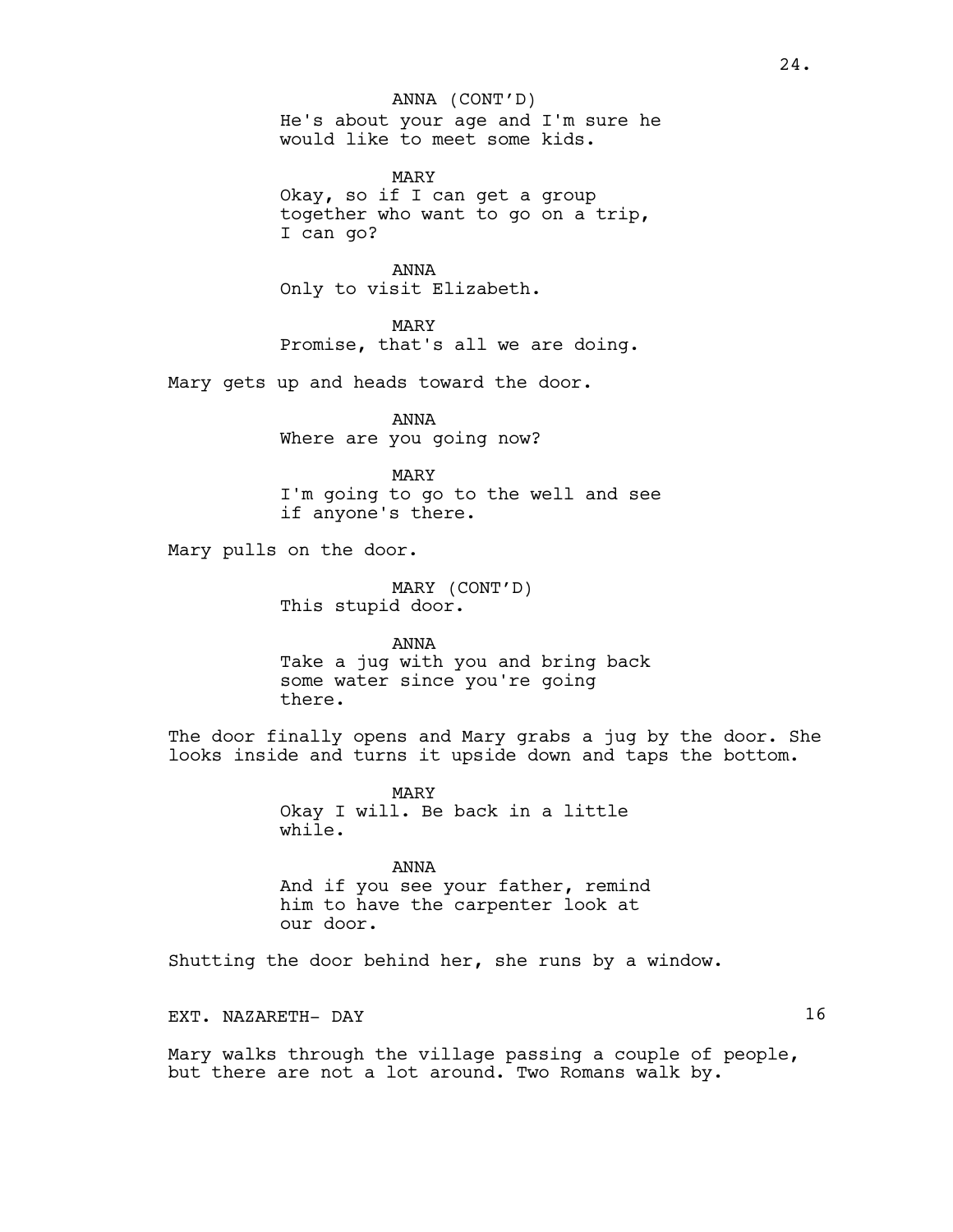ANNA (CONT'D)
He's about your age and I'm sure he would like to meet some kids.

MARY
Okay, so if I can get a group together who want to go on a trip, I can go?

ANNA
Only to visit Elizabeth.

MARY
Promise, that's all we are doing.

Mary gets up and heads toward the door.

ANNA
Where are you going now?

MARY
I'm going to go to the well and see if anyone's there.

Mary pulls on the door.

MARY (CONT'D)
This stupid door.

ANNA
Take a jug with you and bring back some water since you're going there.

The door finally opens and Mary grabs a jug by the door. She looks inside and turns it upside down and taps the bottom.

MARY
Okay I will. Be back in a little while.

ANNA
And if you see your father, remind him to have the carpenter look at our door.

Shutting the door behind her, she runs by a window.

EXT. NAZARETH- DAY 16

Mary walks through the village passing a couple of people, but there are not a lot around. Two Romans walk by.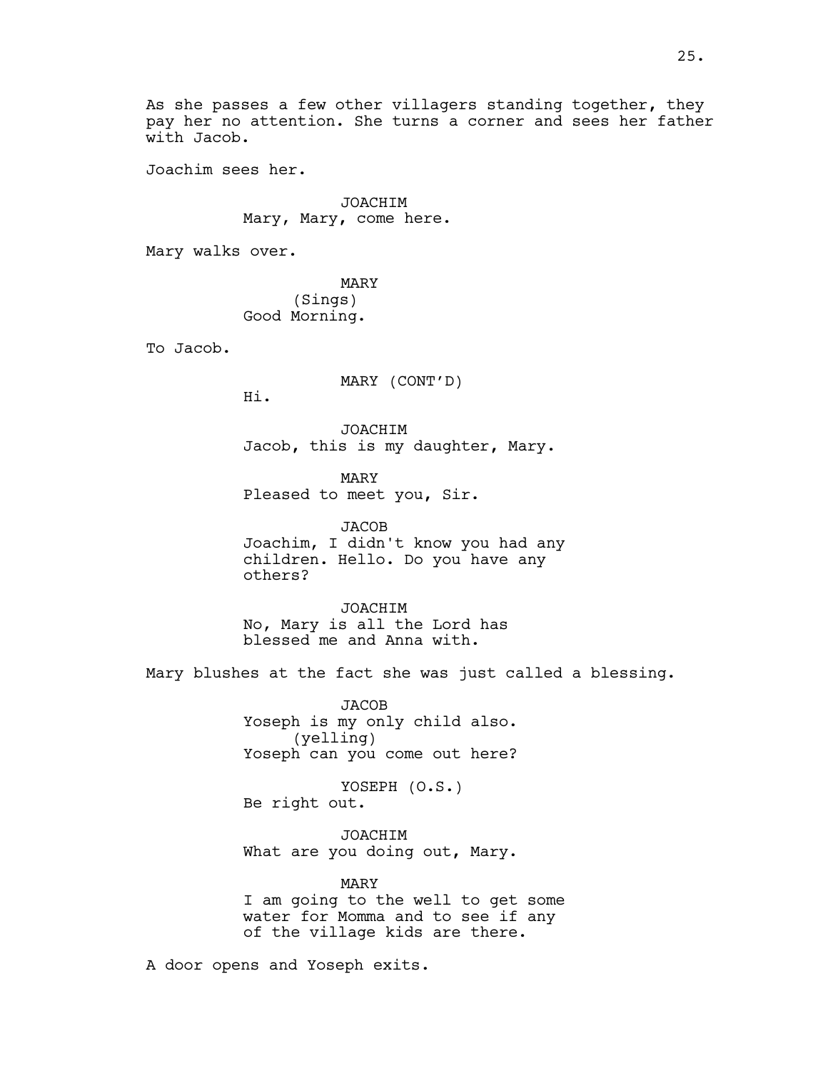As she passes a few other villagers standing together, they pay her no attention. She turns a corner and sees her father with Jacob.

Joachim sees her.

JOACHIM
Mary, Mary, come here.

Mary walks over.

MARY
(Sings)
Good Morning.

To Jacob.

MARY (CONT'D)
Hi.

JOACHIM
Jacob, this is my daughter, Mary.

MARY
Pleased to meet you, Sir.

JACOB
Joachim, I didn't know you had any children. Hello. Do you have any others?

JOACHIM
No, Mary is all the Lord has blessed me and Anna with.

Mary blushes at the fact she was just called a blessing.

JACOB
Yoseph is my only child also.
(yelling)
Yoseph can you come out here?

YOSEPH (O.S.)
Be right out.

JOACHIM
What are you doing out, Mary.

MARY
I am going to the well to get some water for Momma and to see if any of the village kids are there.

A door opens and Yoseph exits.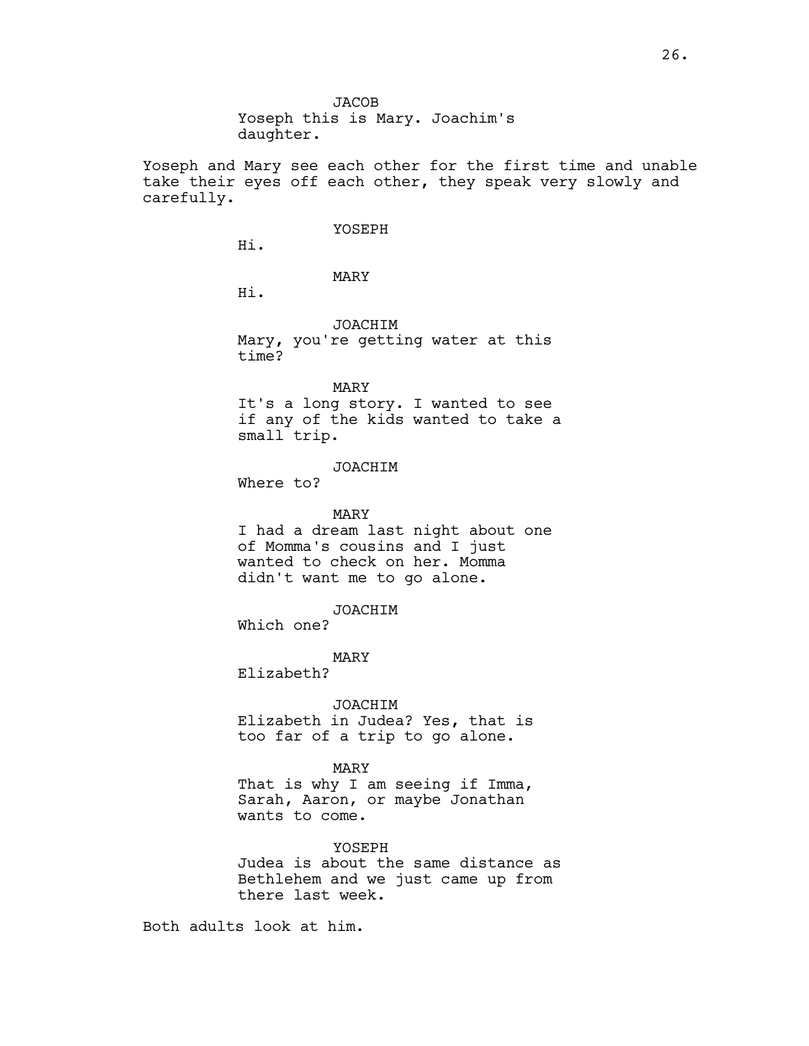JACOB
Yoseph this is Mary. Joachim's daughter.

Yoseph and Mary see each other for the first time and unable take their eyes off each other, they speak very slowly and carefully.

YOSEPH
Hi.

MARY
Hi.

JOACHIM
Mary, you're getting water at this time?

MARY
It's a long story. I wanted to see if any of the kids wanted to take a small trip.

JOACHIM
Where to?

MARY
I had a dream last night about one of Momma's cousins and I just wanted to check on her. Momma didn't want me to go alone.

JOACHIM
Which one?

MARY
Elizabeth?

JOACHIM
Elizabeth in Judea? Yes, that is too far of a trip to go alone.

MARY
That is why I am seeing if Imma, Sarah, Aaron, or maybe Jonathan wants to come.

YOSEPH
Judea is about the same distance as Bethlehem and we just came up from there last week.

Both adults look at him.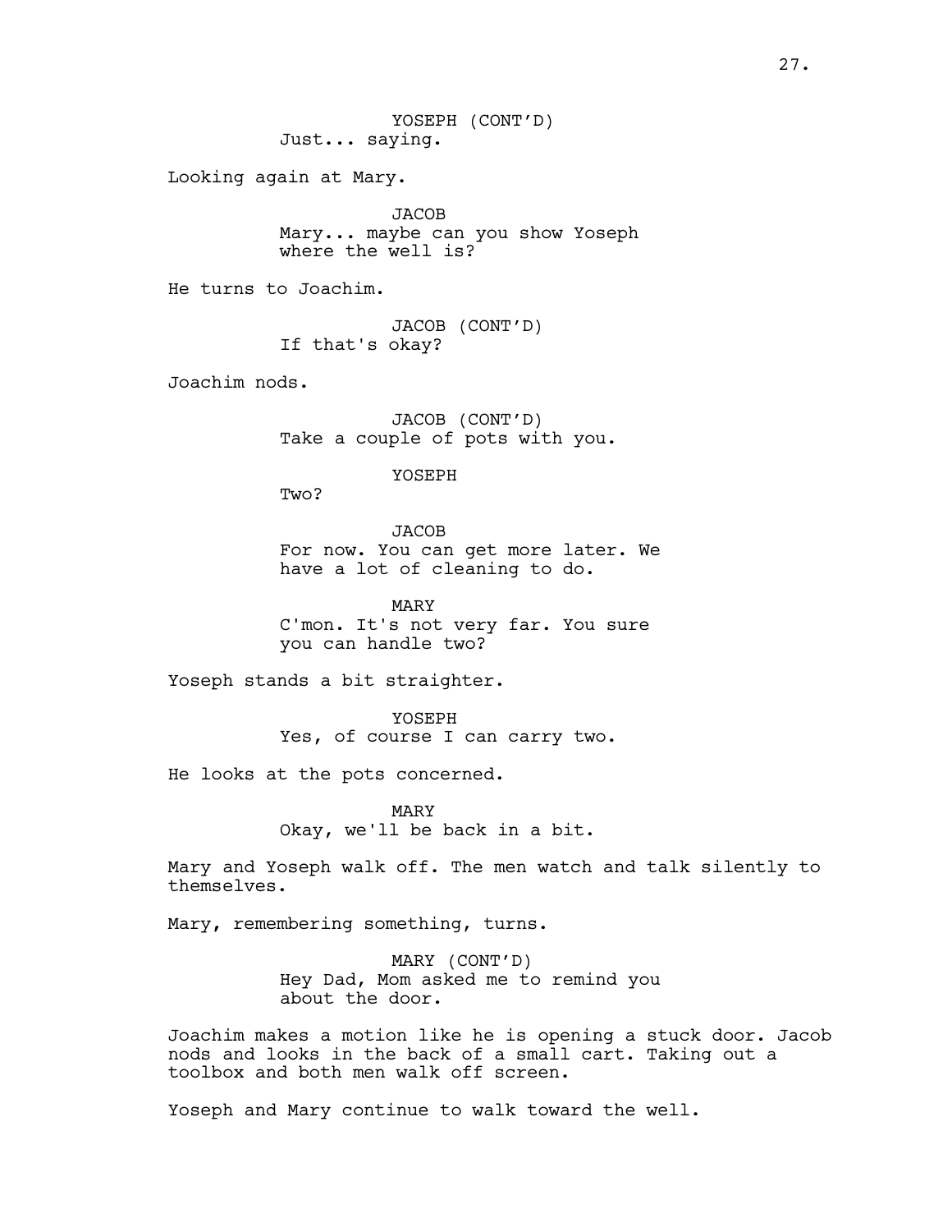YOSEPH (CONT'D)
Just... saying.

Looking again at Mary.

JACOB
Mary... maybe can you show Yoseph where the well is?

He turns to Joachim.

JACOB (CONT'D)
If that's okay?

Joachim nods.

JACOB (CONT'D)
Take a couple of pots with you.

YOSEPH
Two?

JACOB
For now. You can get more later. We have a lot of cleaning to do.

MARY
C'mon. It's not very far. You sure you can handle two?

Yoseph stands a bit straighter.

YOSEPH
Yes, of course I can carry two.

He looks at the pots concerned.

MARY
Okay, we'll be back in a bit.

Mary and Yoseph walk off. The men watch and talk silently to themselves.

Mary, remembering something, turns.

MARY (CONT'D)
Hey Dad, Mom asked me to remind you about the door.

Joachim makes a motion like he is opening a stuck door. Jacob nods and looks in the back of a small cart. Taking out a toolbox and both men walk off screen.

Yoseph and Mary continue to walk toward the well.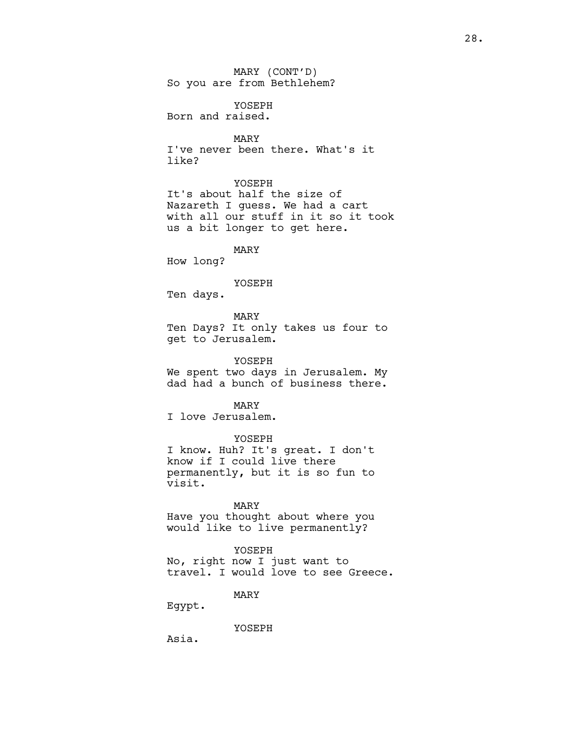MARY (CONT'D)
So you are from Bethlehem?

YOSEPH
Born and raised.

MARY
I've never been there. What's it like?

YOSEPH
It's about half the size of Nazareth I guess. We had a cart with all our stuff in it so it took us a bit longer to get here.

MARY
How long?

YOSEPH
Ten days.

MARY
Ten Days? It only takes us four to get to Jerusalem.

YOSEPH
We spent two days in Jerusalem. My dad had a bunch of business there.

MARY
I love Jerusalem.

YOSEPH
I know. Huh? It's great. I don't know if I could live there permanently, but it is so fun to visit.

MARY
Have you thought about where you would like to live permanently?

YOSEPH
No, right now I just want to travel. I would love to see Greece.

MARY
Egypt.

YOSEPH
Asia.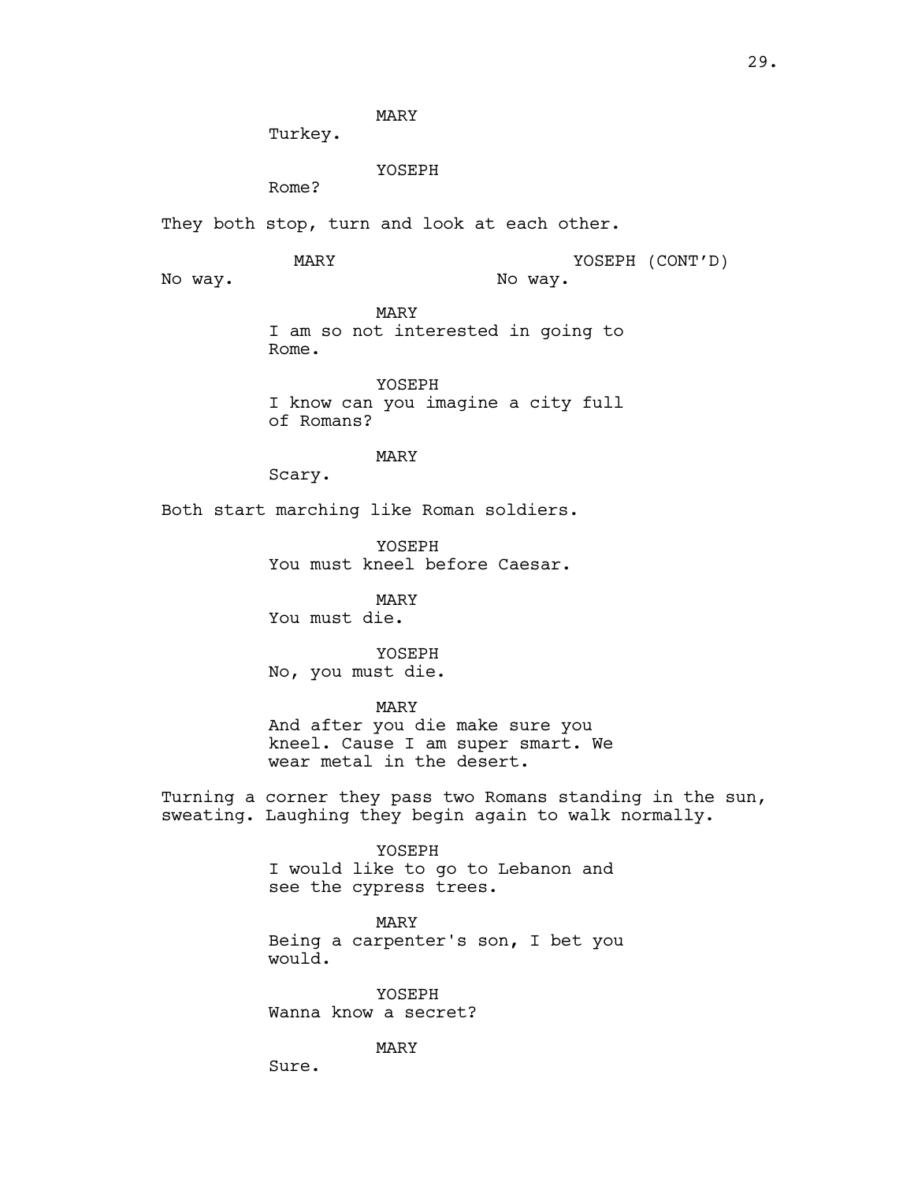MARY
Turkey.

YOSEPH
Rome?

They both stop, turn and look at each other.

MARY
No way.

YOSEPH (CONT'D)
No way.

MARY
I am so not interested in going to Rome.

YOSEPH
I know can you imagine a city full of Romans?

MARY
Scary.

Both start marching like Roman soldiers.

YOSEPH
You must kneel before Caesar.

MARY
You must die.

YOSEPH
No, you must die.

MARY
And after you die make sure you kneel. Cause I am super smart. We wear metal in the desert.

Turning a corner they pass two Romans standing in the sun, sweating. Laughing they begin again to walk normally.

YOSEPH
I would like to go to Lebanon and see the cypress trees.

MARY
Being a carpenter's son, I bet you would.

YOSEPH
Wanna know a secret?

MARY
Sure.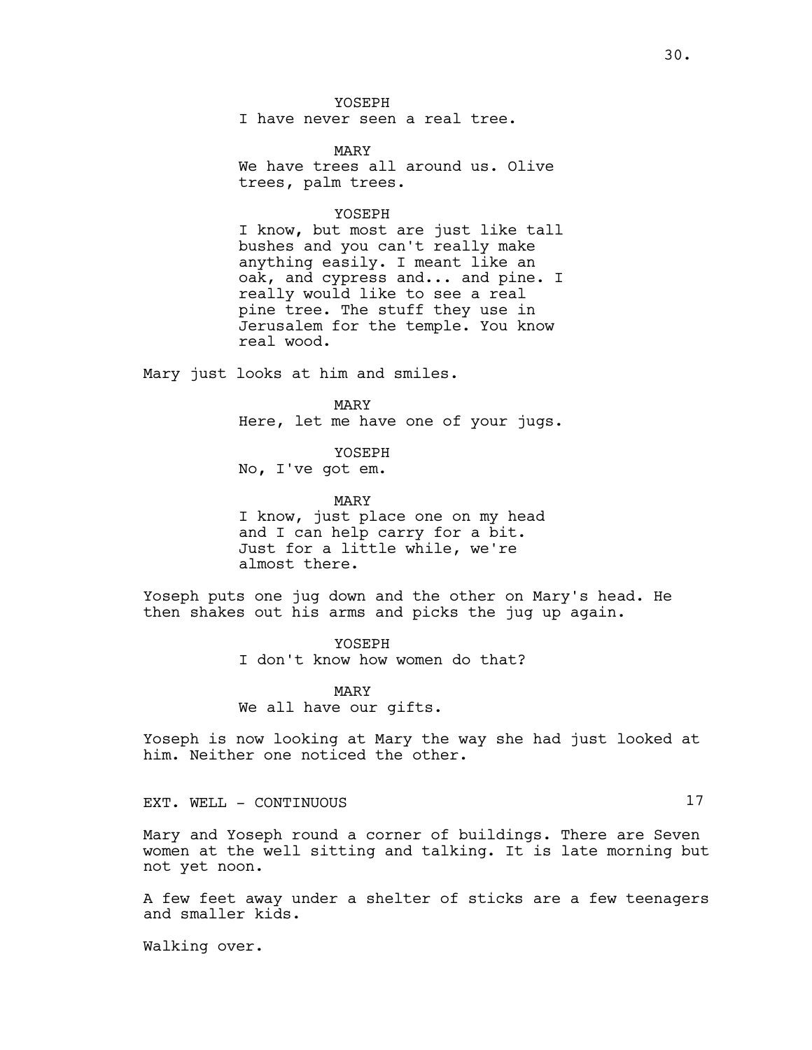YOSEPH
I have never seen a real tree.

MARY
We have trees all around us. Olive trees, palm trees.

YOSEPH
I know, but most are just like tall bushes and you can't really make anything easily. I meant like an oak, and cypress and... and pine. I really would like to see a real pine tree. The stuff they use in Jerusalem for the temple. You know real wood.

Mary just looks at him and smiles.

MARY
Here, let me have one of your jugs.

YOSEPH
No, I've got em.

MARY
I know, just place one on my head and I can help carry for a bit. Just for a little while, we're almost there.

Yoseph puts one jug down and the other on Mary's head. He then shakes out his arms and picks the jug up again.

YOSEPH
I don't know how women do that?

MARY
We all have our gifts.

Yoseph is now looking at Mary the way she had just looked at him. Neither one noticed the other.

EXT. WELL - CONTINUOUS 17

Mary and Yoseph round a corner of buildings. There are Seven women at the well sitting and talking. It is late morning but not yet noon.

A few feet away under a shelter of sticks are a few teenagers and smaller kids.

Walking over.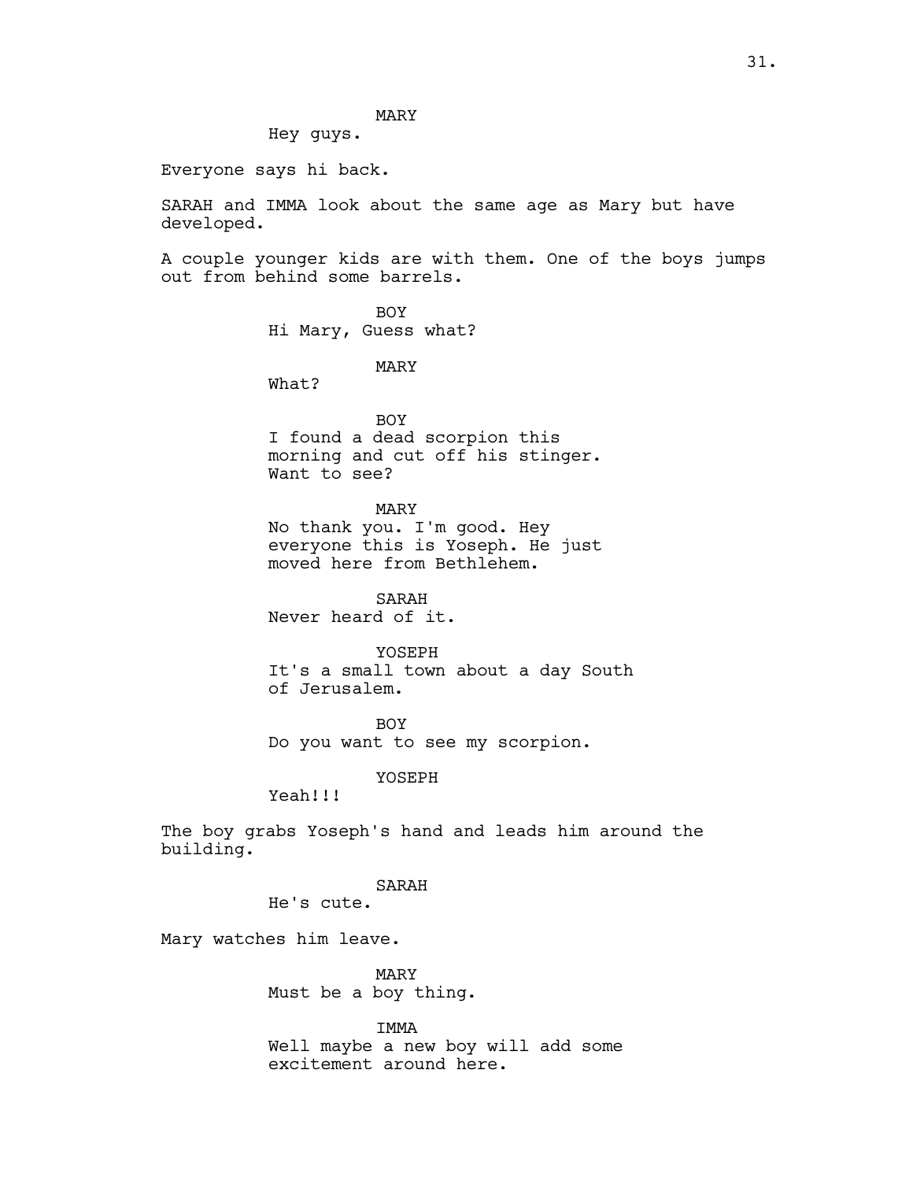MARY
Hey guys.

Everyone says hi back.

SARAH and IMMA look about the same age as Mary but have developed.

A couple younger kids are with them. One of the boys jumps out from behind some barrels.

BOY
Hi Mary, Guess what?

MARY
What?

BOY
I found a dead scorpion this morning and cut off his stinger. Want to see?

MARY
No thank you. I'm good. Hey everyone this is Yoseph. He just moved here from Bethlehem.

SARAH
Never heard of it.

YOSEPH
It's a small town about a day South of Jerusalem.

BOY
Do you want to see my scorpion.

YOSEPH
Yeah!!!

The boy grabs Yoseph's hand and leads him around the building.

SARAH
He's cute.

Mary watches him leave.

MARY
Must be a boy thing.

IMMA
Well maybe a new boy will add some excitement around here.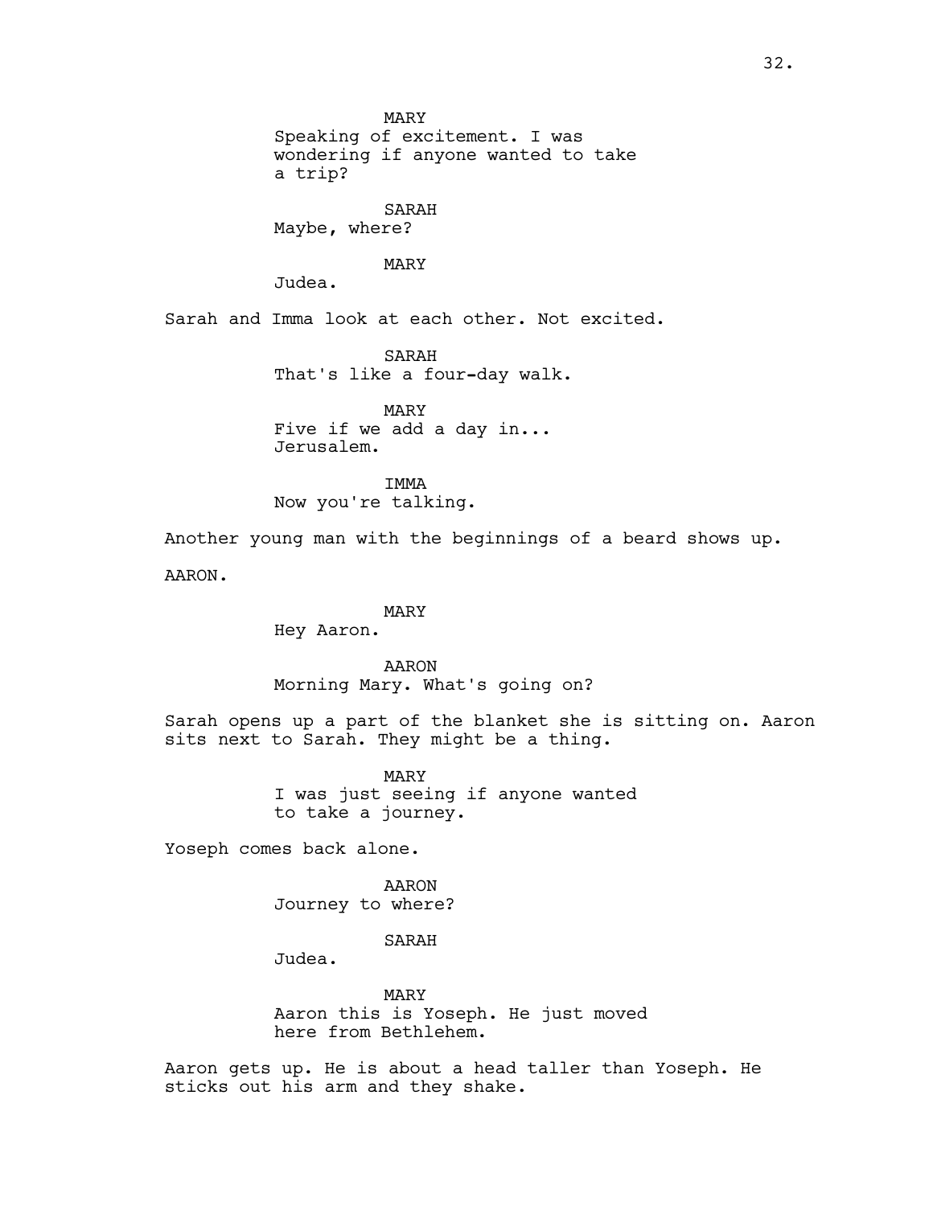MARY
Speaking of excitement. I was wondering if anyone wanted to take a trip?

SARAH
Maybe, where?

MARY
Judea.

Sarah and Imma look at each other. Not excited.

SARAH
That's like a four-day walk.

MARY
Five if we add a day in... Jerusalem.

IMMA
Now you're talking.

Another young man with the beginnings of a beard shows up.

AARON.

MARY
Hey Aaron.

AARON
Morning Mary. What's going on?

Sarah opens up a part of the blanket she is sitting on. Aaron sits next to Sarah. They might be a thing.

MARY
I was just seeing if anyone wanted to take a journey.

Yoseph comes back alone.

AARON
Journey to where?

SARAH
Judea.

MARY
Aaron this is Yoseph. He just moved here from Bethlehem.

Aaron gets up. He is about a head taller than Yoseph. He sticks out his arm and they shake.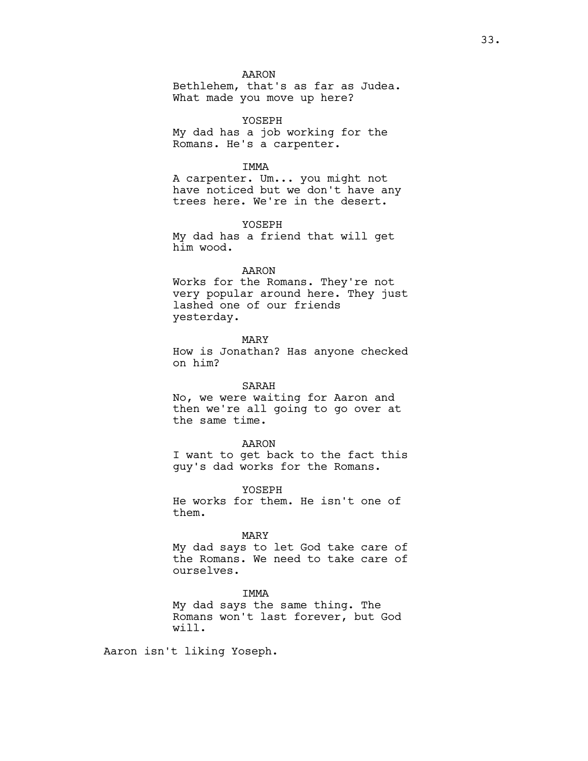AARON

Bethlehem, that's as far as Judea. What made you move up here?

YOSEPH

My dad has a job working for the Romans. He's a carpenter.

IMMA

A carpenter. Um... you might not have noticed but we don't have any trees here. We're in the desert.

YOSEPH

My dad has a friend that will get him wood.

AARON

Works for the Romans. They're not very popular around here. They just lashed one of our friends yesterday.

MARY

How is Jonathan? Has anyone checked on him?

SARAH

No, we were waiting for Aaron and then we're all going to go over at the same time.

AARON

I want to get back to the fact this guy's dad works for the Romans.

YOSEPH

He works for them. He isn't one of them.

MARY

My dad says to let God take care of the Romans. We need to take care of ourselves.

IMMA

My dad says the same thing. The Romans won't last forever, but God will.

Aaron isn't liking Yoseph.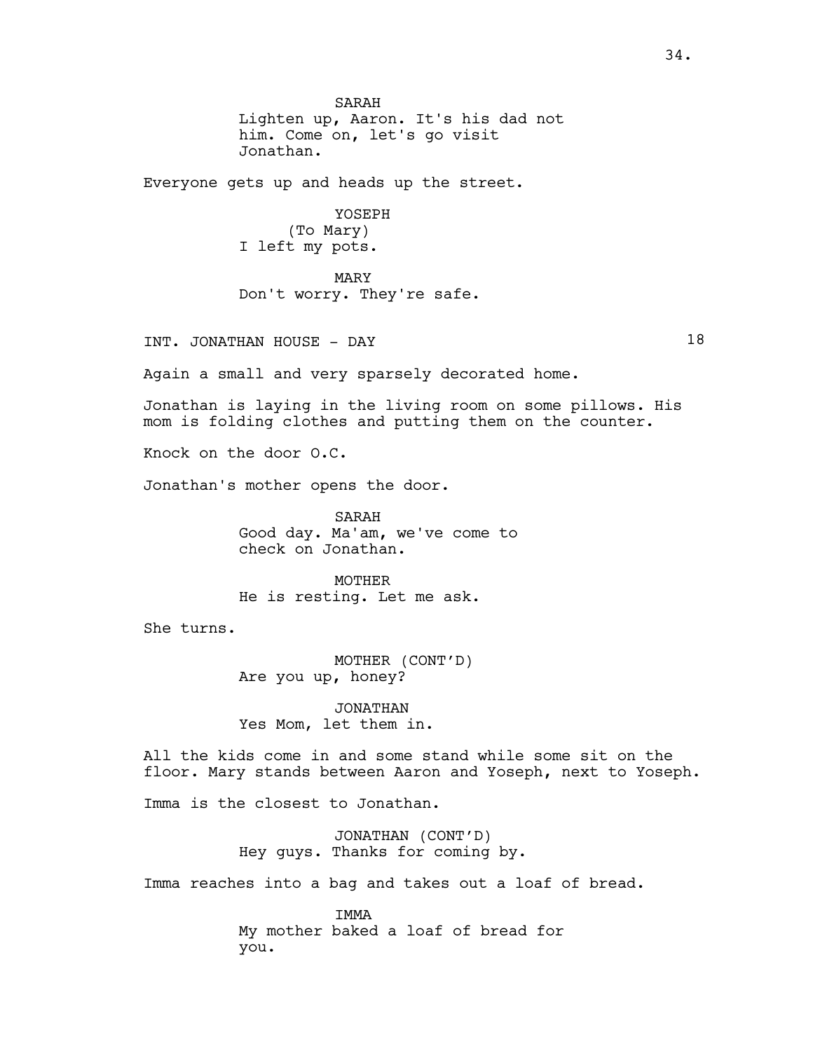SARAH
Lighten up, Aaron. It's his dad not him. Come on, let's go visit Jonathan.

Everyone gets up and heads up the street.

YOSEPH
(To Mary)
I left my pots.

MARY
Don't worry. They're safe.

INT. JONATHAN HOUSE - DAY 18

Again a small and very sparsely decorated home.

Jonathan is laying in the living room on some pillows. His mom is folding clothes and putting them on the counter.

Knock on the door O.C.

Jonathan's mother opens the door.

SARAH
Good day. Ma'am, we've come to check on Jonathan.

MOTHER
He is resting. Let me ask.

She turns.

MOTHER (CONT'D)
Are you up, honey?

JONATHAN
Yes Mom, let them in.

All the kids come in and some stand while some sit on the floor. Mary stands between Aaron and Yoseph, next to Yoseph.

Imma is the closest to Jonathan.

JONATHAN (CONT'D)
Hey guys. Thanks for coming by.

Imma reaches into a bag and takes out a loaf of bread.

IMMA
My mother baked a loaf of bread for you.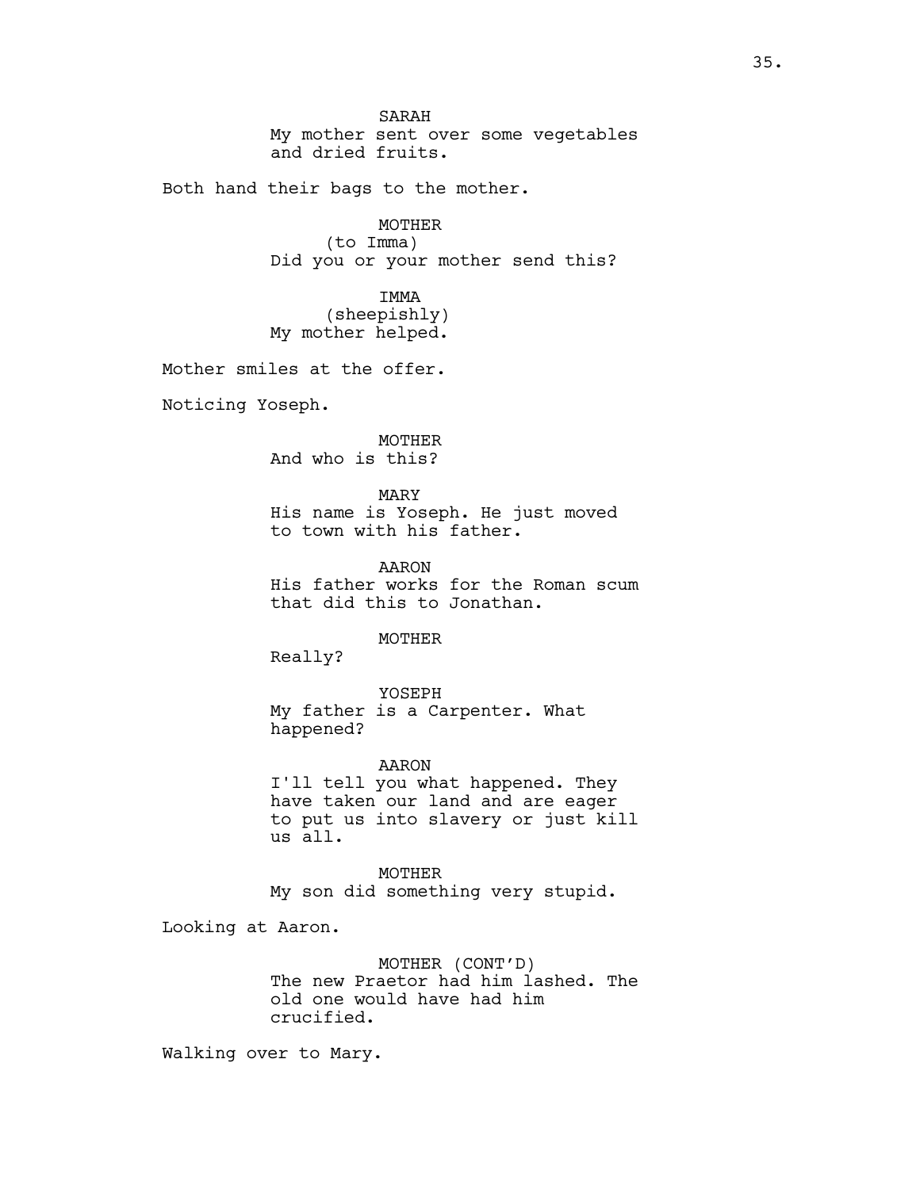SARAH
My mother sent over some vegetables and dried fruits.

Both hand their bags to the mother.

MOTHER
(to Imma)
Did you or your mother send this?

IMMA
(sheepishly)
My mother helped.

Mother smiles at the offer.

Noticing Yoseph.

MOTHER
And who is this?

MARY
His name is Yoseph. He just moved to town with his father.

AARON
His father works for the Roman scum that did this to Jonathan.

MOTHER
Really?

YOSEPH
My father is a Carpenter. What happened?

AARON
I'll tell you what happened. They have taken our land and are eager to put us into slavery or just kill us all.

MOTHER
My son did something very stupid.

Looking at Aaron.

MOTHER (CONT'D)
The new Praetor had him lashed. The old one would have had him crucified.

Walking over to Mary.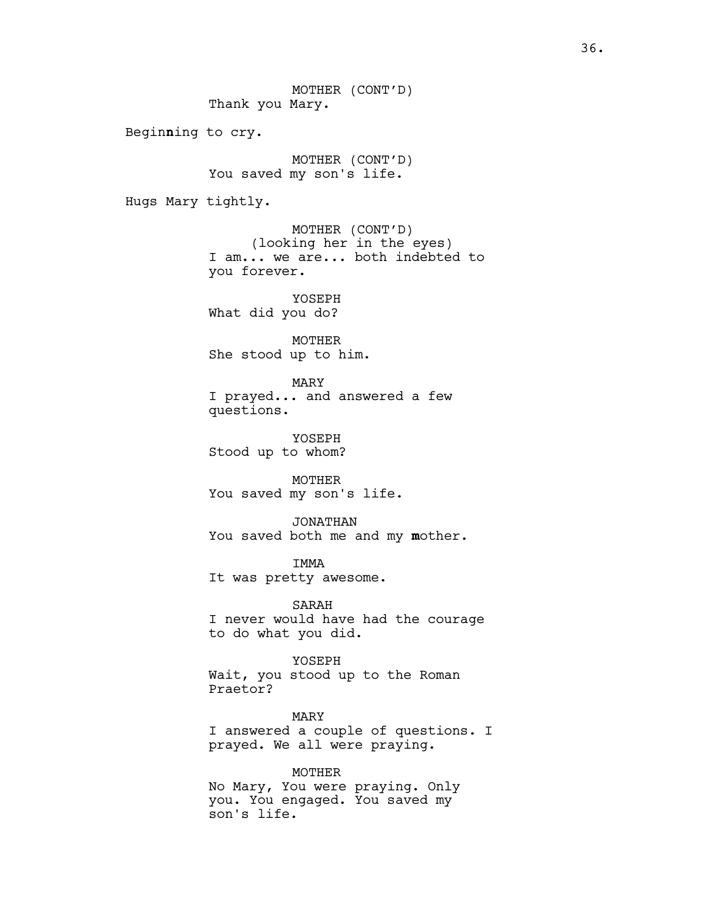MOTHER (CONT'D)
Thank you Mary.

Beginning to cry.

MOTHER (CONT'D)
You saved my son's life.

Hugs Mary tightly.

MOTHER (CONT'D)
(looking her in the eyes)
I am... we are... both indebted to you forever.

YOSEPH
What did you do?

MOTHER
She stood up to him.

MARY
I prayed... and answered a few questions.

YOSEPH
Stood up to whom?

MOTHER
You saved my son's life.

JONATHAN
You saved both me and my mother.

IMMA
It was pretty awesome.

SARAH
I never would have had the courage to do what you did.

YOSEPH
Wait, you stood up to the Roman Praetor?

MARY
I answered a couple of questions. I prayed. We all were praying.

MOTHER
No Mary, You were praying. Only you. You engaged. You saved my son's life.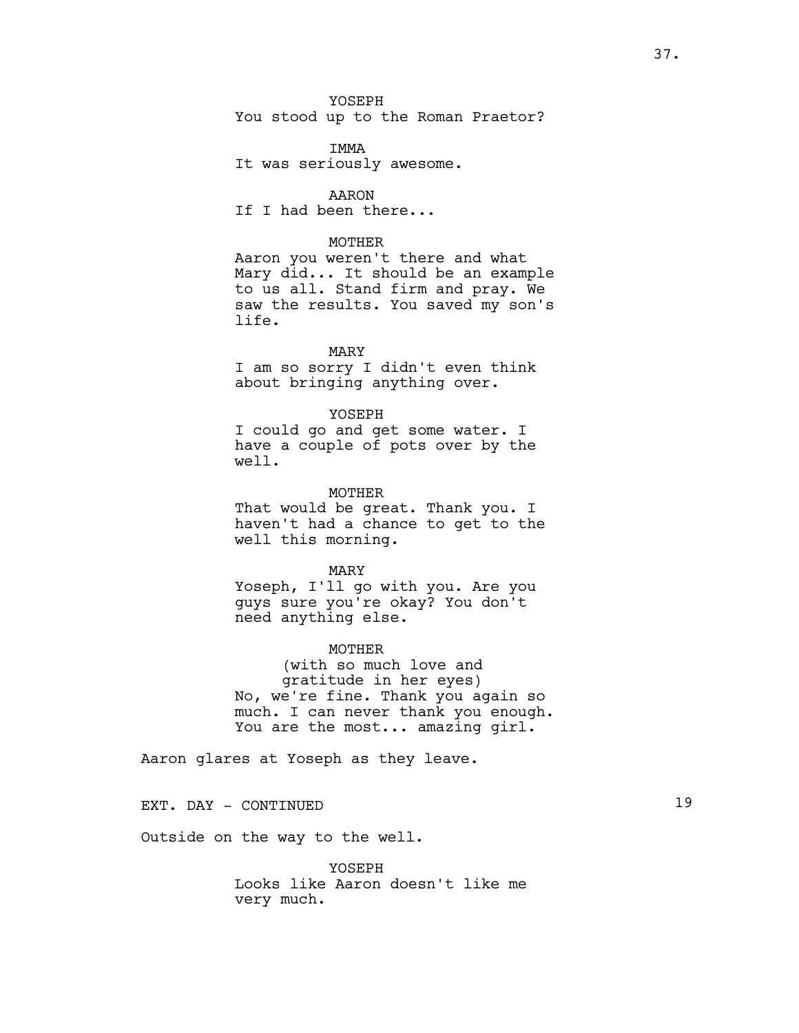YOSEPH
You stood up to the Roman Praetor?

IMMA
It was seriously awesome.

AARON
If I had been there...

MOTHER
Aaron you weren't there and what Mary did... It should be an example to us all. Stand firm and pray. We saw the results. You saved my son's life.

MARY
I am so sorry I didn't even think about bringing anything over.

YOSEPH
I could go and get some water. I have a couple of pots over by the well.

MOTHER
That would be great. Thank you. I haven't had a chance to get to the well this morning.

MARY
Yoseph, I'll go with you. Are you guys sure you're okay? You don't need anything else.

MOTHER
(with so much love and gratitude in her eyes)
No, we're fine. Thank you again so much. I can never thank you enough. You are the most... amazing girl.

Aaron glares at Yoseph as they leave.

EXT. DAY - CONTINUED 19

Outside on the way to the well.

YOSEPH
Looks like Aaron doesn't like me very much.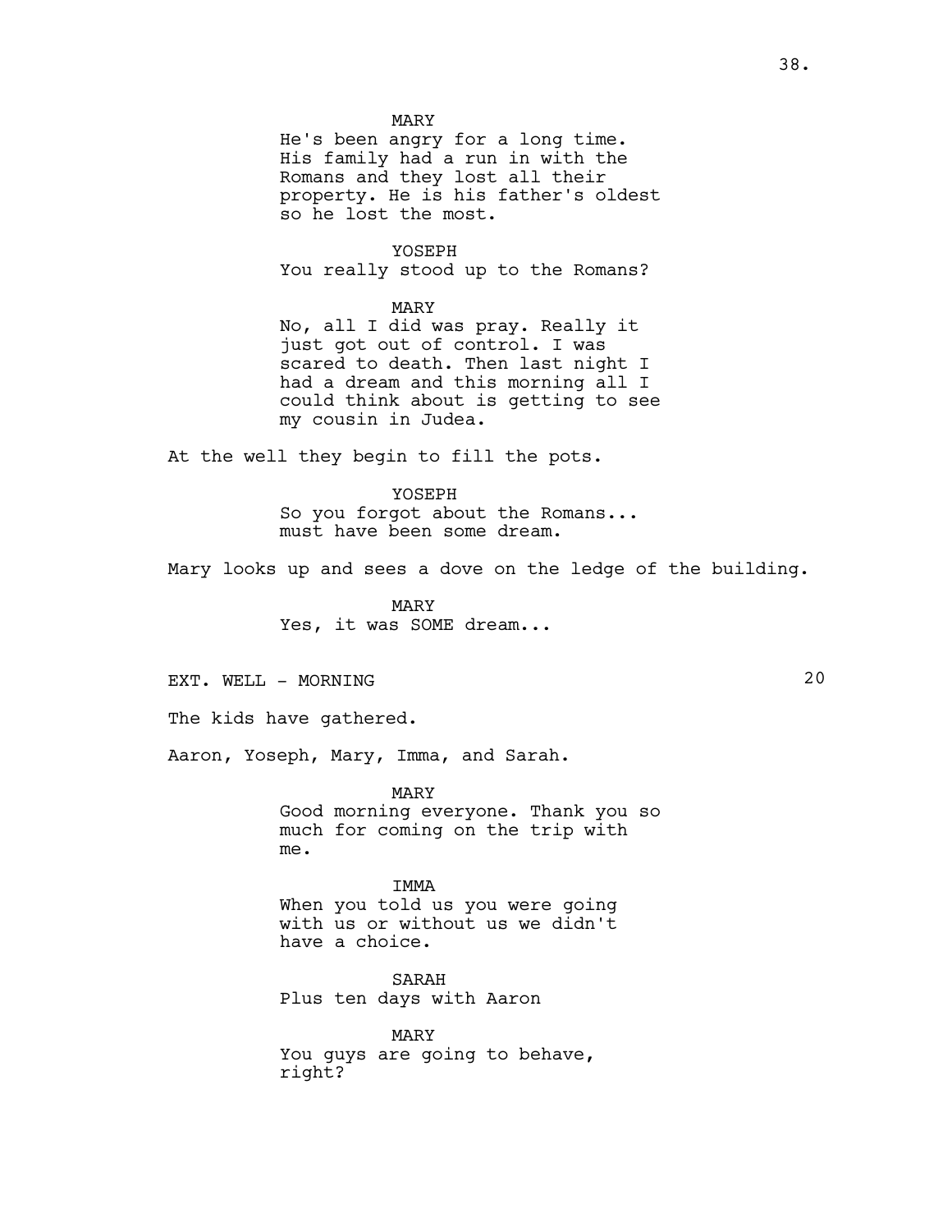MARY
He's been angry for a long time. His family had a run in with the Romans and they lost all their property. He is his father's oldest so he lost the most.

YOSEPH
You really stood up to the Romans?

MARY
No, all I did was pray. Really it just got out of control. I was scared to death. Then last night I had a dream and this morning all I could think about is getting to see my cousin in Judea.

At the well they begin to fill the pots.

YOSEPH
So you forgot about the Romans... must have been some dream.

Mary looks up and sees a dove on the ledge of the building.

MARY
Yes, it was SOME dream...

EXT. WELL - MORNING 20

The kids have gathered.

Aaron, Yoseph, Mary, Imma, and Sarah.

MARY
Good morning everyone. Thank you so much for coming on the trip with me.

IMMA
When you told us you were going with us or without us we didn't have a choice.

SARAH
Plus ten days with Aaron

MARY
You guys are going to behave, right?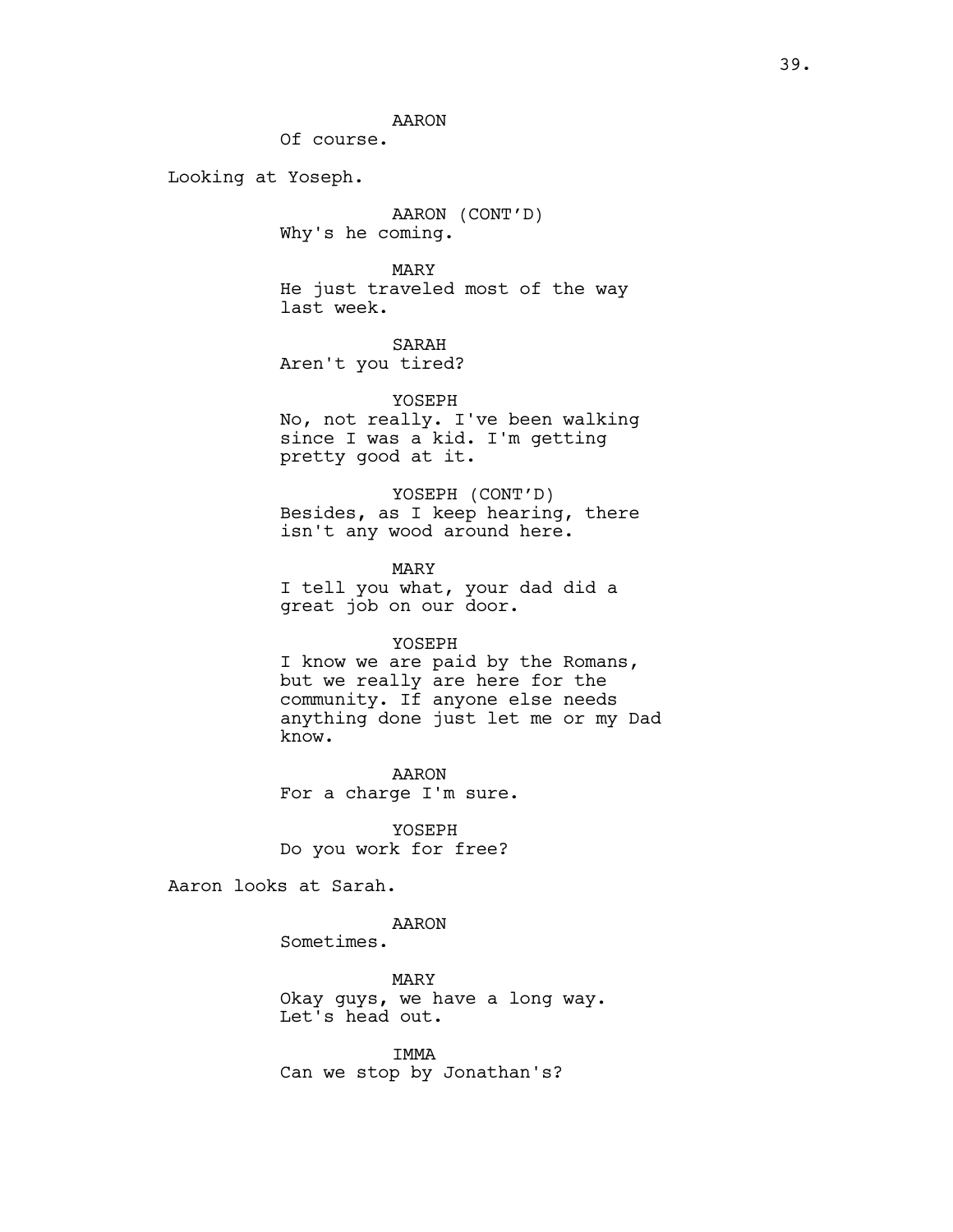AARON

Of course.

Looking at Yoseph.

AARON (CONT'D)

Why's he coming.

MARY

He just traveled most of the way last week.

SARAH

Aren't you tired?

YOSEPH

No, not really. I've been walking since I was a kid. I'm getting pretty good at it.

YOSEPH (CONT'D)

Besides, as I keep hearing, there isn't any wood around here.

MARY

I tell you what, your dad did a great job on our door.

YOSEPH

I know we are paid by the Romans, but we really are here for the community. If anyone else needs anything done just let me or my Dad know.

AARON

For a charge I'm sure.

YOSEPH

Do you work for free?

Aaron looks at Sarah.

AARON

Sometimes.

MARY

Okay guys, we have a long way. Let's head out.

IMMA

Can we stop by Jonathan's?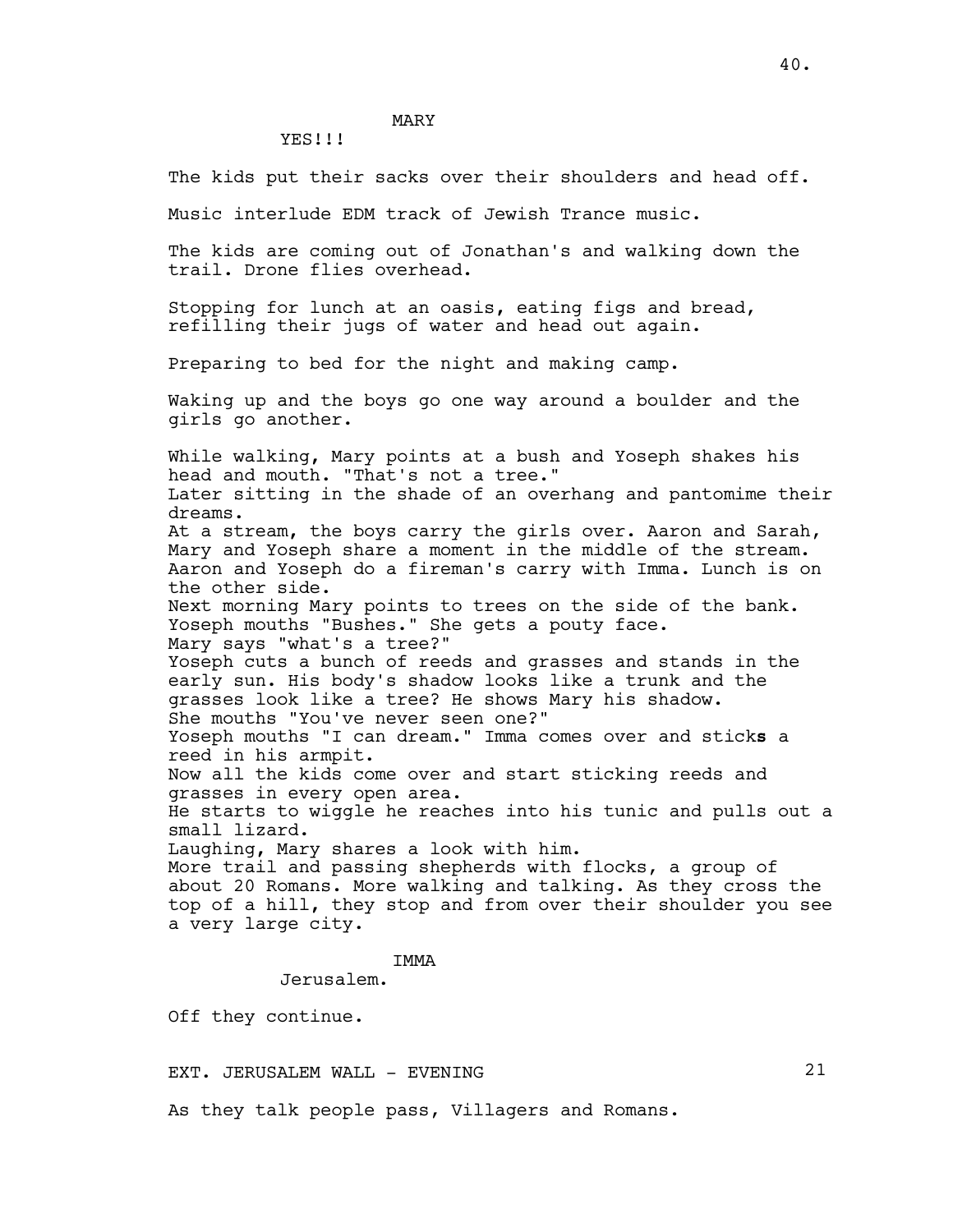MARY

YES!!!

The kids put their sacks over their shoulders and head off.

Music interlude EDM track of Jewish Trance music.

The kids are coming out of Jonathan's and walking down the trail. Drone flies overhead.

Stopping for lunch at an oasis, eating figs and bread, refilling their jugs of water and head out again.

Preparing to bed for the night and making camp.

Waking up and the boys go one way around a boulder and the girls go another.

While walking, Mary points at a bush and Yoseph shakes his head and mouth. "That's not a tree."
Later sitting in the shade of an overhang and pantomime their dreams.
At a stream, the boys carry the girls over. Aaron and Sarah, Mary and Yoseph share a moment in the middle of the stream. Aaron and Yoseph do a fireman's carry with Imma. Lunch is on the other side.
Next morning Mary points to trees on the side of the bank. Yoseph mouths "Bushes." She gets a pouty face.
Mary says "what's a tree?"
Yoseph cuts a bunch of reeds and grasses and stands in the early sun. His body's shadow looks like a trunk and the grasses look like a tree? He shows Mary his shadow.
She mouths "You've never seen one?"
Yoseph mouths "I can dream." Imma comes over and stick**s** a reed in his armpit.
Now all the kids come over and start sticking reeds and grasses in every open area.
He starts to wiggle he reaches into his tunic and pulls out a small lizard.
Laughing, Mary shares a look with him.
More trail and passing shepherds with flocks, a group of about 20 Romans. More walking and talking. As they cross the top of a hill, they stop and from over their shoulder you see a very large city.

IMMA

Jerusalem.

Off they continue.

EXT. JERUSALEM WALL - EVENING 21

As they talk people pass, Villagers and Romans.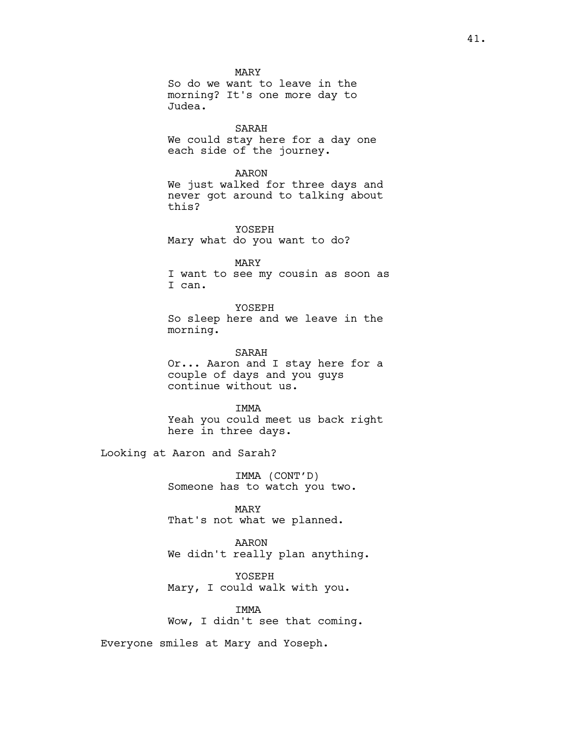MARY
So do we want to leave in the morning? It's one more day to Judea.

SARAH
We could stay here for a day one each side of the journey.

AARON
We just walked for three days and never got around to talking about this?

YOSEPH
Mary what do you want to do?

MARY
I want to see my cousin as soon as I can.

YOSEPH
So sleep here and we leave in the morning.

SARAH
Or... Aaron and I stay here for a couple of days and you guys continue without us.

IMMA
Yeah you could meet us back right here in three days.

Looking at Aaron and Sarah?

IMMA (CONT'D)
Someone has to watch you two.

MARY
That's not what we planned.

AARON
We didn't really plan anything.

YOSEPH
Mary, I could walk with you.

IMMA
Wow, I didn't see that coming.

Everyone smiles at Mary and Yoseph.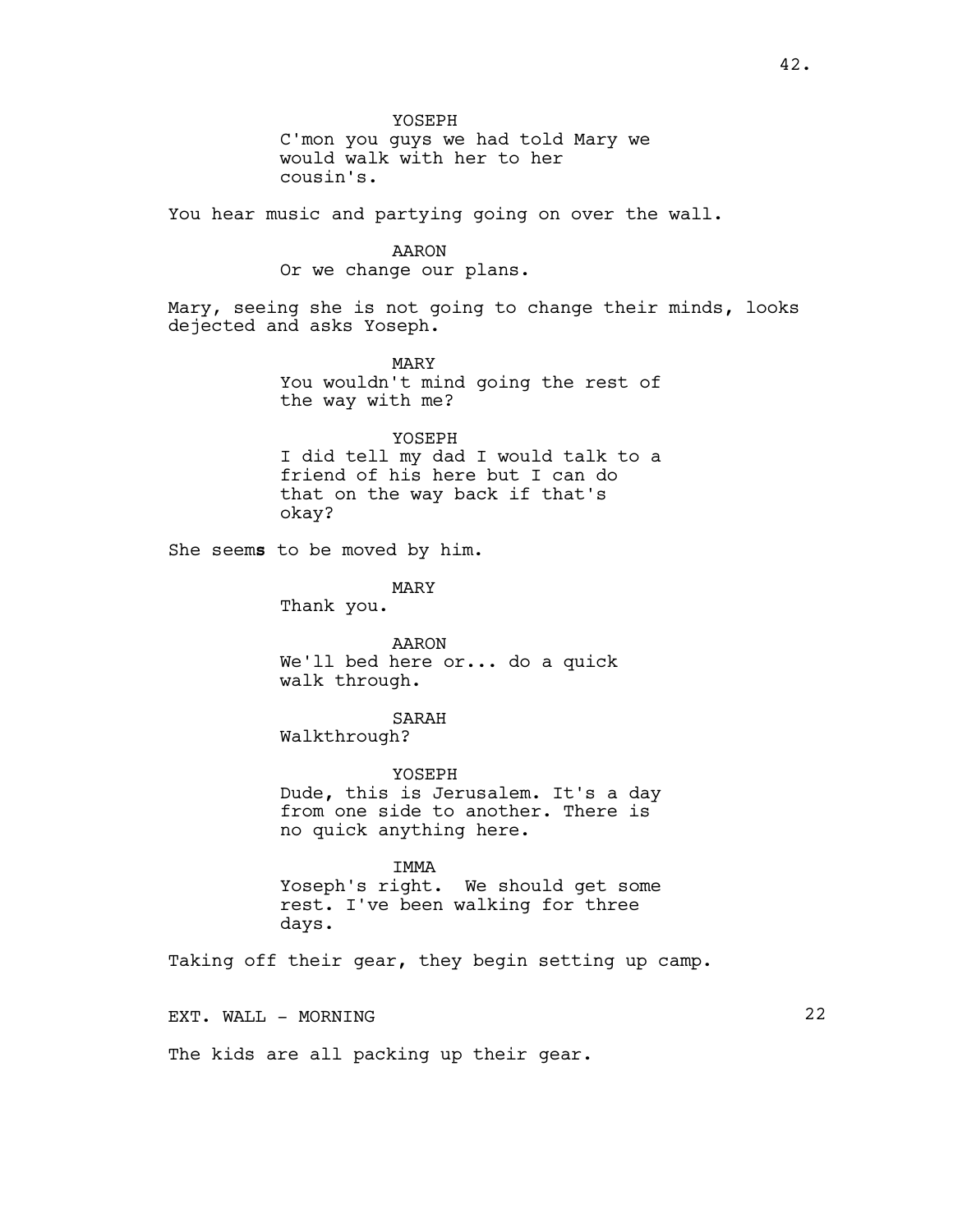YOSEPH
C'mon you guys we had told Mary we would walk with her to her cousin's.

You hear music and partying going on over the wall.

AARON
Or we change our plans.

Mary, seeing she is not going to change their minds, looks dejected and asks Yoseph.

MARY
You wouldn't mind going the rest of the way with me?

YOSEPH
I did tell my dad I would talk to a friend of his here but I can do that on the way back if that's okay?

She seem**s** to be moved by him.

MARY
Thank you.

AARON
We'll bed here or... do a quick walk through.

SARAH
Walkthrough?

YOSEPH
Dude, this is Jerusalem. It's a day from one side to another. There is no quick anything here.

IMMA
Yoseph's right. We should get some rest. I've been walking for three days.

Taking off their gear, they begin setting up camp.

EXT. WALL - MORNING 22

The kids are all packing up their gear.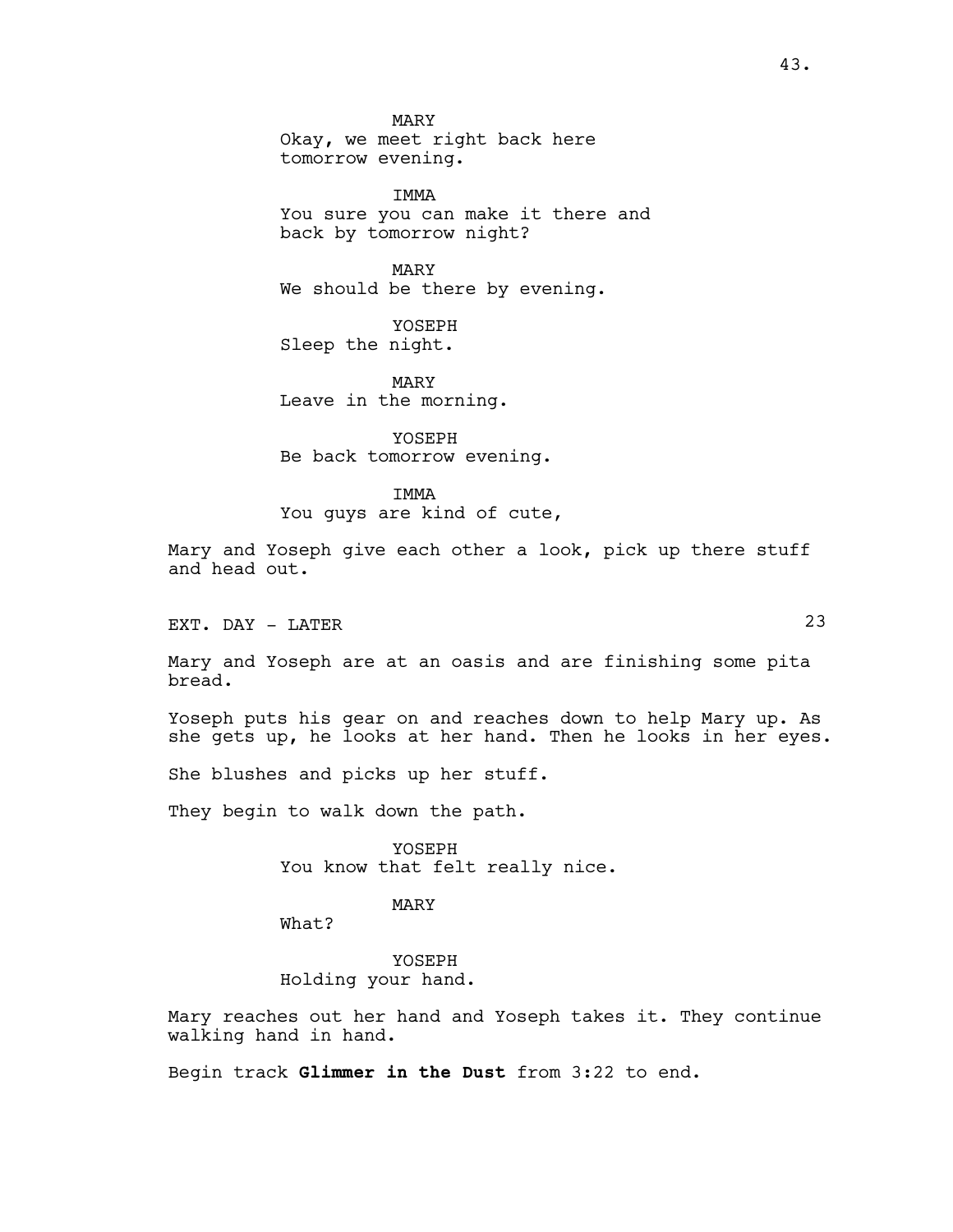MARY
Okay, we meet right back here
tomorrow evening.

IMMA
You sure you can make it there and
back by tomorrow night?

MARY
We should be there by evening.

YOSEPH
Sleep the night.

MARY
Leave in the morning.

YOSEPH
Be back tomorrow evening.

IMMA
You guys are kind of cute,

Mary and Yoseph give each other a look, pick up there stuff and head out.

EXT. DAY - LATER 23

Mary and Yoseph are at an oasis and are finishing some pita bread.

Yoseph puts his gear on and reaches down to help Mary up. As she gets up, he looks at her hand. Then he looks in her eyes.

She blushes and picks up her stuff.

They begin to walk down the path.

YOSEPH
You know that felt really nice.

MARY
What?

YOSEPH
Holding your hand.

Mary reaches out her hand and Yoseph takes it. They continue walking hand in hand.

Begin track **Glimmer in the Dust** from 3:22 to end.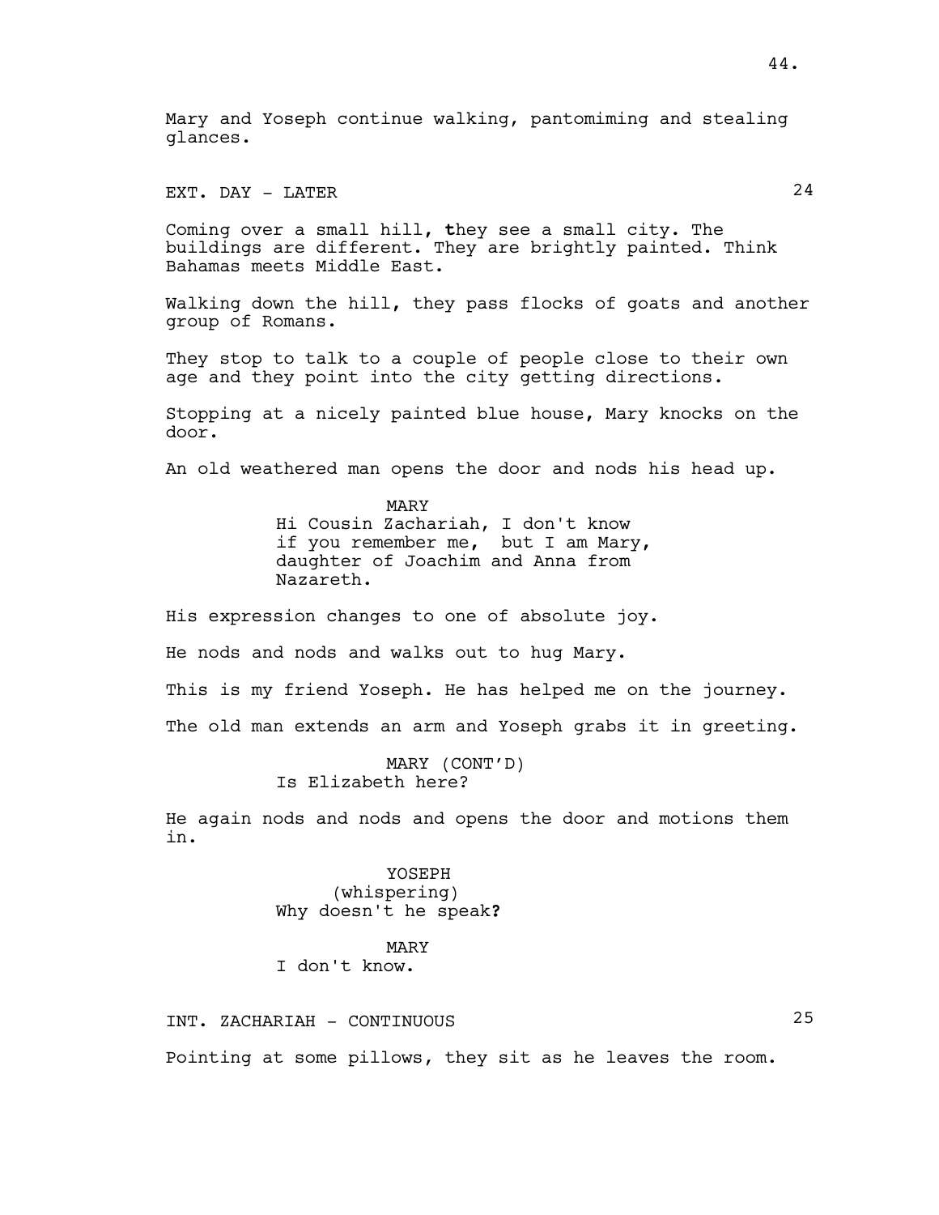Mary and Yoseph continue walking, pantomiming and stealing glances.

EXT. DAY - LATER 24

Coming over a small hill, **t**hey see a small city. The buildings are different. They are brightly painted. Think Bahamas meets Middle East.

Walking down the hill, they pass flocks of goats and another group of Romans.

They stop to talk to a couple of people close to their own age and they point into the city getting directions.

Stopping at a nicely painted blue house, Mary knocks on the door.

An old weathered man opens the door and nods his head up.

MARY
Hi Cousin Zachariah, I don't know if you remember me, but I am Mary, daughter of Joachim and Anna from Nazareth.

His expression changes to one of absolute joy.

He nods and nods and walks out to hug Mary.

This is my friend Yoseph. He has helped me on the journey.

The old man extends an arm and Yoseph grabs it in greeting.

MARY (CONT'D)
Is Elizabeth here?

He again nods and nods and opens the door and motions them in.

YOSEPH
(whispering)
Why doesn't he speak**?**

MARY
I don't know.

INT. ZACHARIAH - CONTINUOUS 25

Pointing at some pillows, they sit as he leaves the room.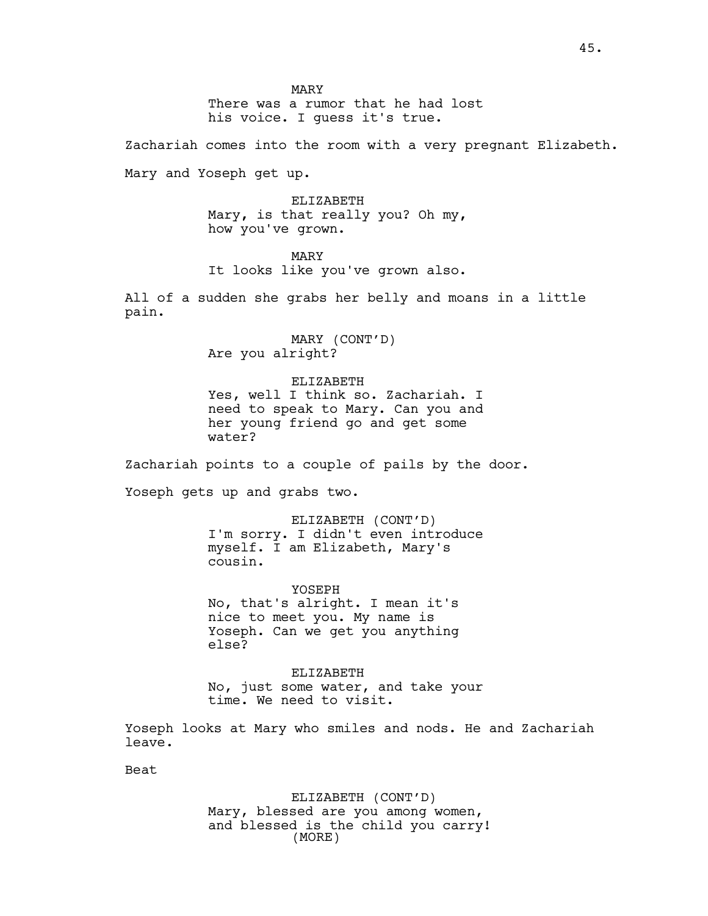MARY
There was a rumor that he had lost his voice. I guess it's true.

Zachariah comes into the room with a very pregnant Elizabeth.

Mary and Yoseph get up.

ELIZABETH
Mary, is that really you? Oh my, how you've grown.

MARY
It looks like you've grown also.

All of a sudden she grabs her belly and moans in a little pain.

MARY (CONT'D)
Are you alright?

ELIZABETH
Yes, well I think so. Zachariah. I need to speak to Mary. Can you and her young friend go and get some water?

Zachariah points to a couple of pails by the door.

Yoseph gets up and grabs two.

ELIZABETH (CONT'D)
I'm sorry. I didn't even introduce myself. I am Elizabeth, Mary's cousin.

YOSEPH
No, that's alright. I mean it's nice to meet you. My name is Yoseph. Can we get you anything else?

ELIZABETH
No, just some water, and take your time. We need to visit.

Yoseph looks at Mary who smiles and nods. He and Zachariah leave.

Beat

ELIZABETH (CONT'D)
Mary, blessed are you among women, and blessed is the child you carry!
(MORE)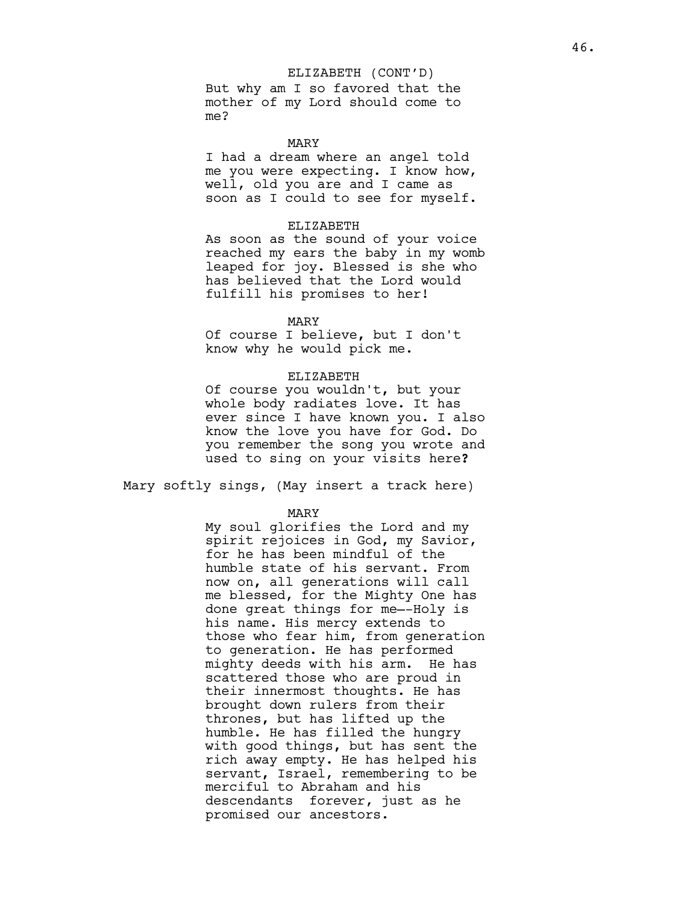ELIZABETH (CONT'D)
But why am I so favored that the mother of my Lord should come to me?

MARY
I had a dream where an angel told me you were expecting. I know how, well, old you are and I came as soon as I could to see for myself.

ELIZABETH
As soon as the sound of your voice reached my ears the baby in my womb leaped for joy. Blessed is she who has believed that the Lord would fulfill his promises to her!

MARY
Of course I believe, but I don't know why he would pick me.

ELIZABETH
Of course you wouldn't, but your whole body radiates love. It has ever since I have known you. I also know the love you have for God. Do you remember the song you wrote and used to sing on your visits here?

Mary softly sings, (May insert a track here)

MARY
My soul glorifies the Lord and my spirit rejoices in God, my Savior, for he has been mindful of the humble state of his servant. From now on, all generations will call me blessed, for the Mighty One has done great things for me—-Holy is his name. His mercy extends to those who fear him, from generation to generation. He has performed mighty deeds with his arm. He has scattered those who are proud in their innermost thoughts. He has brought down rulers from their thrones, but has lifted up the humble. He has filled the hungry with good things, but has sent the rich away empty. He has helped his servant, Israel, remembering to be merciful to Abraham and his descendants forever, just as he promised our ancestors.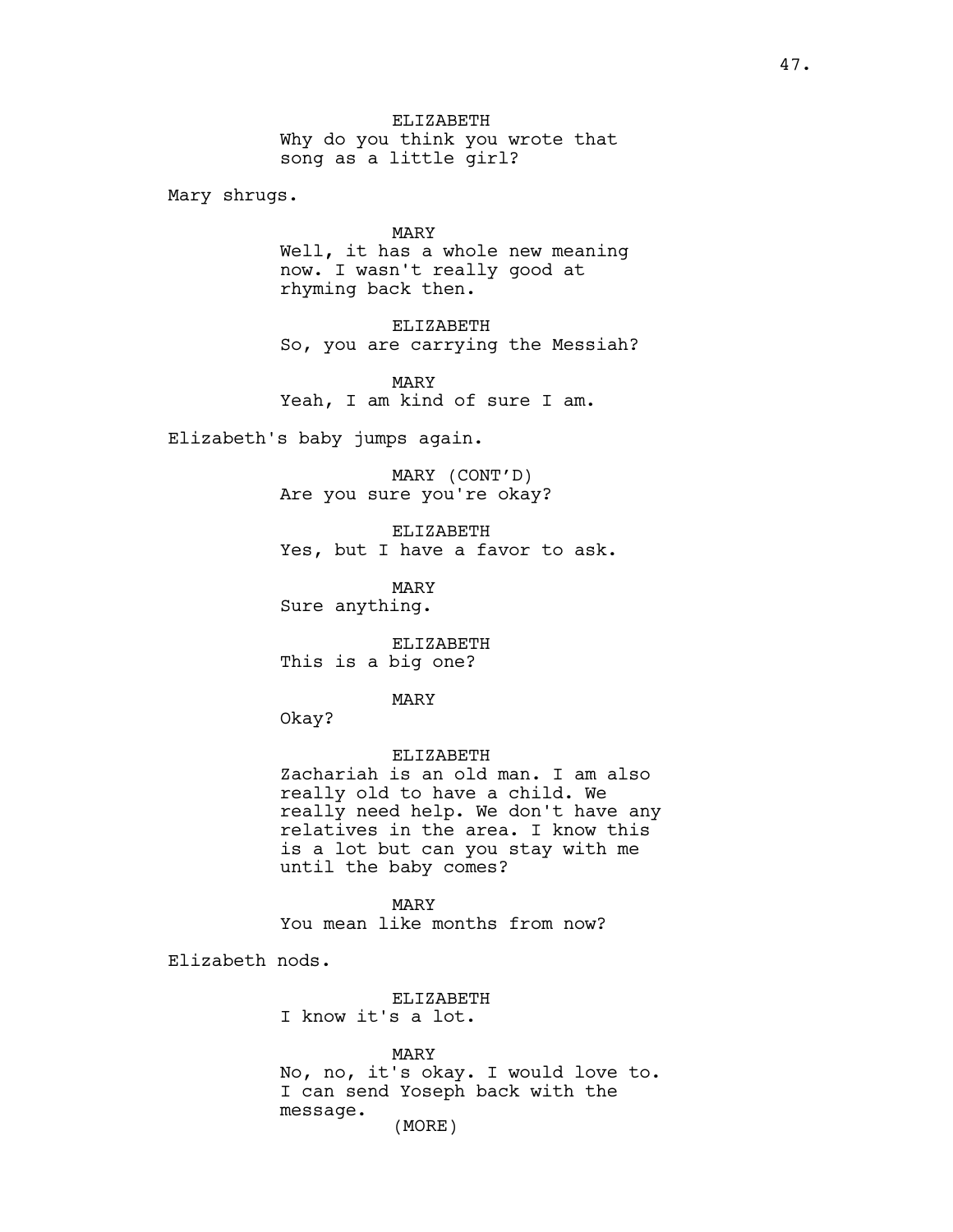ELIZABETH
Why do you think you wrote that song as a little girl?

Mary shrugs.

MARY
Well, it has a whole new meaning now. I wasn't really good at rhyming back then.

ELIZABETH
So, you are carrying the Messiah?

MARY
Yeah, I am kind of sure I am.

Elizabeth's baby jumps again.

MARY (CONT'D)
Are you sure you're okay?

ELIZABETH
Yes, but I have a favor to ask.

MARY
Sure anything.

ELIZABETH
This is a big one?

MARY
Okay?

ELIZABETH
Zachariah is an old man. I am also really old to have a child. We really need help. We don't have any relatives in the area. I know this is a lot but can you stay with me until the baby comes?

MARY
You mean like months from now?

Elizabeth nods.

ELIZABETH
I know it's a lot.

MARY
No, no, it's okay. I would love to. I can send Yoseph back with the message.
(MORE)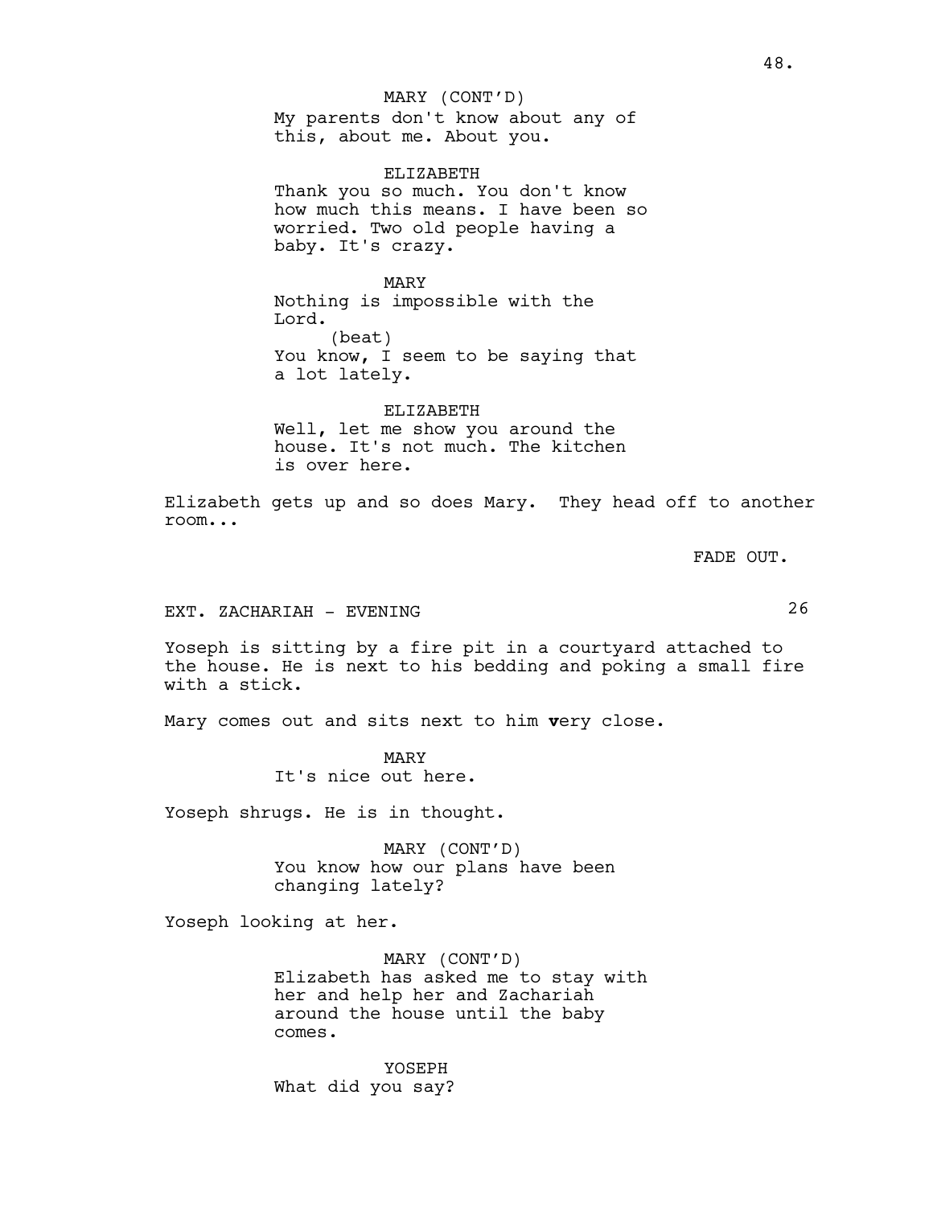MARY (CONT'D)
My parents don't know about any of this, about me. About you.

ELIZABETH
Thank you so much. You don't know how much this means. I have been so worried. Two old people having a baby. It's crazy.

MARY
Nothing is impossible with the Lord.
(beat)
You know, I seem to be saying that a lot lately.

ELIZABETH
Well, let me show you around the house. It's not much. The kitchen is over here.

Elizabeth gets up and so does Mary. They head off to another room...

FADE OUT.

EXT. ZACHARIAH - EVENING 26

Yoseph is sitting by a fire pit in a courtyard attached to the house. He is next to his bedding and poking a small fire with a stick.

Mary comes out and sits next to him **v**ery close.

MARY
It's nice out here.

Yoseph shrugs. He is in thought.

MARY (CONT'D)
You know how our plans have been changing lately?

Yoseph looking at her.

MARY (CONT'D)
Elizabeth has asked me to stay with her and help her and Zachariah around the house until the baby comes.

YOSEPH
What did you say?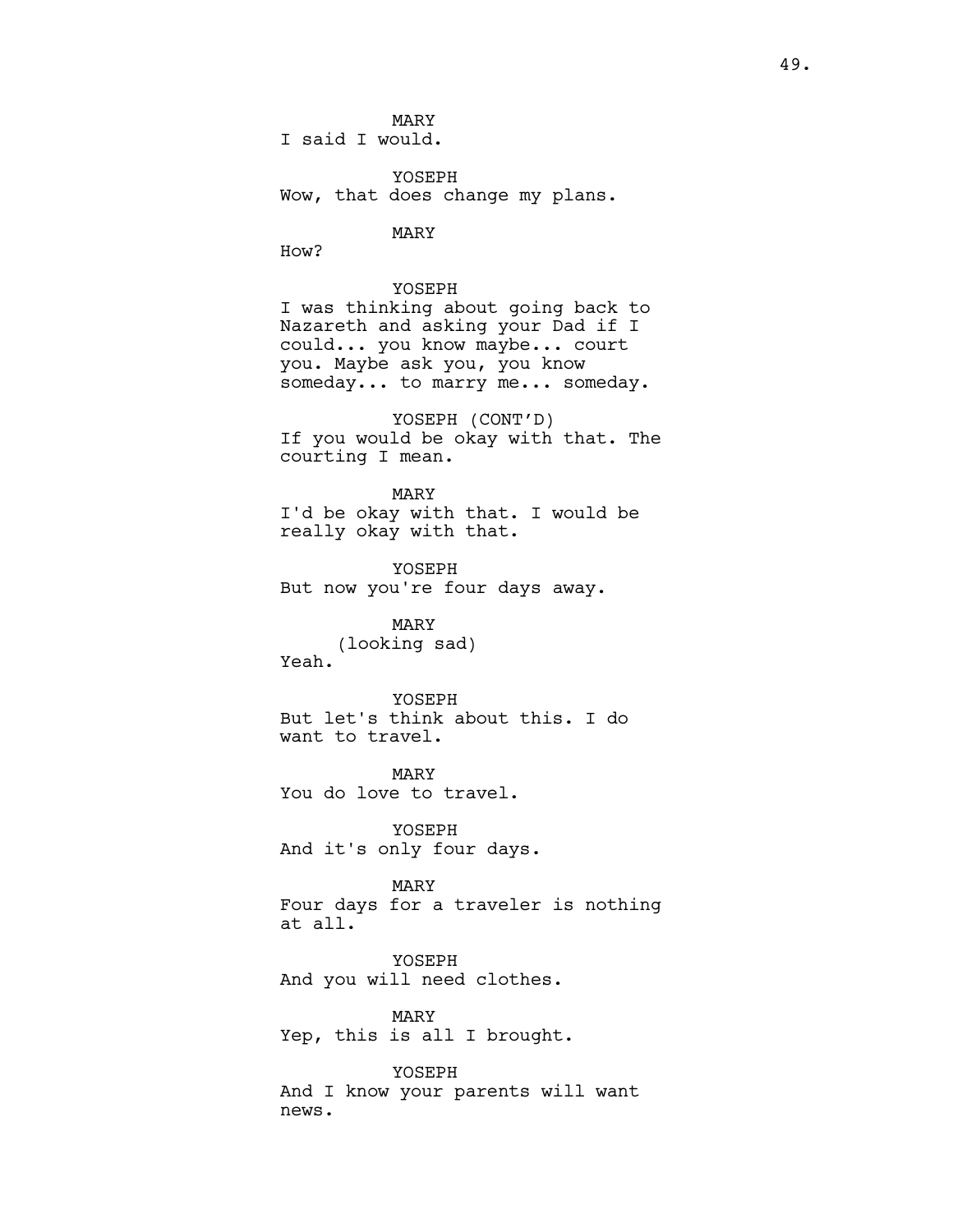MARY
I said I would.

YOSEPH
Wow, that does change my plans.

MARY
How?

YOSEPH
I was thinking about going back to Nazareth and asking your Dad if I could... you know maybe... court you. Maybe ask you, you know someday... to marry me... someday.

YOSEPH (CONT'D)
If you would be okay with that. The courting I mean.

MARY
I'd be okay with that. I would be really okay with that.

YOSEPH
But now you're four days away.

MARY
(looking sad)
Yeah.

YOSEPH
But let's think about this. I do want to travel.

MARY
You do love to travel.

YOSEPH
And it's only four days.

MARY
Four days for a traveler is nothing at all.

YOSEPH
And you will need clothes.

MARY
Yep, this is all I brought.

YOSEPH
And I know your parents will want news.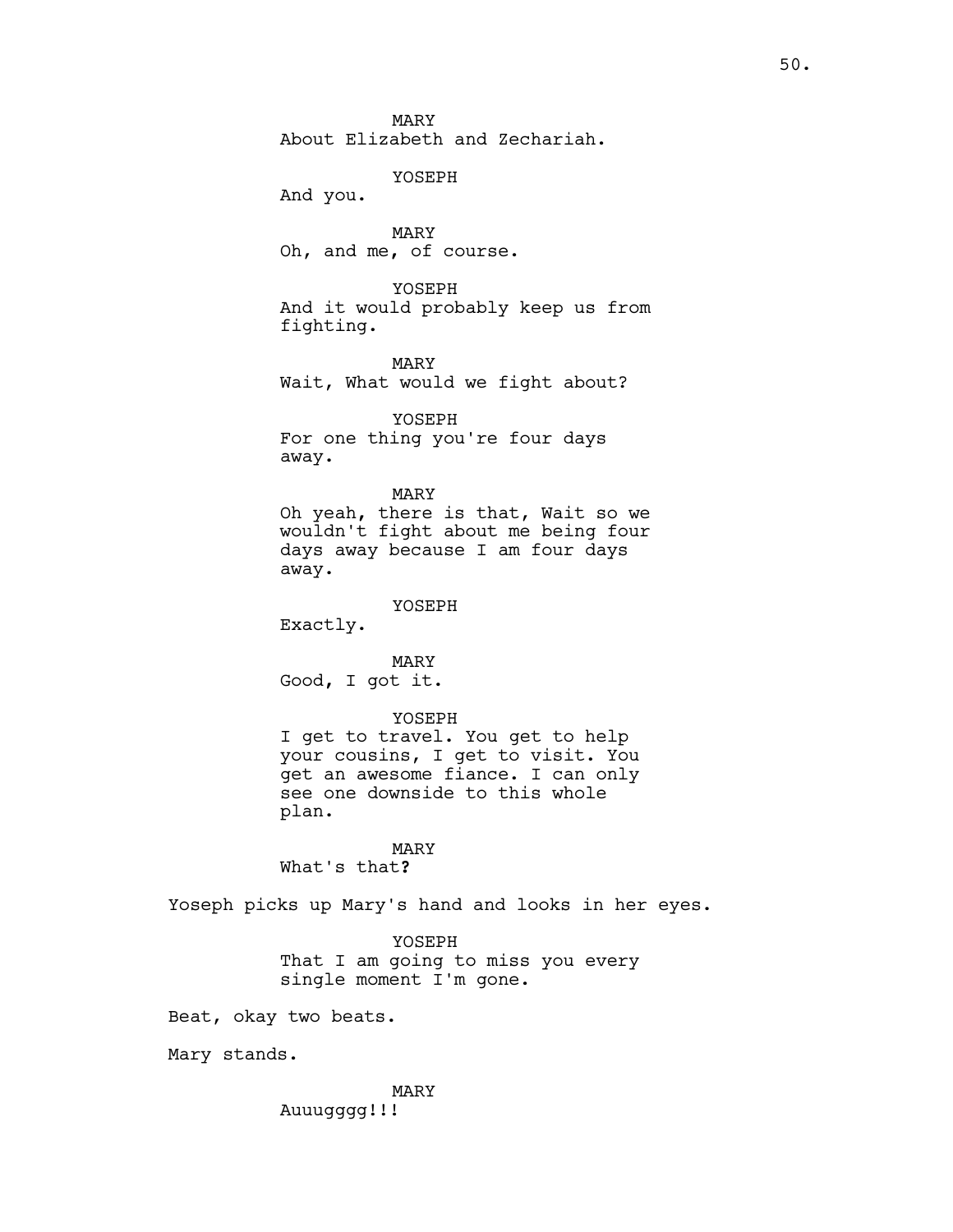MARY
About Elizabeth and Zechariah.

YOSEPH
And you.

MARY
Oh, and me, of course.

YOSEPH
And it would probably keep us from fighting.

MARY
Wait, What would we fight about?

YOSEPH
For one thing you're four days away.

MARY
Oh yeah, there is that, Wait so we wouldn't fight about me being four days away because I am four days away.

YOSEPH
Exactly.

MARY
Good, I got it.

YOSEPH
I get to travel. You get to help your cousins, I get to visit. You get an awesome fiance. I can only see one downside to this whole plan.

MARY
What's that?

Yoseph picks up Mary's hand and looks in her eyes.

YOSEPH
That I am going to miss you every single moment I'm gone.

Beat, okay two beats.

Mary stands.

MARY
Auuugggg!!!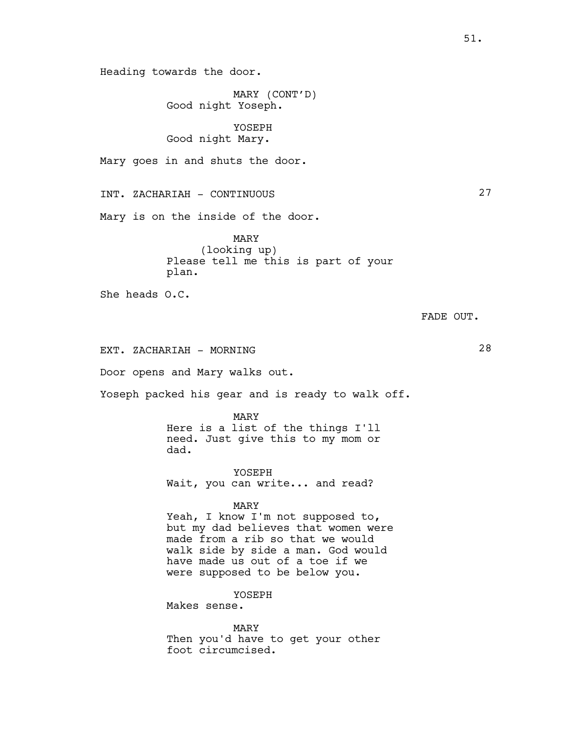Heading towards the door.

MARY (CONT'D)
Good night Yoseph.

YOSEPH
Good night Mary.

Mary goes in and shuts the door.

INT. ZACHARIAH - CONTINUOUS 27

Mary is on the inside of the door.

MARY
(looking up)
Please tell me this is part of your plan.

She heads O.C.

FADE OUT.

EXT. ZACHARIAH - MORNING 28

Door opens and Mary walks out.

Yoseph packed his gear and is ready to walk off.

MARY
Here is a list of the things I'll need. Just give this to my mom or dad.

YOSEPH
Wait, you can write... and read?

MARY
Yeah, I know I'm not supposed to, but my dad believes that women were made from a rib so that we would walk side by side a man. God would have made us out of a toe if we were supposed to be below you.

YOSEPH
Makes sense.

MARY
Then you'd have to get your other foot circumcised.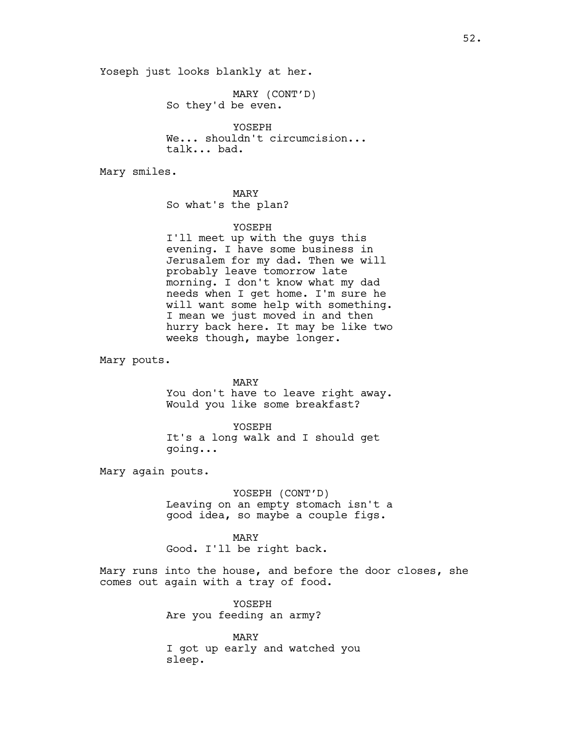Yoseph just looks blankly at her.

MARY (CONT'D)
So they'd be even.

YOSEPH
We... shouldn't circumcision... talk... bad.

Mary smiles.

MARY
So what's the plan?

YOSEPH
I'll meet up with the guys this evening. I have some business in Jerusalem for my dad. Then we will probably leave tomorrow late morning. I don't know what my dad needs when I get home. I'm sure he will want some help with something. I mean we just moved in and then hurry back here. It may be like two weeks though, maybe longer.

Mary pouts.

MARY
You don't have to leave right away. Would you like some breakfast?

YOSEPH
It's a long walk and I should get going...

Mary again pouts.

YOSEPH (CONT'D)
Leaving on an empty stomach isn't a good idea, so maybe a couple figs.

MARY
Good. I'll be right back.

Mary runs into the house, and before the door closes, she comes out again with a tray of food.

YOSEPH
Are you feeding an army?

MARY
I got up early and watched you sleep.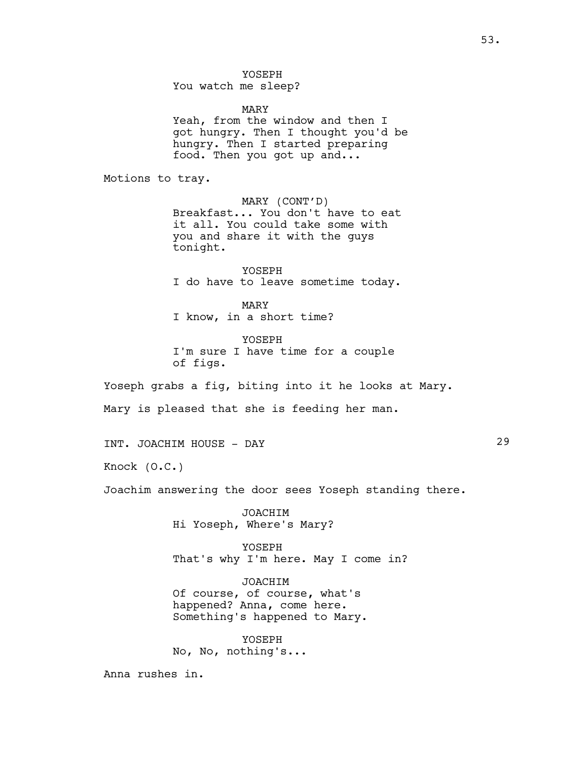YOSEPH
You watch me sleep?

MARY
Yeah, from the window and then I got hungry. Then I thought you'd be hungry. Then I started preparing food. Then you got up and...

Motions to tray.

MARY (CONT'D)
Breakfast... You don't have to eat it all. You could take some with you and share it with the guys tonight.

YOSEPH
I do have to leave sometime today.

MARY
I know, in a short time?

YOSEPH
I'm sure I have time for a couple of figs.

Yoseph grabs a fig, biting into it he looks at Mary.

Mary is pleased that she is feeding her man.

INT. JOACHIM HOUSE - DAY 29

Knock (O.C.)

Joachim answering the door sees Yoseph standing there.

JOACHIM
Hi Yoseph, Where's Mary?

YOSEPH
That's why I'm here. May I come in?

JOACHIM
Of course, of course, what's happened? Anna, come here. Something's happened to Mary.

YOSEPH
No, No, nothing's...

Anna rushes in.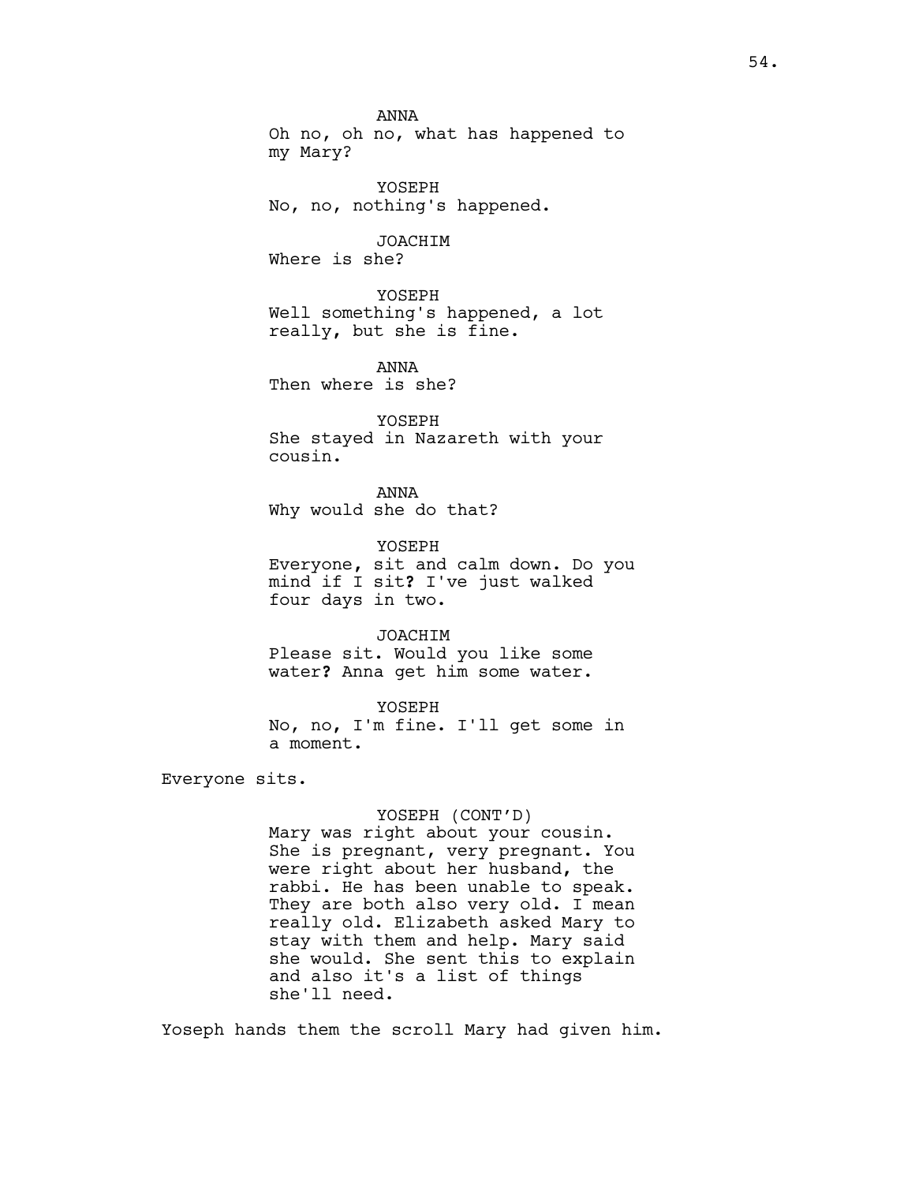ANNA
Oh no, oh no, what has happened to my Mary?

YOSEPH
No, no, nothing's happened.

JOACHIM
Where is she?

YOSEPH
Well something's happened, a lot really, but she is fine.

ANNA
Then where is she?

YOSEPH
She stayed in Nazareth with your cousin.

ANNA
Why would she do that?

YOSEPH
Everyone, sit and calm down. Do you mind if I sit? I've just walked four days in two.

JOACHIM
Please sit. Would you like some water? Anna get him some water.

YOSEPH
No, no, I'm fine. I'll get some in a moment.

Everyone sits.

YOSEPH (CONT'D)
Mary was right about your cousin. She is pregnant, very pregnant. You were right about her husband, the rabbi. He has been unable to speak. They are both also very old. I mean really old. Elizabeth asked Mary to stay with them and help. Mary said she would. She sent this to explain and also it's a list of things she'll need.

Yoseph hands them the scroll Mary had given him.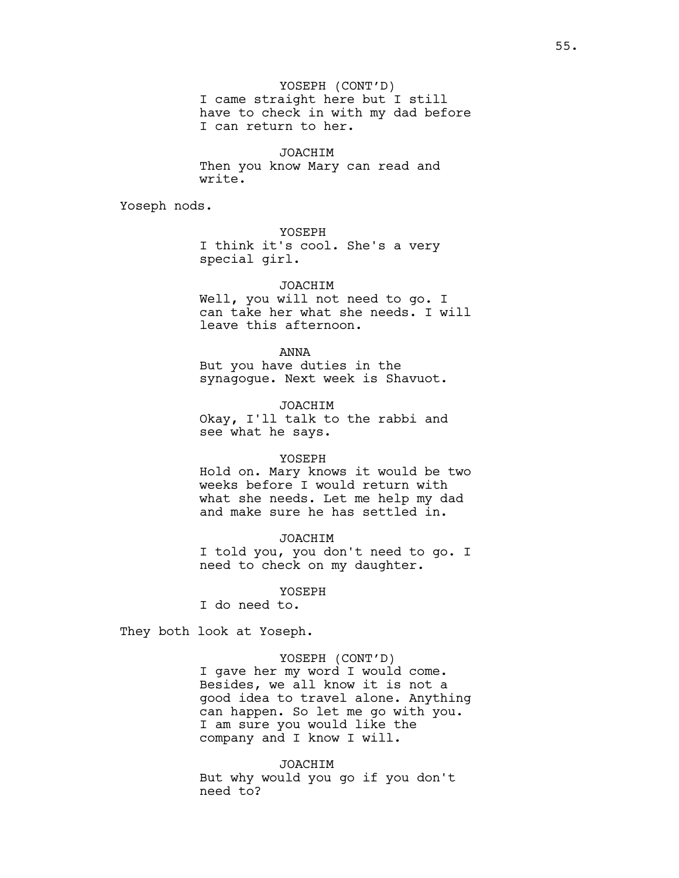YOSEPH (CONT'D)
I came straight here but I still have to check in with my dad before I can return to her.

JOACHIM
Then you know Mary can read and write.

Yoseph nods.

YOSEPH
I think it's cool. She's a very special girl.

JOACHIM
Well, you will not need to go. I can take her what she needs. I will leave this afternoon.

ANNA
But you have duties in the synagogue. Next week is Shavuot.

JOACHIM
Okay, I'll talk to the rabbi and see what he says.

YOSEPH
Hold on. Mary knows it would be two weeks before I would return with what she needs. Let me help my dad and make sure he has settled in.

JOACHIM
I told you, you don't need to go. I need to check on my daughter.

YOSEPH
I do need to.

They both look at Yoseph.

YOSEPH (CONT'D)
I gave her my word I would come. Besides, we all know it is not a good idea to travel alone. Anything can happen. So let me go with you. I am sure you would like the company and I know I will.

JOACHIM
But why would you go if you don't need to?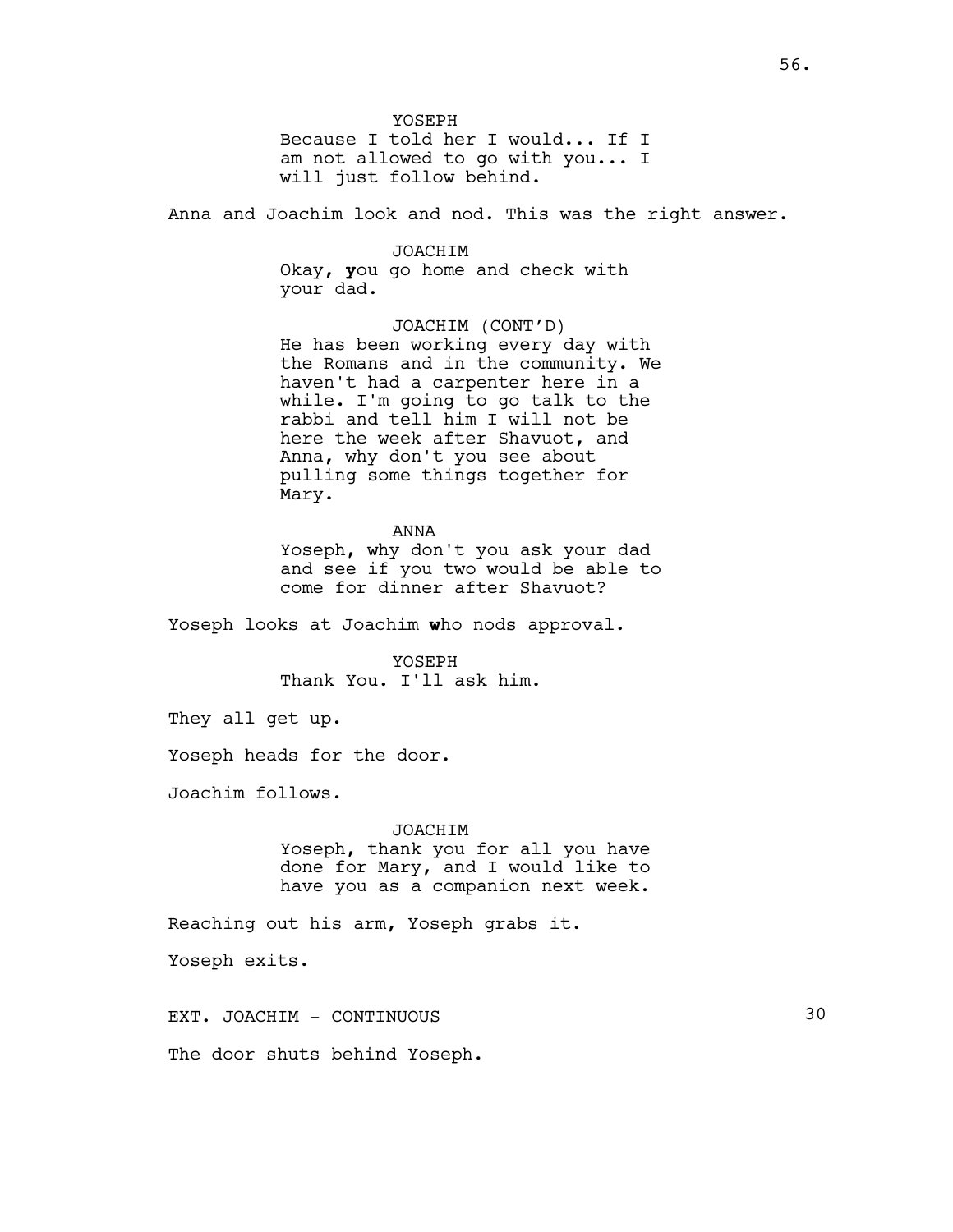YOSEPH

Because I told her I would... If I am not allowed to go with you... I will just follow behind.

Anna and Joachim look and nod. This was the right answer.

JOACHIM

Okay, **y**ou go home and check with your dad.

JOACHIM (CONT'D)

He has been working every day with the Romans and in the community. We haven't had a carpenter here in a while. I'm going to go talk to the rabbi and tell him I will not be here the week after Shavuot, and Anna, why don't you see about pulling some things together for Mary.

ANNA

Yoseph, why don't you ask your dad and see if you two would be able to come for dinner after Shavuot?

Yoseph looks at Joachim **w**ho nods approval.

YOSEPH

Thank You. I'll ask him.

They all get up.

Yoseph heads for the door.

Joachim follows.

JOACHIM

Yoseph, thank you for all you have done for Mary, and I would like to have you as a companion next week.

Reaching out his arm, Yoseph grabs it.

Yoseph exits.

EXT. JOACHIM - CONTINUOUS 30

The door shuts behind Yoseph.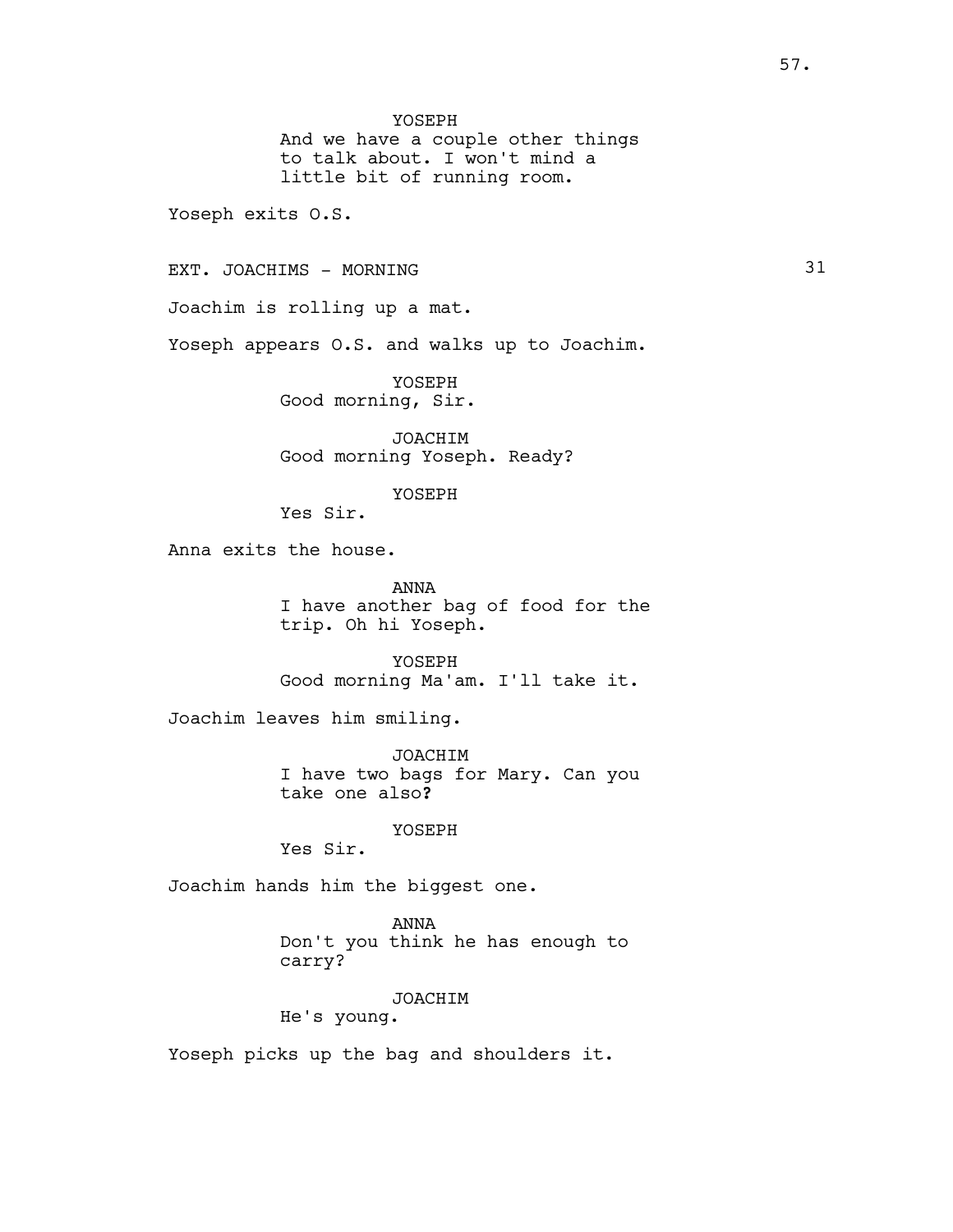YOSEPH
And we have a couple other things to talk about. I won't mind a little bit of running room.

Yoseph exits O.S.

EXT. JOACHIMS - MORNING 31

Joachim is rolling up a mat.

Yoseph appears O.S. and walks up to Joachim.

YOSEPH
Good morning, Sir.

JOACHIM
Good morning Yoseph. Ready?

YOSEPH
Yes Sir.

Anna exits the house.

ANNA
I have another bag of food for the trip. Oh hi Yoseph.

YOSEPH
Good morning Ma'am. I'll take it.

Joachim leaves him smiling.

JOACHIM
I have two bags for Mary. Can you take one also**?**

YOSEPH
Yes Sir.

Joachim hands him the biggest one.

ANNA
Don't you think he has enough to carry?

JOACHIM
He's young.

Yoseph picks up the bag and shoulders it.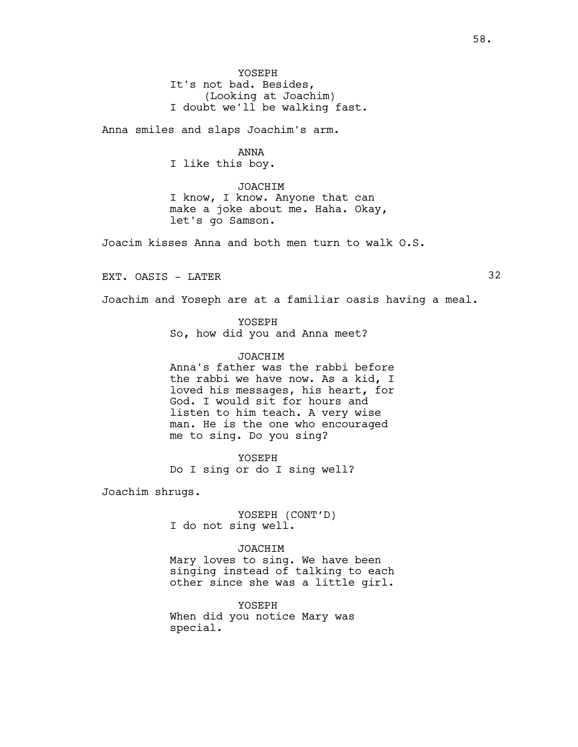YOSEPH
It's not bad. Besides,
(Looking at Joachim)
I doubt we'll be walking fast.

Anna smiles and slaps Joachim's arm.

ANNA
I like this boy.

JOACHIM
I know, I know. Anyone that can make a joke about me. Haha. Okay, let's go Samson.

Joacim kisses Anna and both men turn to walk O.S.

EXT. OASIS - LATER 32

Joachim and Yoseph are at a familiar oasis having a meal.

YOSEPH
So, how did you and Anna meet?

JOACHIM
Anna's father was the rabbi before the rabbi we have now. As a kid, I loved his messages, his heart, for God. I would sit for hours and listen to him teach. A very wise man. He is the one who encouraged me to sing. Do you sing?

YOSEPH
Do I sing or do I sing well?

Joachim shrugs.

YOSEPH (CONT'D)
I do not sing well.

JOACHIM
Mary loves to sing. We have been singing instead of talking to each other since she was a little girl.

YOSEPH
When did you notice Mary was special.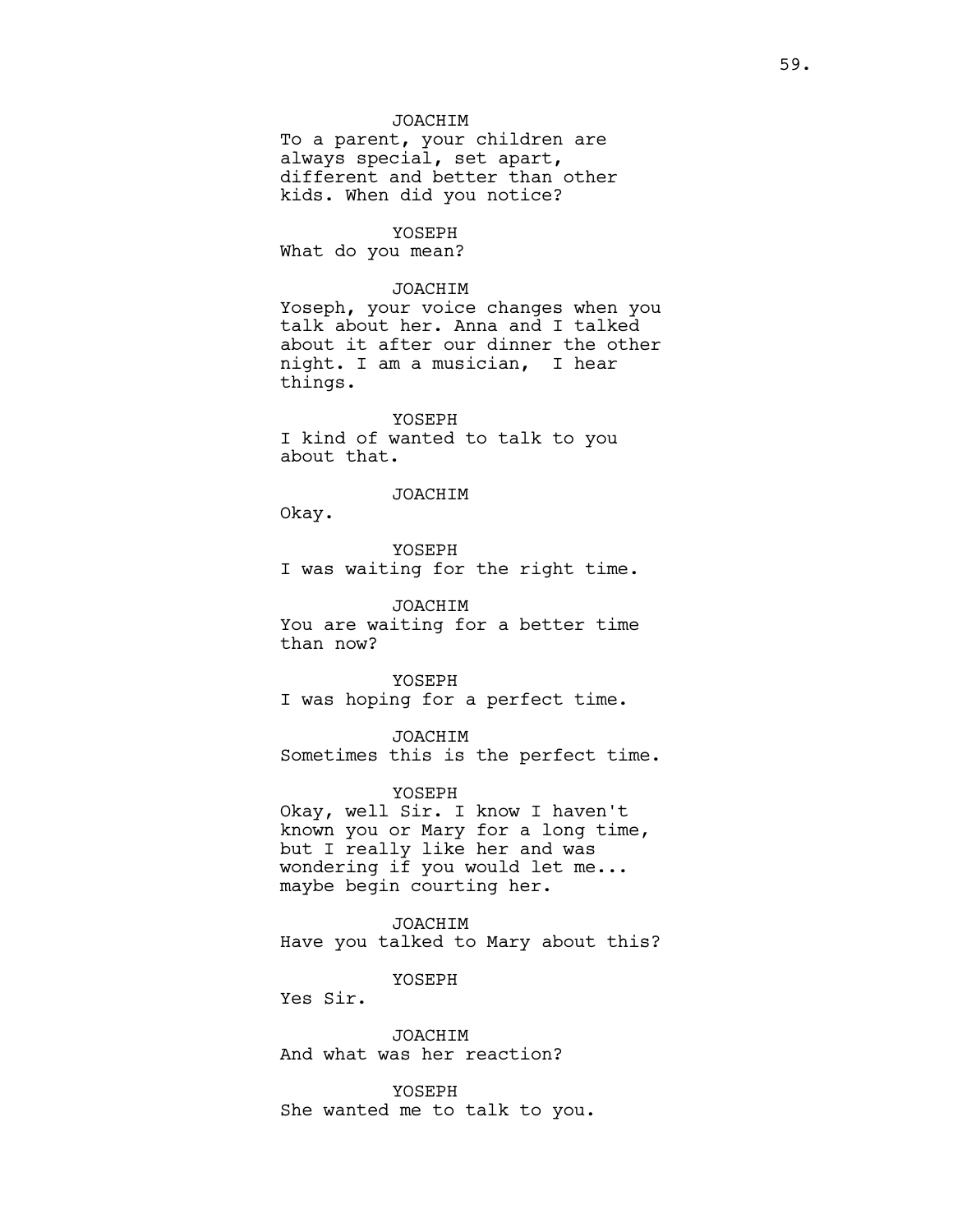JOACHIM

To a parent, your children are always special, set apart, different and better than other kids. When did you notice?

YOSEPH

What do you mean?

JOACHIM

Yoseph, your voice changes when you talk about her. Anna and I talked about it after our dinner the other night. I am a musician, I hear things.

YOSEPH

I kind of wanted to talk to you about that.

JOACHIM

Okay.

YOSEPH

I was waiting for the right time.

JOACHIM

You are waiting for a better time than now?

YOSEPH

I was hoping for a perfect time.

JOACHIM

Sometimes this is the perfect time.

YOSEPH

Okay, well Sir. I know I haven't known you or Mary for a long time, but I really like her and was wondering if you would let me... maybe begin courting her.

JOACHIM

Have you talked to Mary about this?

YOSEPH

Yes Sir.

JOACHIM

And what was her reaction?

YOSEPH

She wanted me to talk to you.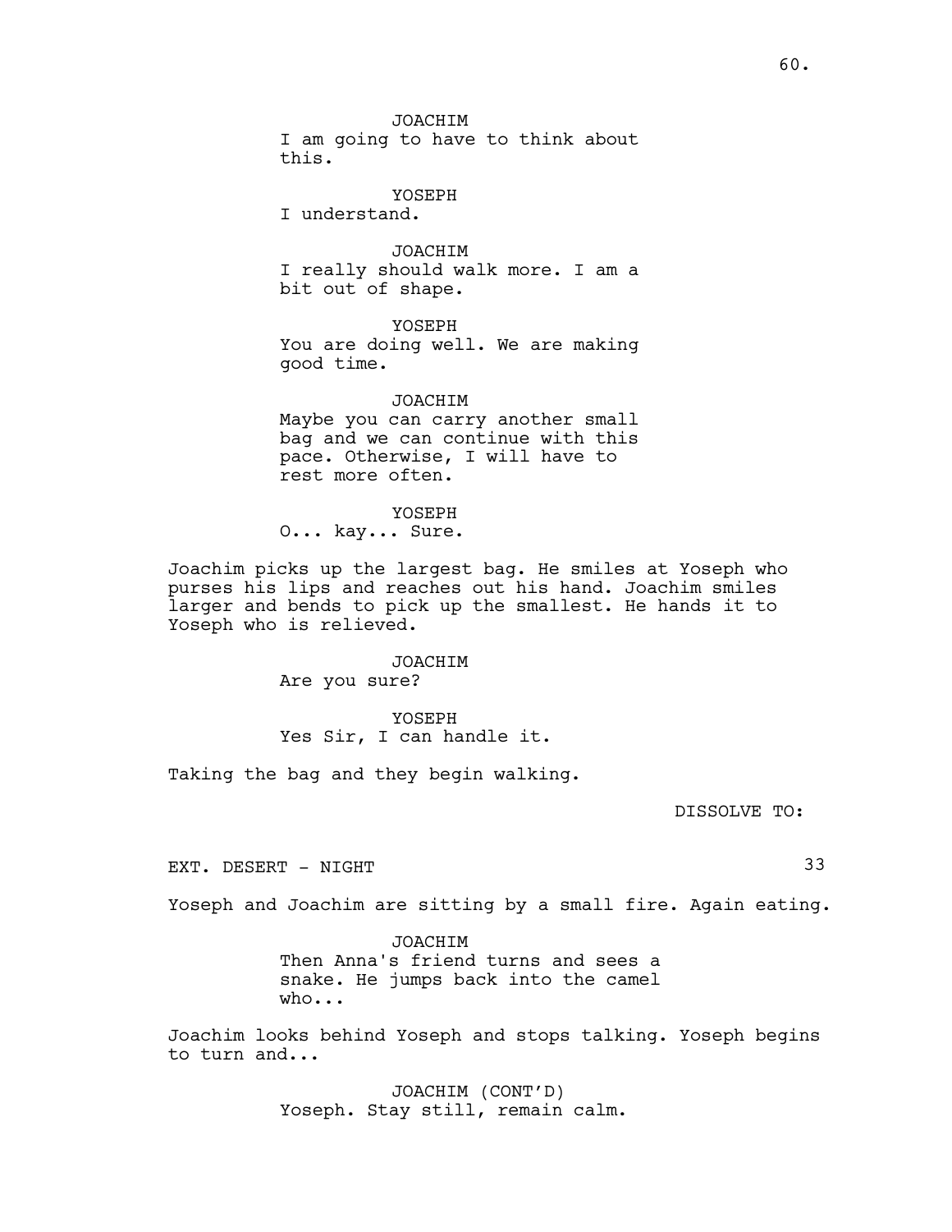JOACHIM
I am going to have to think about this.

YOSEPH
I understand.

JOACHIM
I really should walk more. I am a bit out of shape.

YOSEPH
You are doing well. We are making good time.

JOACHIM
Maybe you can carry another small bag and we can continue with this pace. Otherwise, I will have to rest more often.

YOSEPH
O... kay... Sure.

Joachim picks up the largest bag. He smiles at Yoseph who purses his lips and reaches out his hand. Joachim smiles larger and bends to pick up the smallest. He hands it to Yoseph who is relieved.

JOACHIM
Are you sure?

YOSEPH
Yes Sir, I can handle it.

Taking the bag and they begin walking.

DISSOLVE TO:

EXT. DESERT - NIGHT 33

Yoseph and Joachim are sitting by a small fire. Again eating.

JOACHIM
Then Anna's friend turns and sees a snake. He jumps back into the camel who...

Joachim looks behind Yoseph and stops talking. Yoseph begins to turn and...

JOACHIM (CONT'D)
Yoseph. Stay still, remain calm.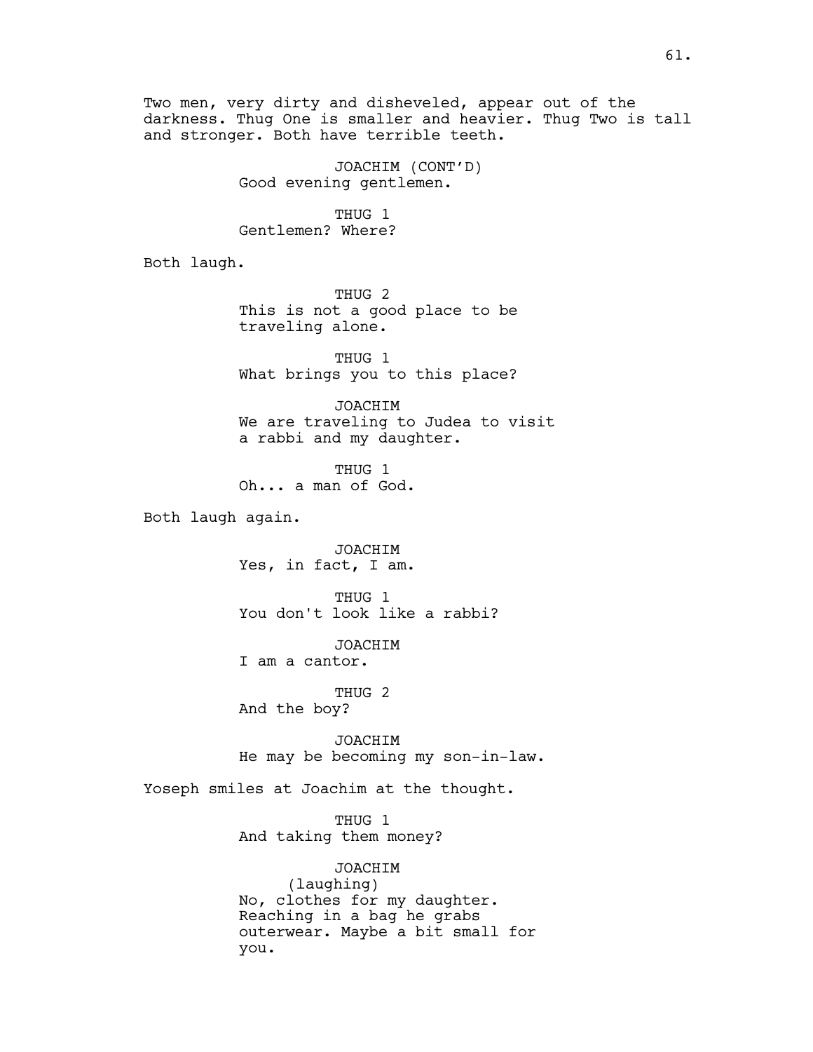Two men, very dirty and disheveled, appear out of the darkness. Thug One is smaller and heavier. Thug Two is tall and stronger. Both have terrible teeth.

JOACHIM (CONT'D)
Good evening gentlemen.

THUG 1
Gentlemen? Where?

Both laugh.

THUG 2
This is not a good place to be traveling alone.

THUG 1
What brings you to this place?

JOACHIM
We are traveling to Judea to visit a rabbi and my daughter.

THUG 1
Oh... a man of God.

Both laugh again.

JOACHIM
Yes, in fact, I am.

THUG 1
You don't look like a rabbi?

JOACHIM
I am a cantor.

THUG 2
And the boy?

JOACHIM
He may be becoming my son-in-law.

Yoseph smiles at Joachim at the thought.

THUG 1
And taking them money?

JOACHIM
(laughing)
No, clothes for my daughter. Reaching in a bag he grabs outerwear. Maybe a bit small for you.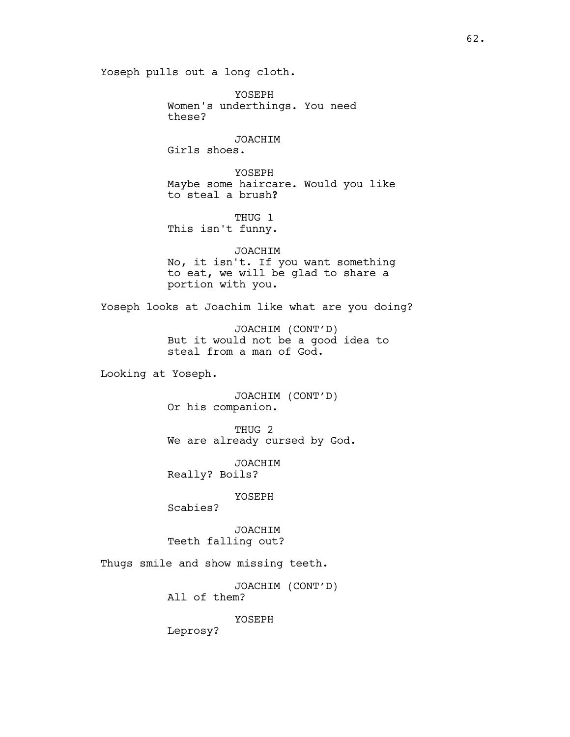Yoseph pulls out a long cloth.

YOSEPH
Women's underthings. You need these?

JOACHIM
Girls shoes.

YOSEPH
Maybe some haircare. Would you like to steal a brush?

THUG 1
This isn't funny.

JOACHIM
No, it isn't. If you want something to eat, we will be glad to share a portion with you.

Yoseph looks at Joachim like what are you doing?

JOACHIM (CONT'D)
But it would not be a good idea to steal from a man of God.

Looking at Yoseph.

JOACHIM (CONT'D)
Or his companion.

THUG 2
We are already cursed by God.

JOACHIM
Really? Boils?

YOSEPH
Scabies?

JOACHIM
Teeth falling out?

Thugs smile and show missing teeth.

JOACHIM (CONT'D)
All of them?

YOSEPH
Leprosy?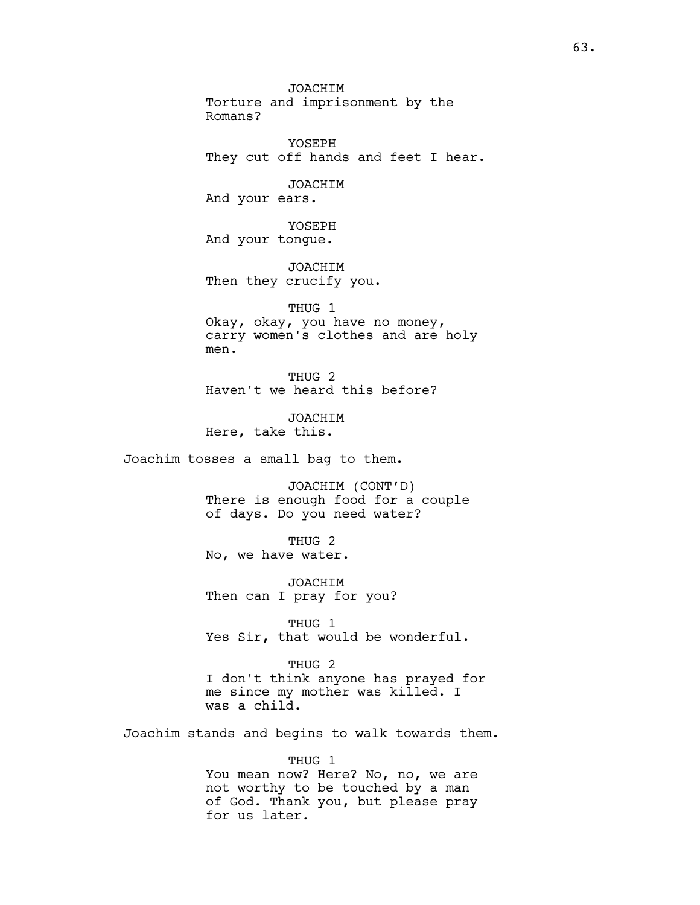JOACHIM
Torture and imprisonment by the Romans?

YOSEPH
They cut off hands and feet I hear.

JOACHIM
And your ears.

YOSEPH
And your tongue.

JOACHIM
Then they crucify you.

THUG 1
Okay, okay, you have no money, carry women's clothes and are holy men.

THUG 2
Haven't we heard this before?

JOACHIM
Here, take this.

Joachim tosses a small bag to them.

JOACHIM (CONT'D)
There is enough food for a couple of days. Do you need water?

THUG 2
No, we have water.

JOACHIM
Then can I pray for you?

THUG 1
Yes Sir, that would be wonderful.

THUG 2
I don't think anyone has prayed for me since my mother was killed. I was a child.

Joachim stands and begins to walk towards them.

THUG 1
You mean now? Here? No, no, we are not worthy to be touched by a man of God. Thank you, but please pray for us later.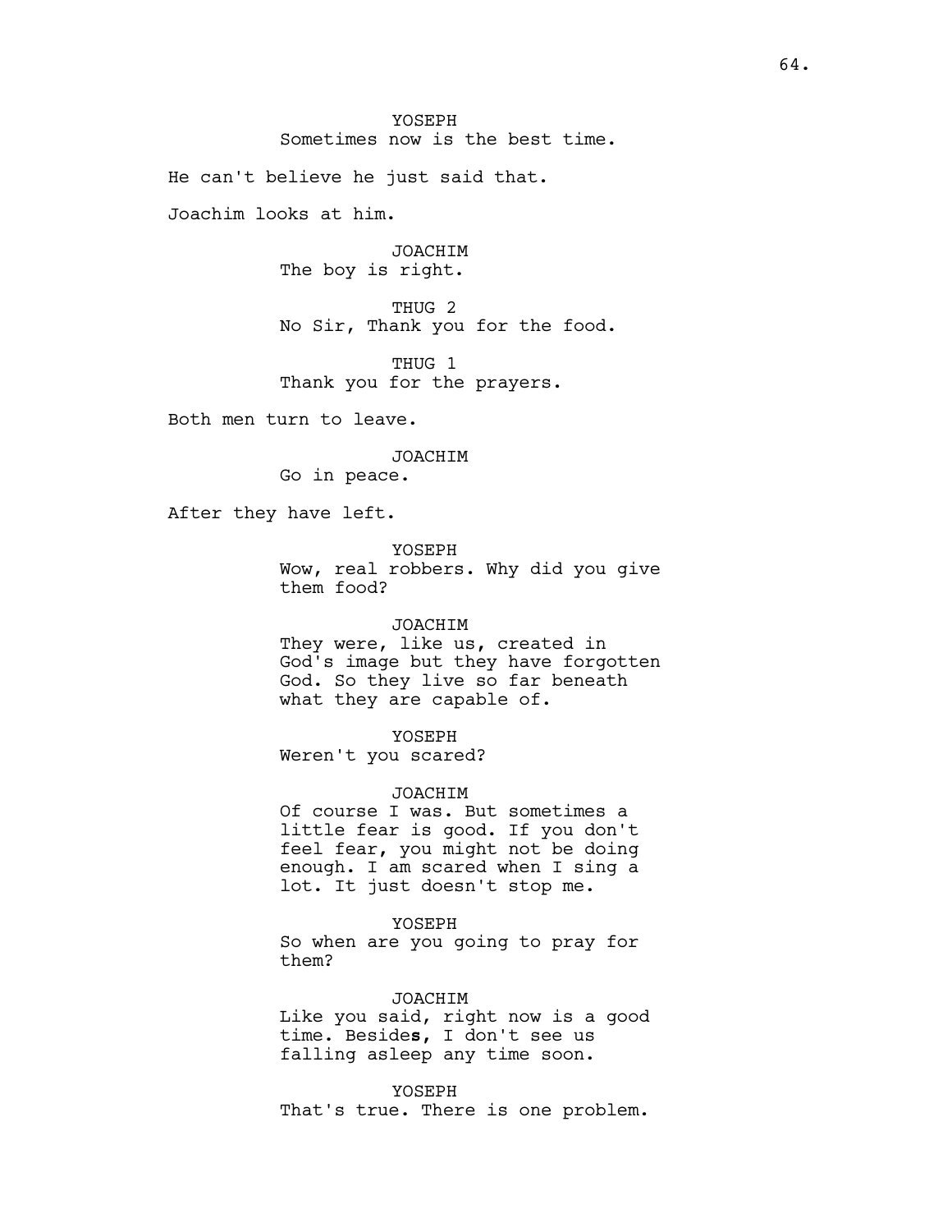YOSEPH
Sometimes now is the best time.

He can't believe he just said that.

Joachim looks at him.

JOACHIM
The boy is right.

THUG 2
No Sir, Thank you for the food.

THUG 1
Thank you for the prayers.

Both men turn to leave.

JOACHIM
Go in peace.

After they have left.

YOSEPH
Wow, real robbers. Why did you give them food?

JOACHIM
They were, like us, created in God's image but they have forgotten God. So they live so far beneath what they are capable of.

YOSEPH
Weren't you scared?

JOACHIM
Of course I was. But sometimes a little fear is good. If you don't feel fear, you might not be doing enough. I am scared when I sing a lot. It just doesn't stop me.

YOSEPH
So when are you going to pray for them?

JOACHIM
Like you said, right now is a good time. Besides, I don't see us falling asleep any time soon.

YOSEPH
That's true. There is one problem.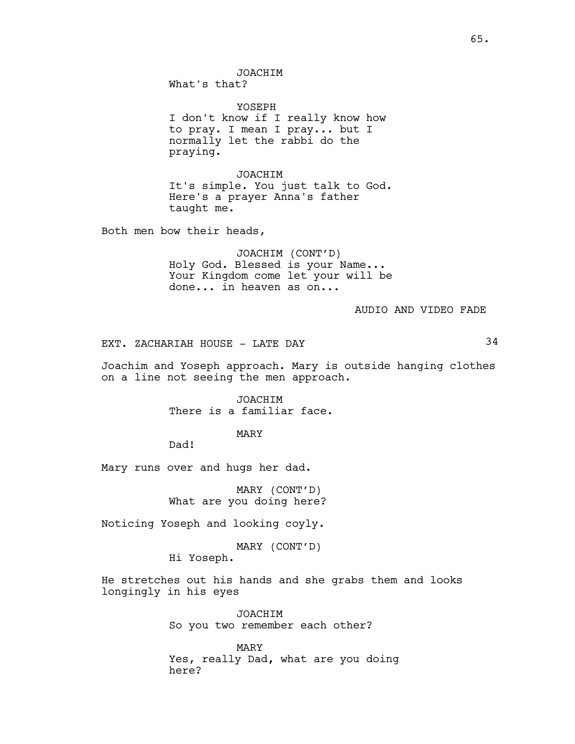JOACHIM
What's that?

YOSEPH
I don't know if I really know how to pray. I mean I pray... but I normally let the rabbi do the praying.

JOACHIM
It's simple. You just talk to God. Here's a prayer Anna's father taught me.

Both men bow their heads,

JOACHIM (CONT'D)
Holy God. Blessed is your Name... Your Kingdom come let your will be done... in heaven as on...

AUDIO AND VIDEO FADE

EXT. ZACHARIAH HOUSE - LATE DAY 34

Joachim and Yoseph approach. Mary is outside hanging clothes on a line not seeing the men approach.

JOACHIM
There is a familiar face.

MARY
Dad!

Mary runs over and hugs her dad.

MARY (CONT'D)
What are you doing here?

Noticing Yoseph and looking coyly.

MARY (CONT'D)
Hi Yoseph.

He stretches out his hands and she grabs them and looks longingly in his eyes

JOACHIM
So you two remember each other?

MARY
Yes, really Dad, what are you doing here?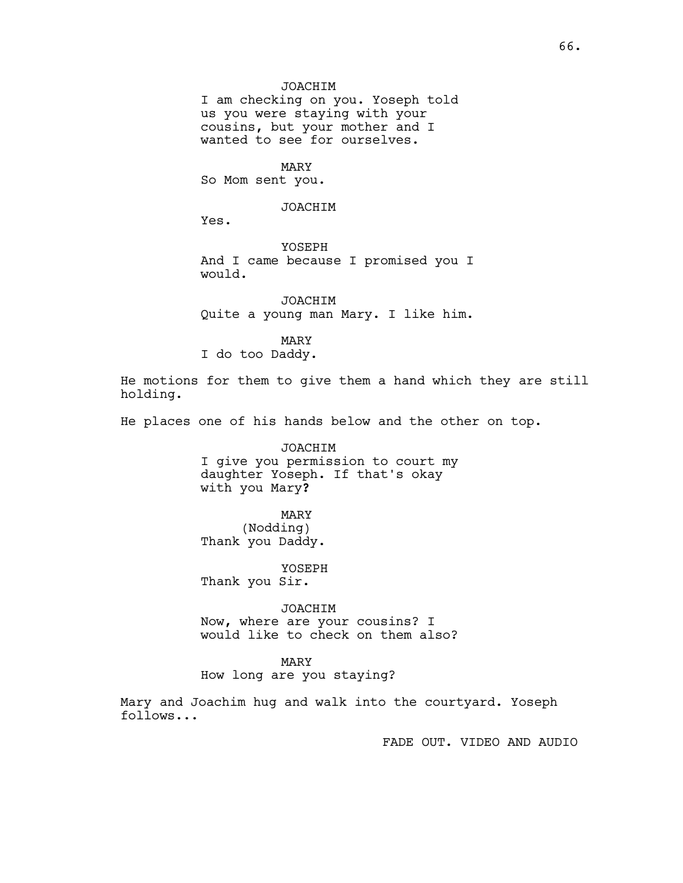JOACHIM
I am checking on you. Yoseph told us you were staying with your cousins, but your mother and I wanted to see for ourselves.

MARY
So Mom sent you.

JOACHIM
Yes.

YOSEPH
And I came because I promised you I would.

JOACHIM
Quite a young man Mary. I like him.

MARY
I do too Daddy.

He motions for them to give them a hand which they are still holding.

He places one of his hands below and the other on top.

JOACHIM
I give you permission to court my daughter Yoseph. If that's okay with you Mary?

MARY
(Nodding)
Thank you Daddy.

YOSEPH
Thank you Sir.

JOACHIM
Now, where are your cousins? I would like to check on them also?

MARY
How long are you staying?

Mary and Joachim hug and walk into the courtyard. Yoseph follows...

FADE OUT. VIDEO AND AUDIO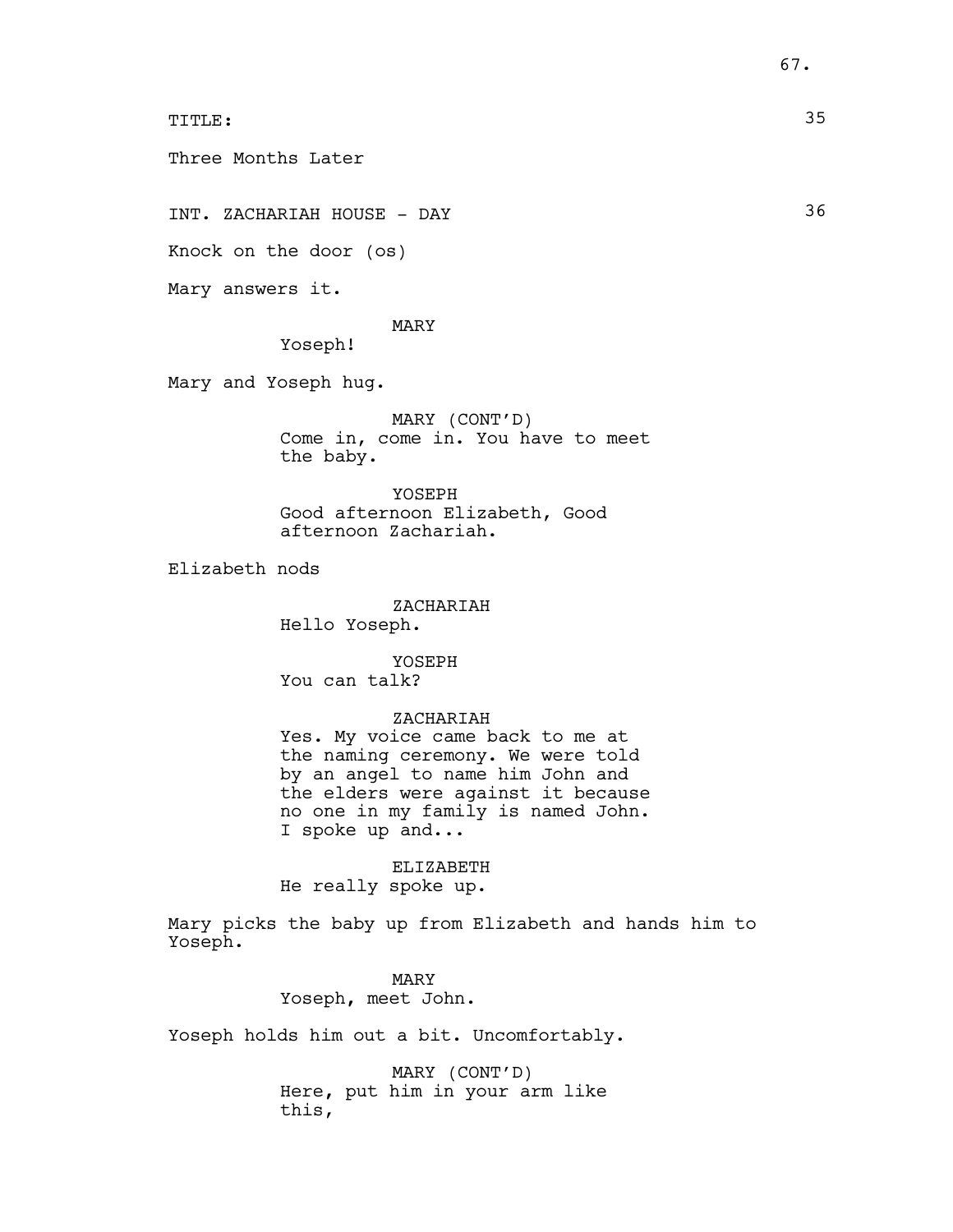TITLE: 35

Three Months Later

INT. ZACHARIAH HOUSE - DAY 36

Knock on the door (os)

Mary answers it.

MARY
Yoseph!

Mary and Yoseph hug.

MARY (CONT'D)
Come in, come in. You have to meet the baby.

YOSEPH
Good afternoon Elizabeth, Good afternoon Zachariah.

Elizabeth nods

ZACHARIAH
Hello Yoseph.

YOSEPH
You can talk?

ZACHARIAH
Yes. My voice came back to me at the naming ceremony. We were told by an angel to name him John and the elders were against it because no one in my family is named John. I spoke up and...

ELIZABETH
He really spoke up.

Mary picks the baby up from Elizabeth and hands him to Yoseph.

MARY
Yoseph, meet John.

Yoseph holds him out a bit. Uncomfortably.

MARY (CONT'D)
Here, put him in your arm like this,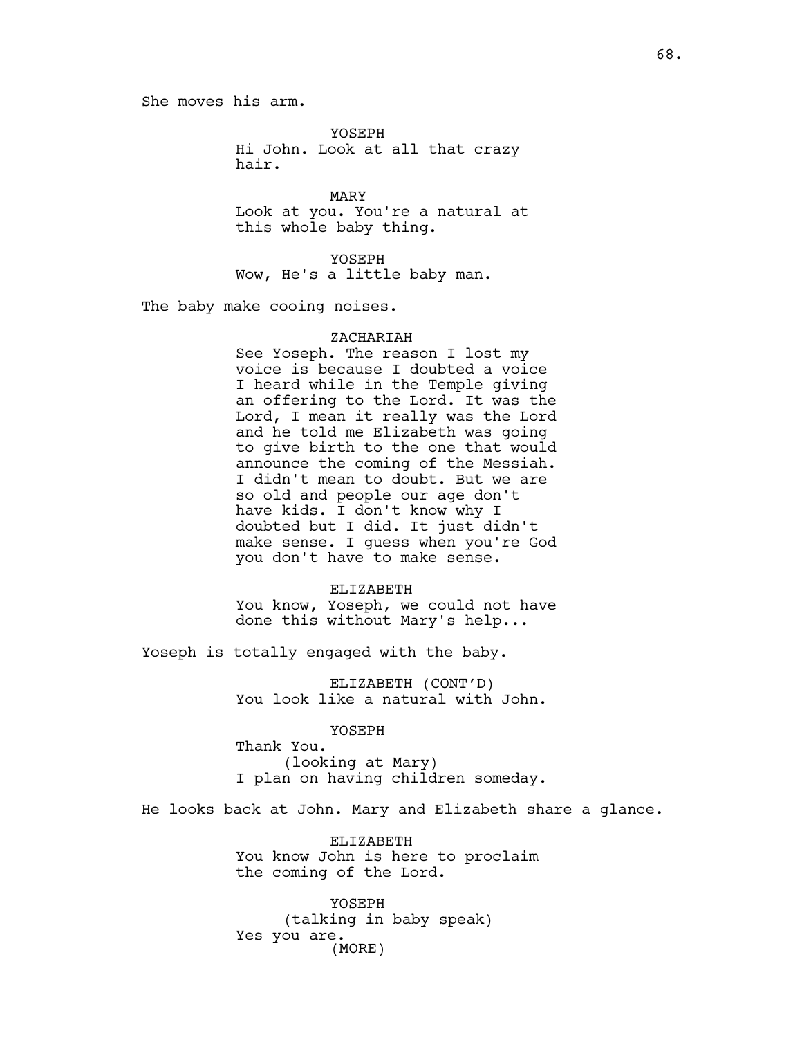She moves his arm.

YOSEPH
Hi John. Look at all that crazy hair.

MARY
Look at you. You're a natural at this whole baby thing.

YOSEPH
Wow, He's a little baby man.

The baby make cooing noises.

ZACHARIAH
See Yoseph. The reason I lost my voice is because I doubted a voice I heard while in the Temple giving an offering to the Lord. It was the Lord, I mean it really was the Lord and he told me Elizabeth was going to give birth to the one that would announce the coming of the Messiah. I didn't mean to doubt. But we are so old and people our age don't have kids. I don't know why I doubted but I did. It just didn't make sense. I guess when you're God you don't have to make sense.

ELIZABETH
You know, Yoseph, we could not have done this without Mary's help...

Yoseph is totally engaged with the baby.

ELIZABETH (CONT'D)
You look like a natural with John.

YOSEPH
Thank You.
(looking at Mary)
I plan on having children someday.

He looks back at John. Mary and Elizabeth share a glance.

ELIZABETH
You know John is here to proclaim the coming of the Lord.

YOSEPH
(talking in baby speak)
Yes you are.
(MORE)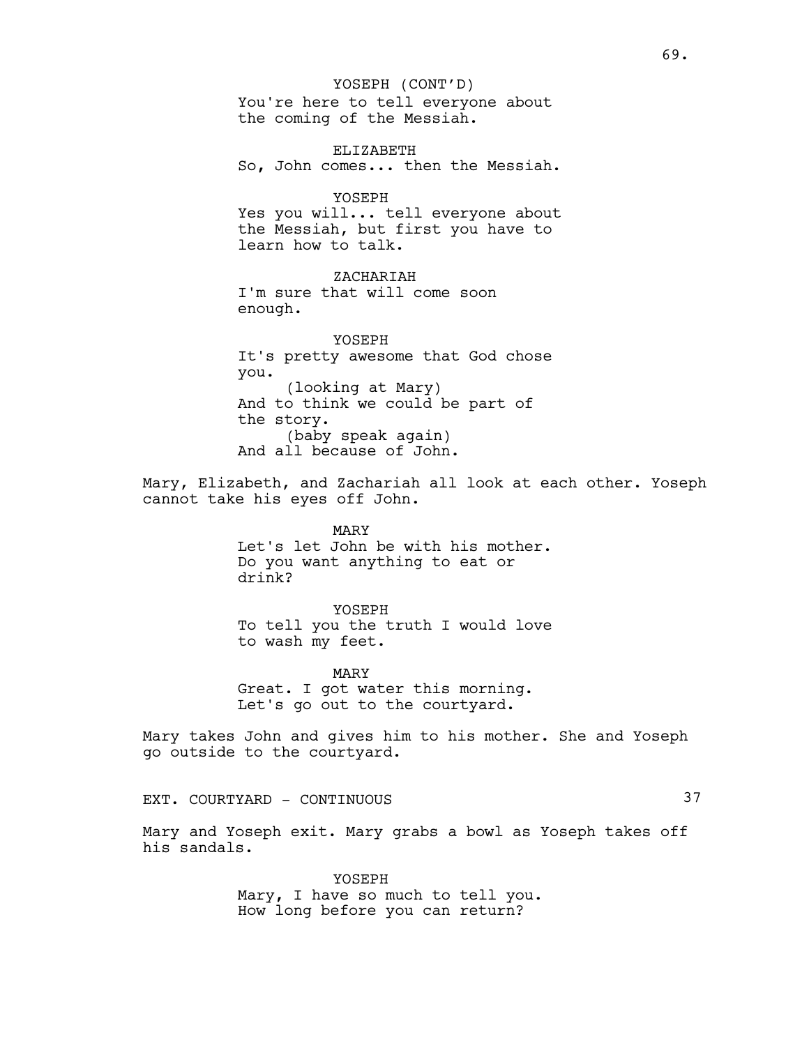YOSEPH (CONT'D)
You're here to tell everyone about the coming of the Messiah.

ELIZABETH
So, John comes... then the Messiah.

YOSEPH
Yes you will... tell everyone about the Messiah, but first you have to learn how to talk.

ZACHARIAH
I'm sure that will come soon enough.

YOSEPH
It's pretty awesome that God chose you.
(looking at Mary)
And to think we could be part of the story.
(baby speak again)
And all because of John.

Mary, Elizabeth, and Zachariah all look at each other. Yoseph cannot take his eyes off John.

MARY
Let's let John be with his mother. Do you want anything to eat or drink?

YOSEPH
To tell you the truth I would love to wash my feet.

MARY
Great. I got water this morning. Let's go out to the courtyard.

Mary takes John and gives him to his mother. She and Yoseph go outside to the courtyard.

EXT. COURTYARD - CONTINUOUS 37

Mary and Yoseph exit. Mary grabs a bowl as Yoseph takes off his sandals.

YOSEPH
Mary, I have so much to tell you. How long before you can return?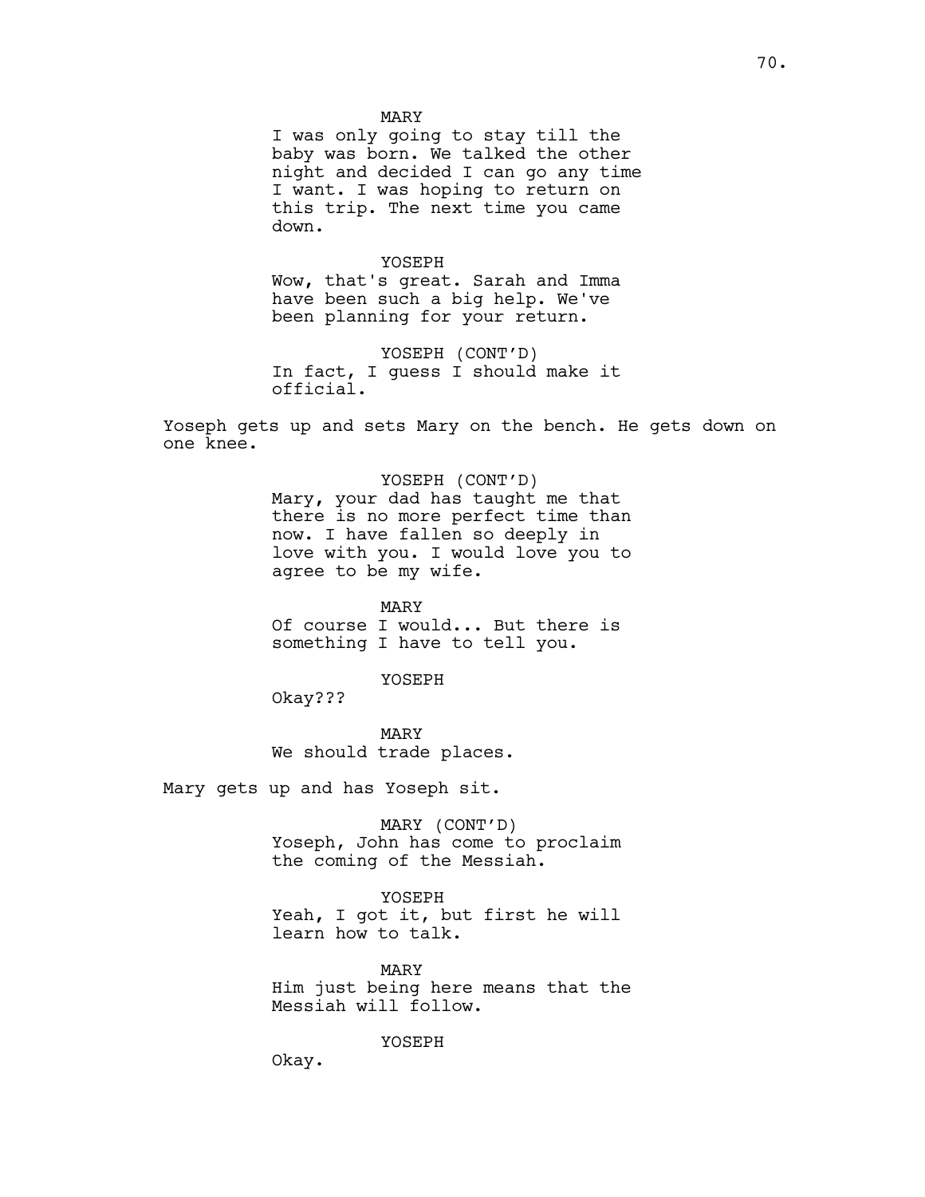MARY

I was only going to stay till the baby was born. We talked the other night and decided I can go any time I want. I was hoping to return on this trip. The next time you came down.

YOSEPH

Wow, that's great. Sarah and Imma have been such a big help. We've been planning for your return.

YOSEPH (CONT'D)

In fact, I guess I should make it official.

Yoseph gets up and sets Mary on the bench. He gets down on one knee.

YOSEPH (CONT'D)

Mary, your dad has taught me that there is no more perfect time than now. I have fallen so deeply in love with you. I would love you to agree to be my wife.

MARY

Of course I would... But there is something I have to tell you.

YOSEPH

Okay???

MARY

We should trade places.

Mary gets up and has Yoseph sit.

MARY (CONT'D)

Yoseph, John has come to proclaim the coming of the Messiah.

YOSEPH

Yeah, I got it, but first he will learn how to talk.

MARY

Him just being here means that the Messiah will follow.

YOSEPH

Okay.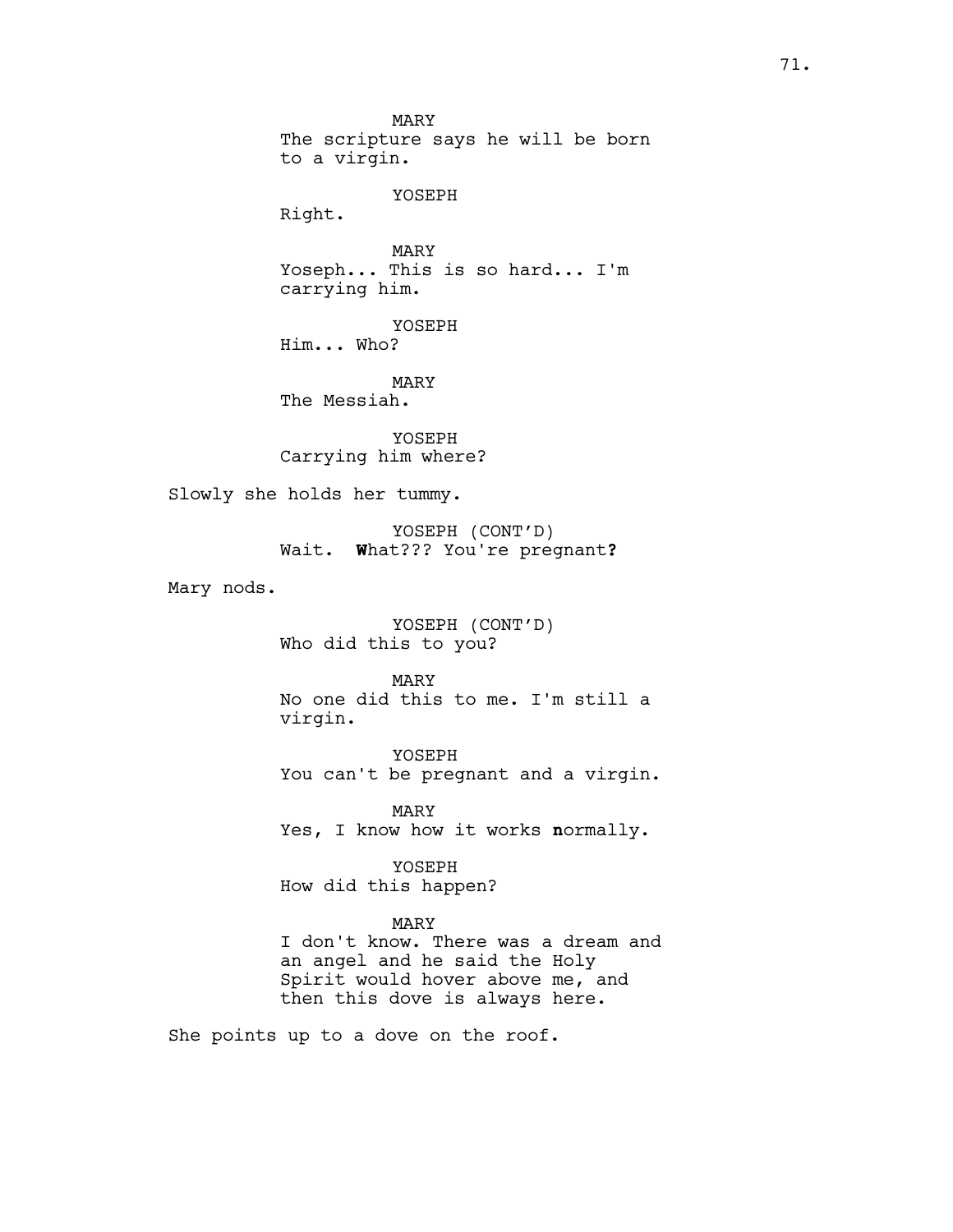MARY
The scripture says he will be born to a virgin.

YOSEPH
Right.

MARY
Yoseph... This is so hard... I'm carrying him.

YOSEPH
Him... Who?

MARY
The Messiah.

YOSEPH
Carrying him where?

Slowly she holds her tummy.

YOSEPH (CONT'D)
Wait. **W**hat??? You're pregnant**?**

Mary nods.

YOSEPH (CONT'D)
Who did this to you?

MARY
No one did this to me. I'm still a virgin.

YOSEPH
You can't be pregnant and a virgin.

MARY
Yes, I know how it works **n**ormally.

YOSEPH
How did this happen?

MARY
I don't know. There was a dream and an angel and he said the Holy Spirit would hover above me, and then this dove is always here.

She points up to a dove on the roof.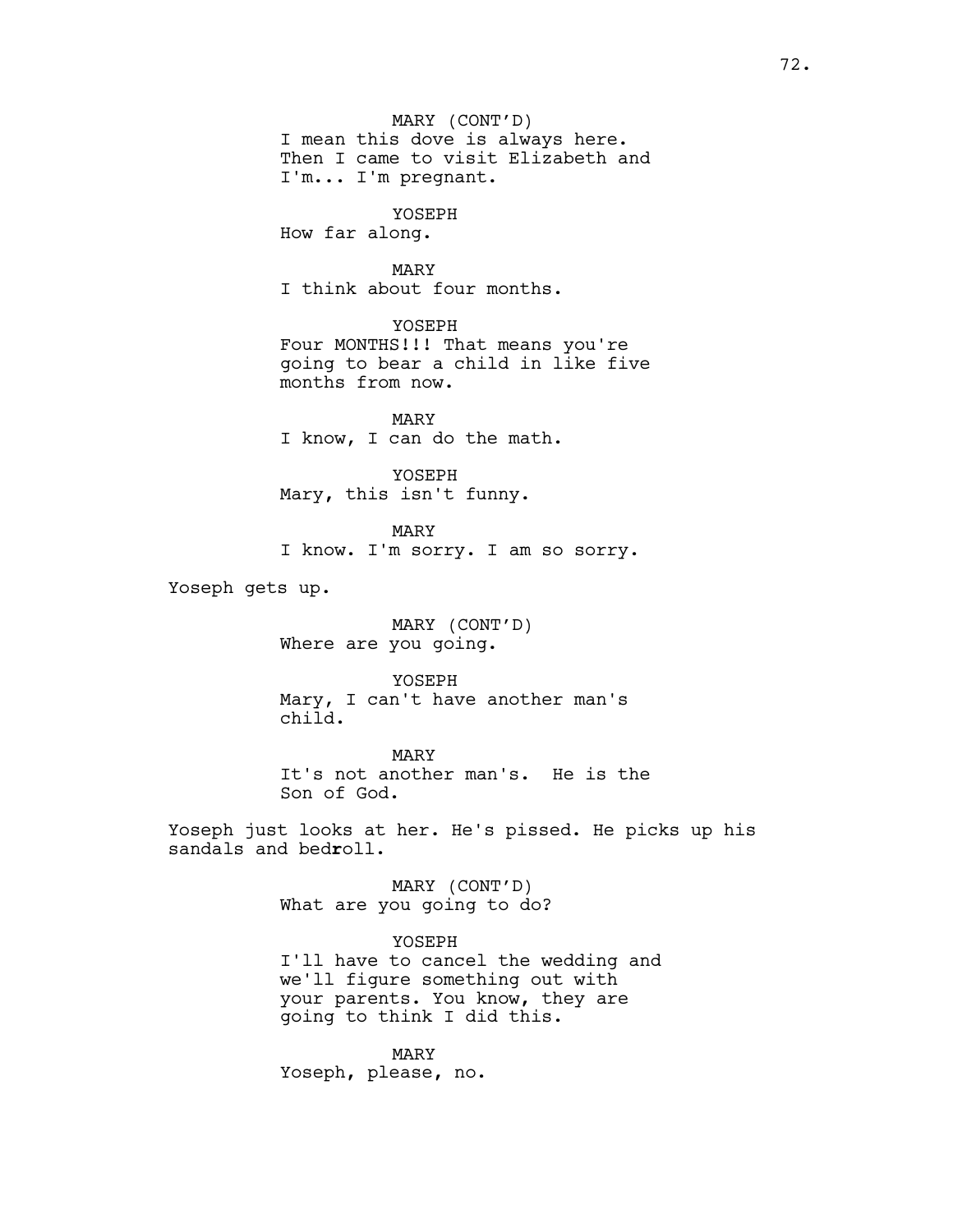MARY (CONT'D)
I mean this dove is always here. Then I came to visit Elizabeth and I'm... I'm pregnant.

YOSEPH
How far along.

MARY
I think about four months.

YOSEPH
Four MONTHS!!! That means you're going to bear a child in like five months from now.

MARY
I know, I can do the math.

YOSEPH
Mary, this isn't funny.

MARY
I know. I'm sorry. I am so sorry.

Yoseph gets up.

MARY (CONT'D)
Where are you going.

YOSEPH
Mary, I can't have another man's child.

MARY
It's not another man's.  He is the Son of God.

Yoseph just looks at her. He's pissed. He picks up his sandals and bedroll.

MARY (CONT'D)
What are you going to do?

YOSEPH
I'll have to cancel the wedding and we'll figure something out with your parents. You know, they are going to think I did this.

MARY
Yoseph, please, no.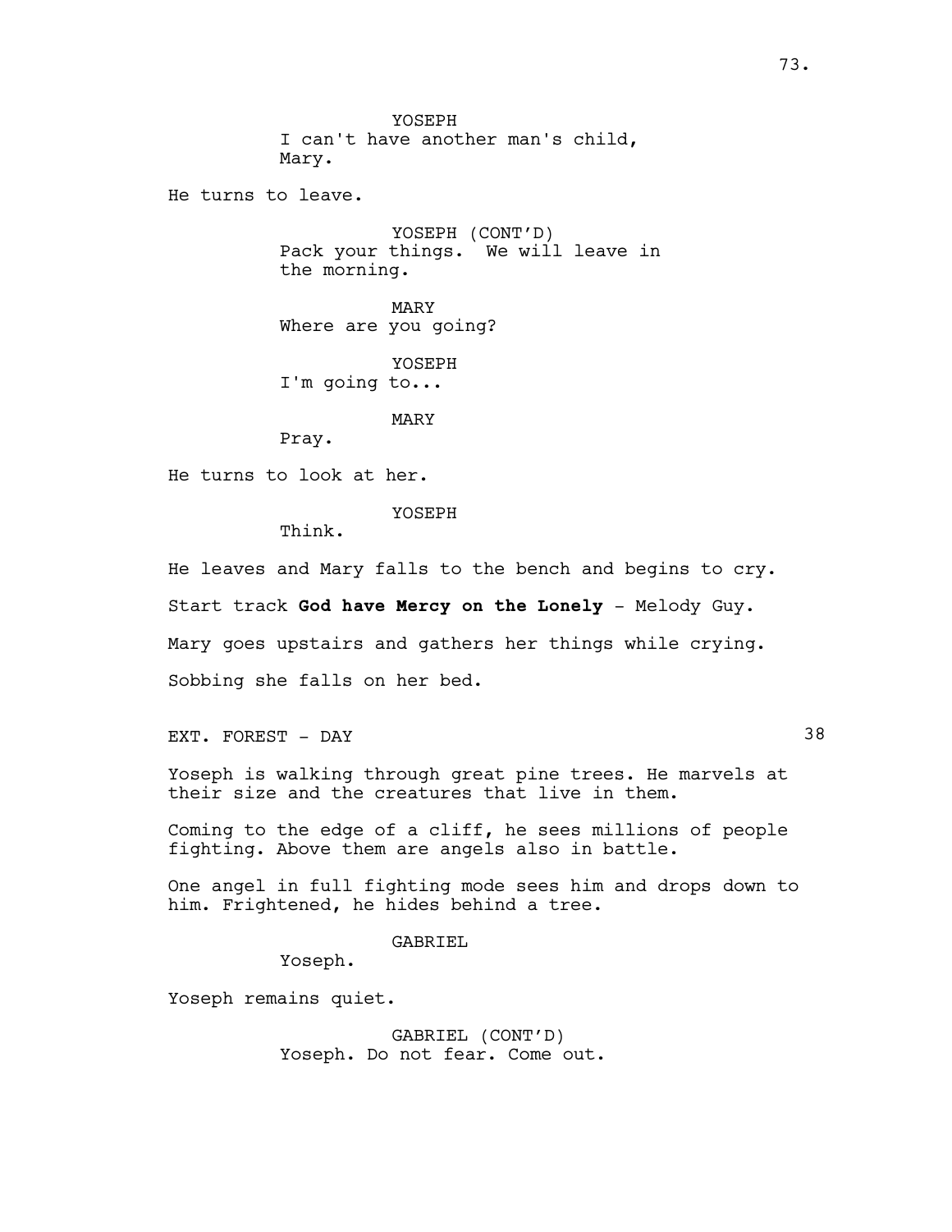YOSEPH
I can't have another man's child, Mary.

He turns to leave.

YOSEPH (CONT'D)
Pack your things. We will leave in the morning.

MARY
Where are you going?

YOSEPH
I'm going to...

MARY
Pray.

He turns to look at her.

YOSEPH
Think.

He leaves and Mary falls to the bench and begins to cry.

Start track **God have Mercy on the Lonely** - Melody Guy.

Mary goes upstairs and gathers her things while crying.

Sobbing she falls on her bed.

EXT. FOREST - DAY 38

Yoseph is walking through great pine trees. He marvels at their size and the creatures that live in them.

Coming to the edge of a cliff, he sees millions of people fighting. Above them are angels also in battle.

One angel in full fighting mode sees him and drops down to him. Frightened, he hides behind a tree.

GABRIEL
Yoseph.

Yoseph remains quiet.

GABRIEL (CONT'D)
Yoseph. Do not fear. Come out.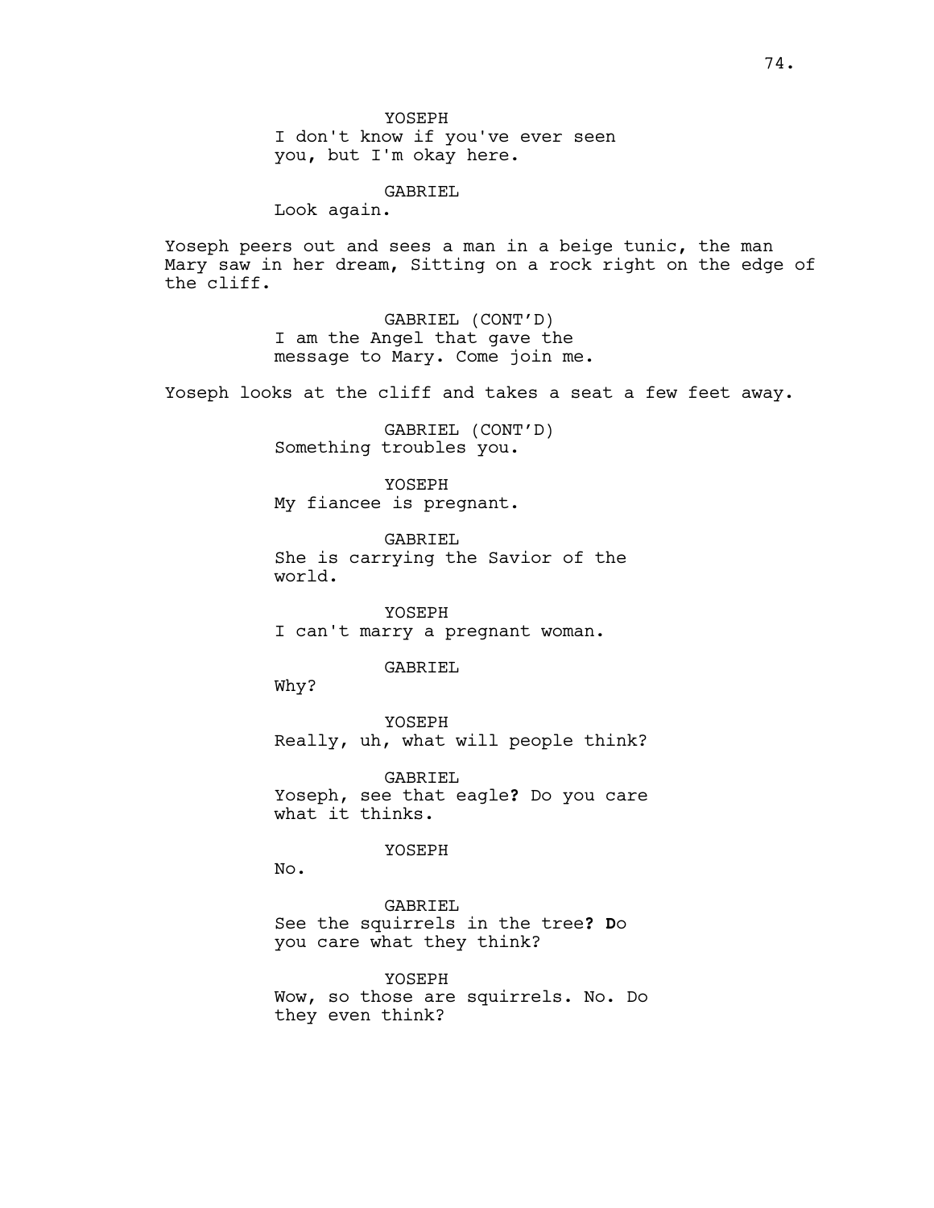YOSEPH
I don't know if you've ever seen you, but I'm okay here.

GABRIEL
Look again.

Yoseph peers out and sees a man in a beige tunic, the man Mary saw in her dream, Sitting on a rock right on the edge of the cliff.

GABRIEL (CONT'D)
I am the Angel that gave the message to Mary. Come join me.

Yoseph looks at the cliff and takes a seat a few feet away.

GABRIEL (CONT'D)
Something troubles you.

YOSEPH
My fiancee is pregnant.

GABRIEL
She is carrying the Savior of the world.

YOSEPH
I can't marry a pregnant woman.

GABRIEL
Why?

YOSEPH
Really, uh, what will people think?

GABRIEL
Yoseph, see that eagle**?** Do you care what it thinks.

YOSEPH
No.

GABRIEL
See the squirrels in the tree**? D**o you care what they think?

YOSEPH
Wow, so those are squirrels. No. Do they even think?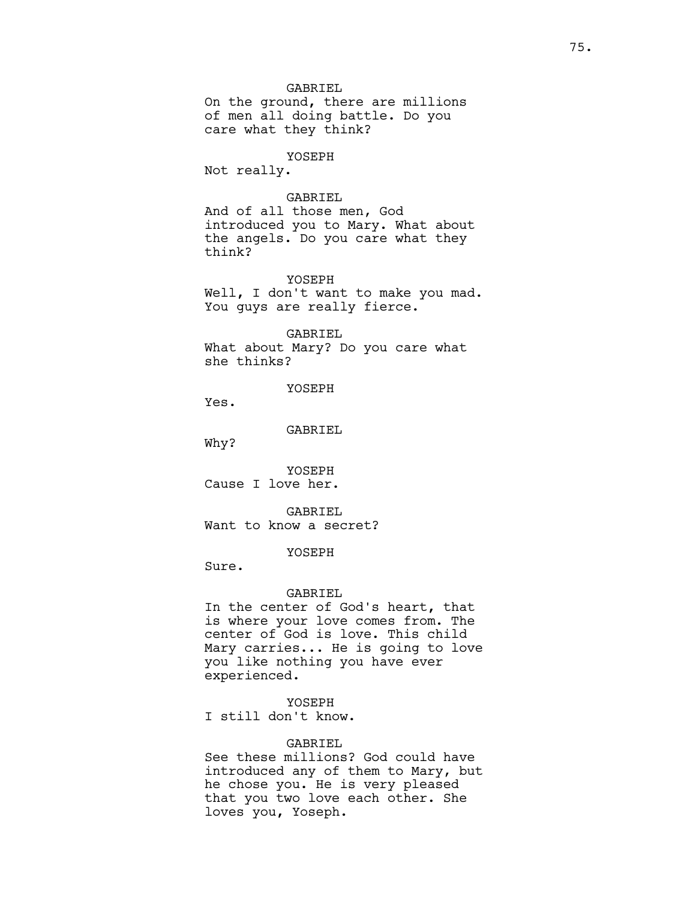GABRIEL
On the ground, there are millions of men all doing battle. Do you care what they think?

YOSEPH
Not really.

GABRIEL
And of all those men, God introduced you to Mary. What about the angels. Do you care what they think?

YOSEPH
Well, I don't want to make you mad. You guys are really fierce.

GABRIEL
What about Mary? Do you care what she thinks?

YOSEPH
Yes.

GABRIEL
Why?

YOSEPH
Cause I love her.

GABRIEL
Want to know a secret?

YOSEPH
Sure.

GABRIEL
In the center of God's heart, that is where your love comes from. The center of God is love. This child Mary carries... He is going to love you like nothing you have ever experienced.

YOSEPH
I still don't know.

GABRIEL
See these millions? God could have introduced any of them to Mary, but he chose you. He is very pleased that you two love each other. She loves you, Yoseph.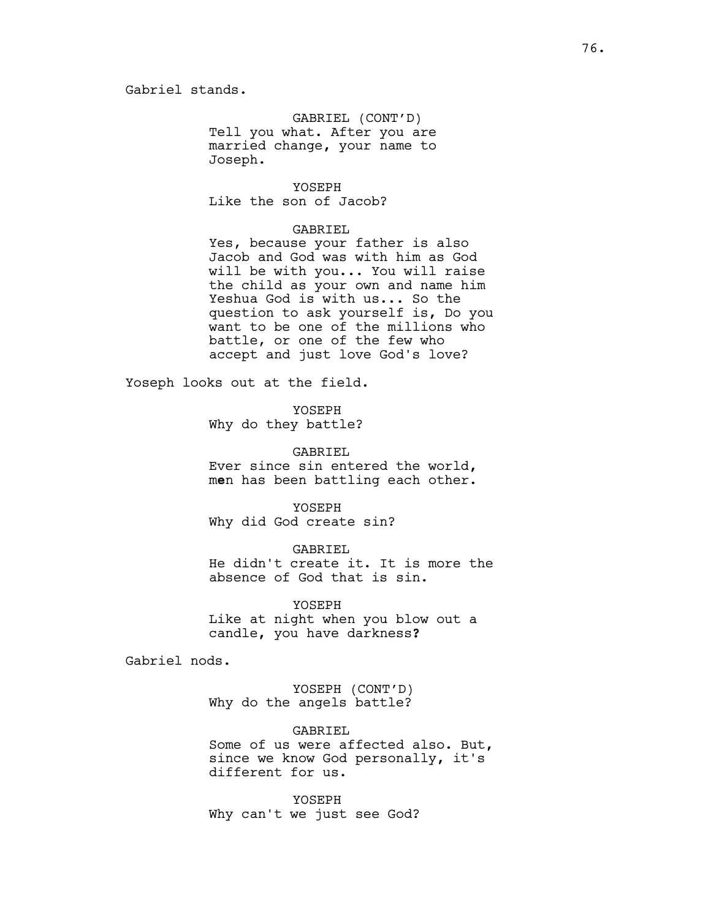Gabriel stands.

GABRIEL (CONT'D)
Tell you what. After you are married change, your name to Joseph.

YOSEPH
Like the son of Jacob?

GABRIEL
Yes, because your father is also Jacob and God was with him as God will be with you... You will raise the child as your own and name him Yeshua God is with us... So the question to ask yourself is, Do you want to be one of the millions who battle, or one of the few who accept and just love God's love?

Yoseph looks out at the field.

YOSEPH
Why do they battle?

GABRIEL
Ever since sin entered the world, men has been battling each other.

YOSEPH
Why did God create sin?

GABRIEL
He didn't create it. It is more the absence of God that is sin.

YOSEPH
Like at night when you blow out a candle, you have darkness?

Gabriel nods.

YOSEPH (CONT'D)
Why do the angels battle?

GABRIEL
Some of us were affected also. But, since we know God personally, it's different for us.

YOSEPH
Why can't we just see God?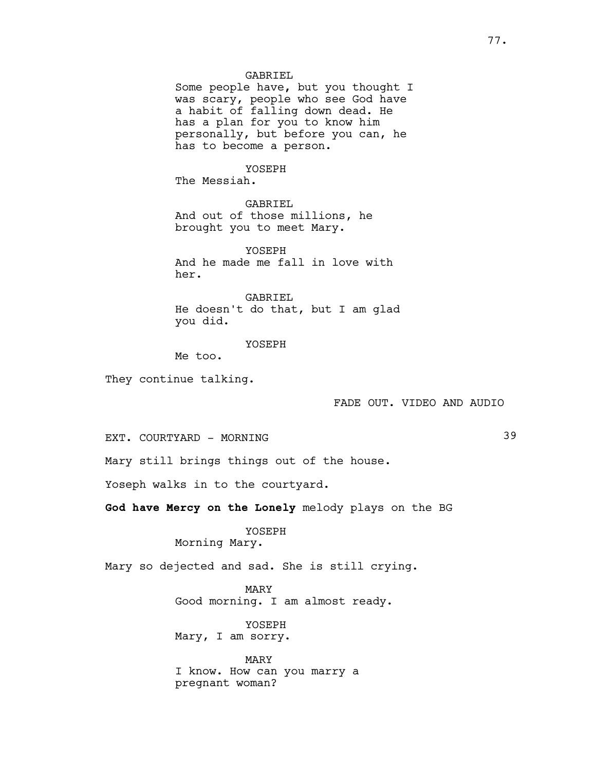GABRIEL
Some people have, but you thought I was scary, people who see God have a habit of falling down dead. He has a plan for you to know him personally, but before you can, he has to become a person.

YOSEPH
The Messiah.

GABRIEL
And out of those millions, he brought you to meet Mary.

YOSEPH
And he made me fall in love with her.

GABRIEL
He doesn't do that, but I am glad you did.

YOSEPH
Me too.

They continue talking.

FADE OUT. VIDEO AND AUDIO

EXT. COURTYARD - MORNING 39

Mary still brings things out of the house.

Yoseph walks in to the courtyard.

**God have Mercy on the Lonely** melody plays on the BG

YOSEPH
Morning Mary.

Mary so dejected and sad. She is still crying.

MARY
Good morning. I am almost ready.

YOSEPH
Mary, I am sorry.

MARY
I know. How can you marry a pregnant woman?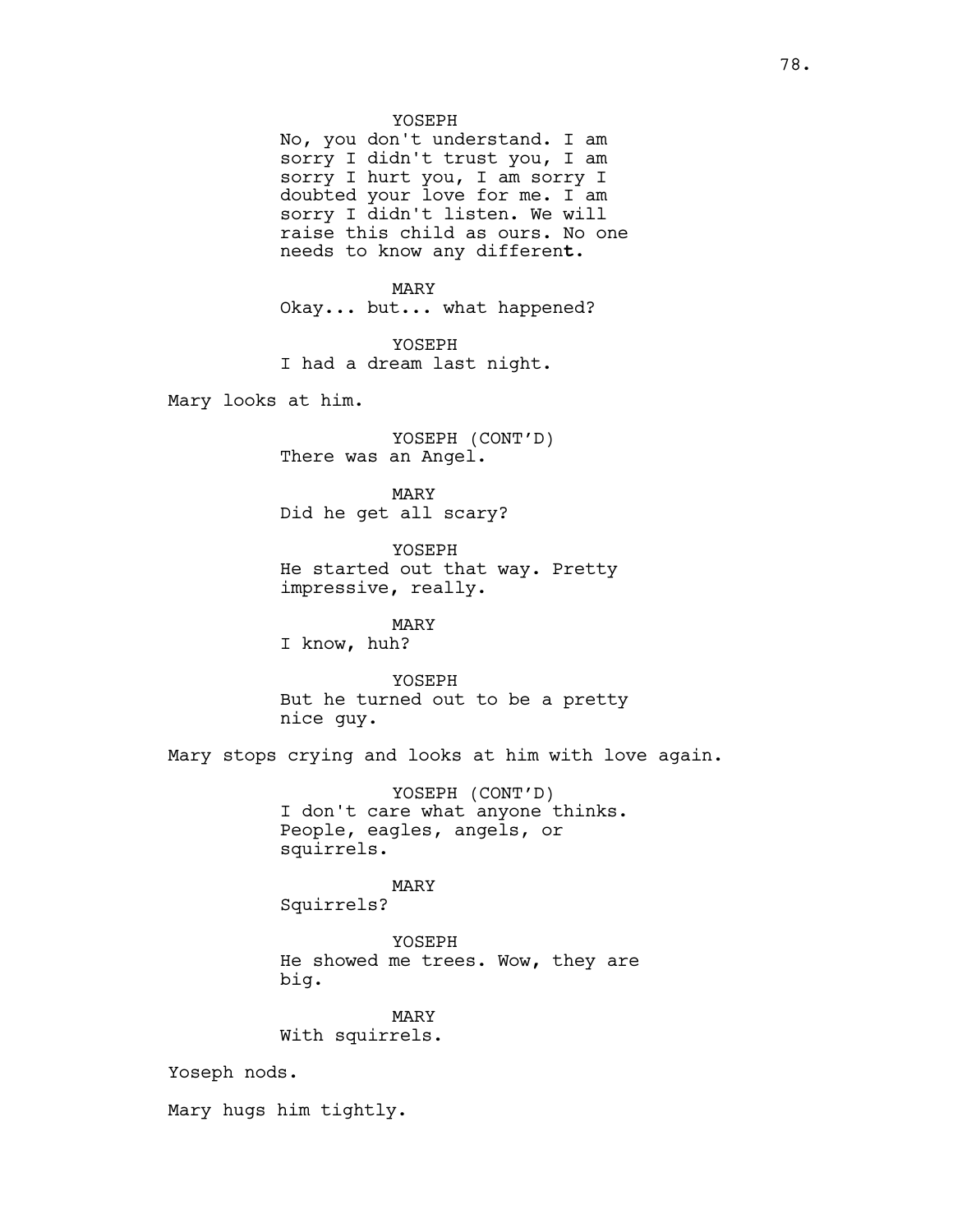YOSEPH
No, you don't understand. I am sorry I didn't trust you, I am sorry I hurt you, I am sorry I doubted your love for me. I am sorry I didn't listen. We will raise this child as ours. No one needs to know any different.

MARY
Okay... but... what happened?

YOSEPH
I had a dream last night.

Mary looks at him.

YOSEPH (CONT'D)
There was an Angel.

MARY
Did he get all scary?

YOSEPH
He started out that way. Pretty impressive, really.

MARY
I know, huh?

YOSEPH
But he turned out to be a pretty nice guy.

Mary stops crying and looks at him with love again.

YOSEPH (CONT'D)
I don't care what anyone thinks. People, eagles, angels, or squirrels.

MARY
Squirrels?

YOSEPH
He showed me trees. Wow, they are big.

MARY
With squirrels.

Yoseph nods.

Mary hugs him tightly.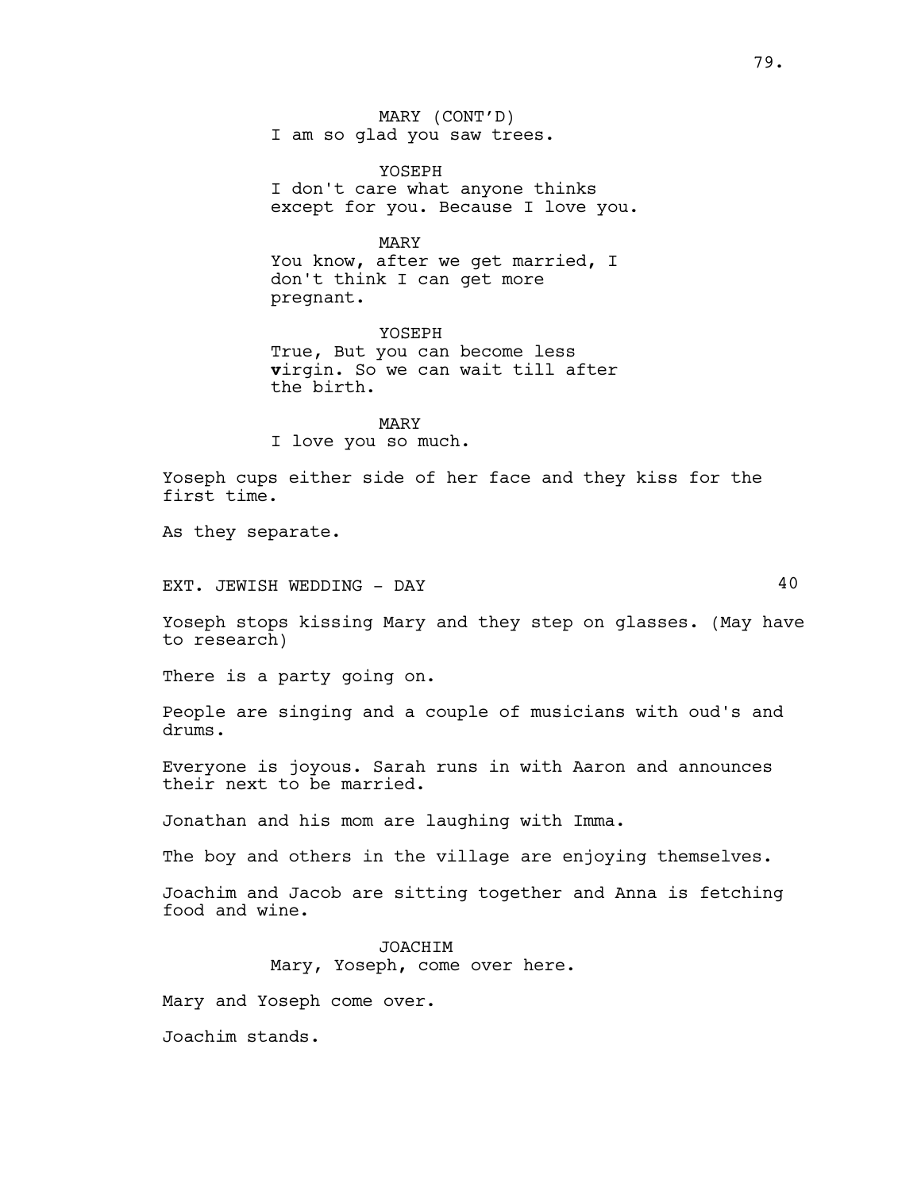MARY (CONT'D)
I am so glad you saw trees.

YOSEPH
I don't care what anyone thinks except for you. Because I love you.

MARY
You know, after we get married, I don't think I can get more pregnant.

YOSEPH
True, But you can become less **v**irgin. So we can wait till after the birth.

MARY
I love you so much.

Yoseph cups either side of her face and they kiss for the first time.

As they separate.

EXT. JEWISH WEDDING - DAY 40

Yoseph stops kissing Mary and they step on glasses. (May have to research)

There is a party going on.

People are singing and a couple of musicians with oud's and drums.

Everyone is joyous. Sarah runs in with Aaron and announces their next to be married.

Jonathan and his mom are laughing with Imma.

The boy and others in the village are enjoying themselves.

Joachim and Jacob are sitting together and Anna is fetching food and wine.

JOACHIM
Mary, Yoseph, come over here.

Mary and Yoseph come over.

Joachim stands.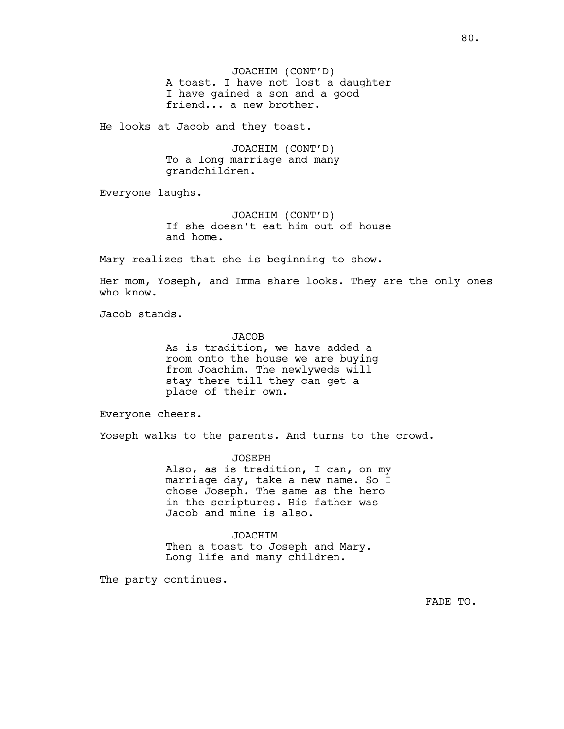JOACHIM (CONT'D)
A toast. I have not lost a daughter I have gained a son and a good friend... a new brother.

He looks at Jacob and they toast.

JOACHIM (CONT'D)
To a long marriage and many grandchildren.

Everyone laughs.

JOACHIM (CONT'D)
If she doesn't eat him out of house and home.

Mary realizes that she is beginning to show.

Her mom, Yoseph, and Imma share looks. They are the only ones who know.

Jacob stands.

JACOB
As is tradition, we have added a room onto the house we are buying from Joachim. The newlyweds will stay there till they can get a place of their own.

Everyone cheers.

Yoseph walks to the parents. And turns to the crowd.

JOSEPH
Also, as is tradition, I can, on my marriage day, take a new name. So I chose Joseph. The same as the hero in the scriptures. His father was Jacob and mine is also.

JOACHIM
Then a toast to Joseph and Mary. Long life and many children.

The party continues.

FADE TO.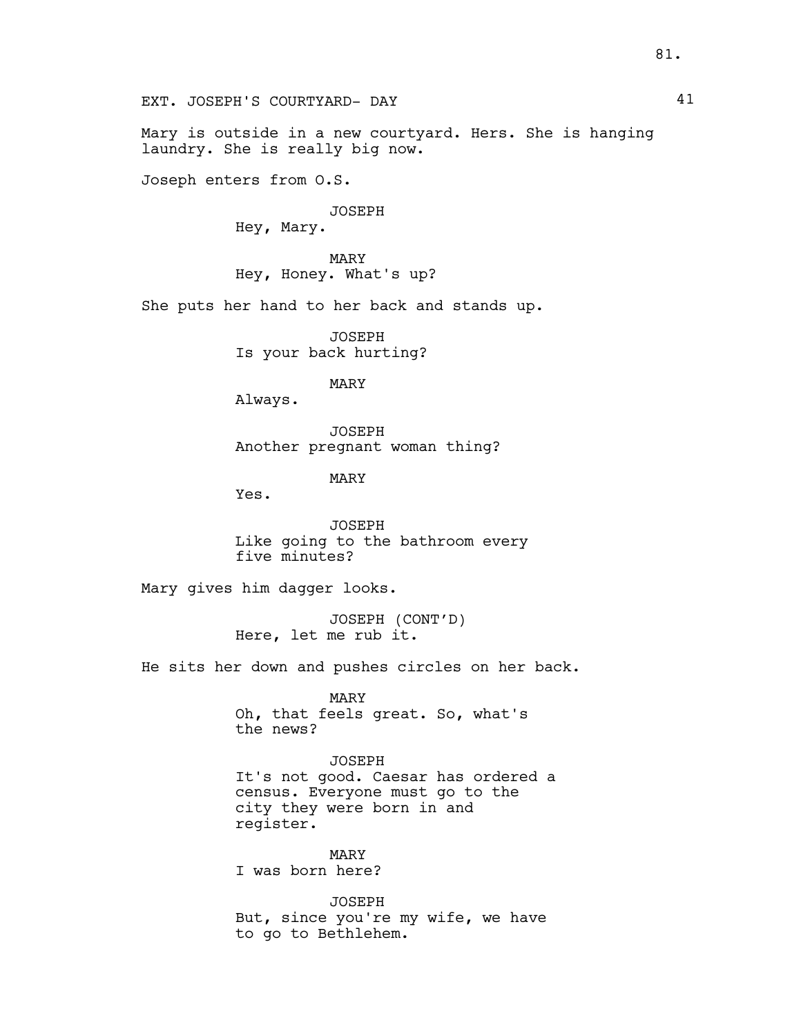EXT. JOSEPH'S COURTYARD- DAY 41

Mary is outside in a new courtyard. Hers. She is hanging laundry. She is really big now.

Joseph enters from O.S.

JOSEPH
Hey, Mary.

MARY
Hey, Honey. What's up?

She puts her hand to her back and stands up.

JOSEPH
Is your back hurting?

MARY
Always.

JOSEPH
Another pregnant woman thing?

MARY
Yes.

JOSEPH
Like going to the bathroom every five minutes?

Mary gives him dagger looks.

JOSEPH (CONT'D)
Here, let me rub it.

He sits her down and pushes circles on her back.

MARY
Oh, that feels great. So, what's the news?

JOSEPH
It's not good. Caesar has ordered a census. Everyone must go to the city they were born in and register.

MARY
I was born here?

JOSEPH
But, since you're my wife, we have to go to Bethlehem.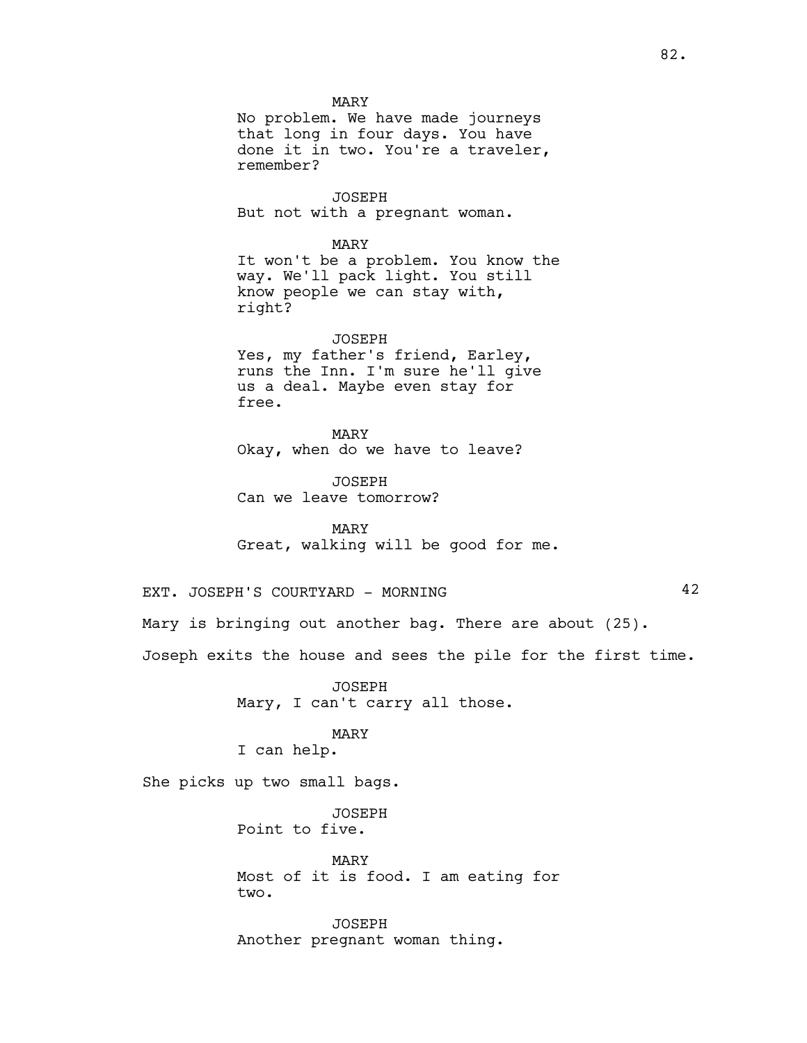MARY
No problem. We have made journeys that long in four days. You have done it in two. You're a traveler, remember?

JOSEPH
But not with a pregnant woman.

MARY
It won't be a problem. You know the way. We'll pack light. You still know people we can stay with, right?

JOSEPH
Yes, my father's friend, Earley, runs the Inn. I'm sure he'll give us a deal. Maybe even stay for free.

MARY
Okay, when do we have to leave?

JOSEPH
Can we leave tomorrow?

MARY
Great, walking will be good for me.

EXT. JOSEPH'S COURTYARD - MORNING 42

Mary is bringing out another bag. There are about (25).

Joseph exits the house and sees the pile for the first time.

JOSEPH
Mary, I can't carry all those.

MARY
I can help.

She picks up two small bags.

JOSEPH
Point to five.

MARY
Most of it is food. I am eating for two.

JOSEPH
Another pregnant woman thing.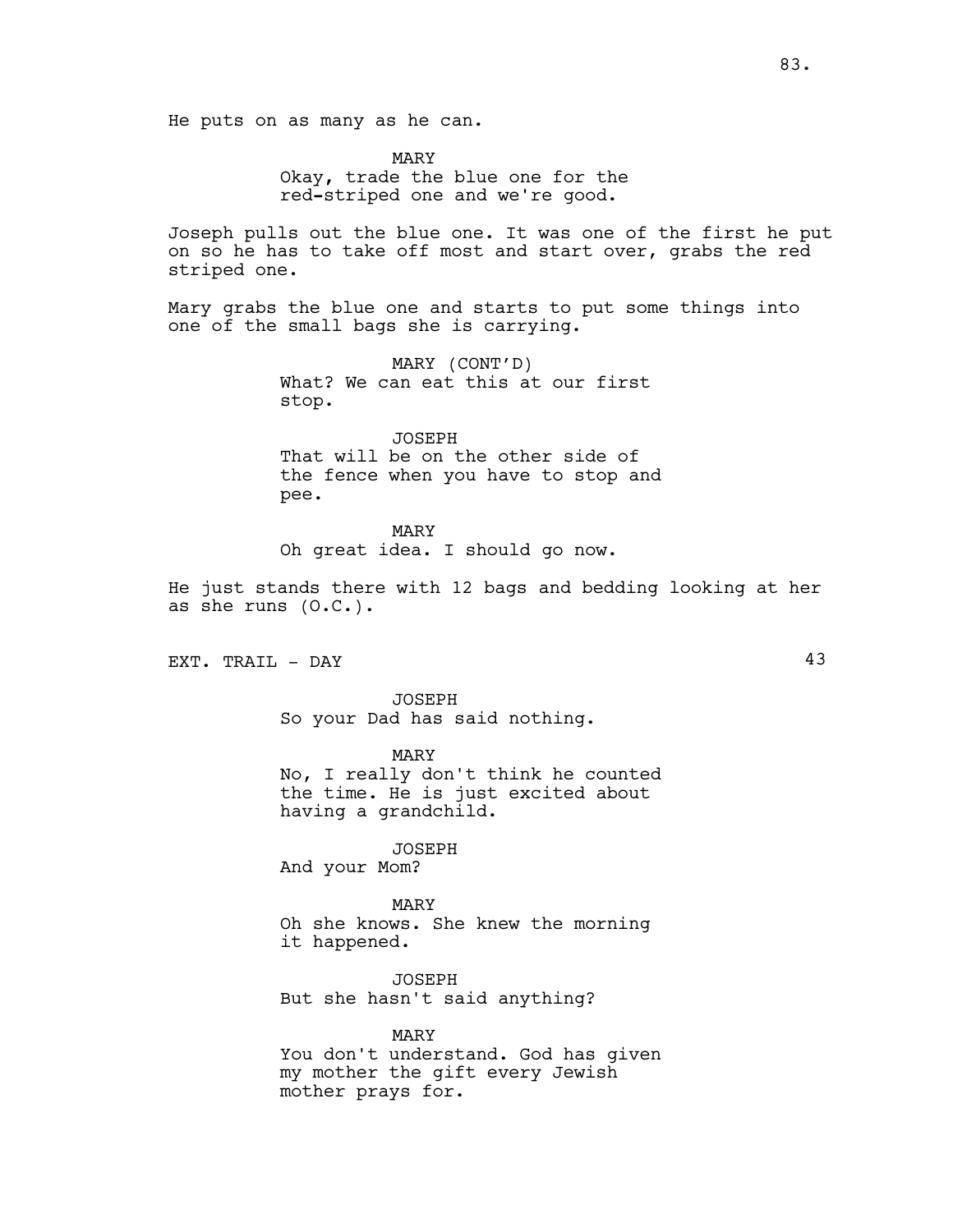He puts on as many as he can.

MARY
Okay, trade the blue one for the red-striped one and we're good.

Joseph pulls out the blue one. It was one of the first he put on so he has to take off most and start over, grabs the red striped one.

Mary grabs the blue one and starts to put some things into one of the small bags she is carrying.

MARY (CONT'D)
What? We can eat this at our first stop.

JOSEPH
That will be on the other side of the fence when you have to stop and pee.

MARY
Oh great idea. I should go now.

He just stands there with 12 bags and bedding looking at her as she runs (O.C.).

EXT. TRAIL - DAY 43

JOSEPH
So your Dad has said nothing.

MARY
No, I really don't think he counted the time. He is just excited about having a grandchild.

JOSEPH
And your Mom?

MARY
Oh she knows. She knew the morning it happened.

JOSEPH
But she hasn't said anything?

MARY
You don't understand. God has given my mother the gift every Jewish mother prays for.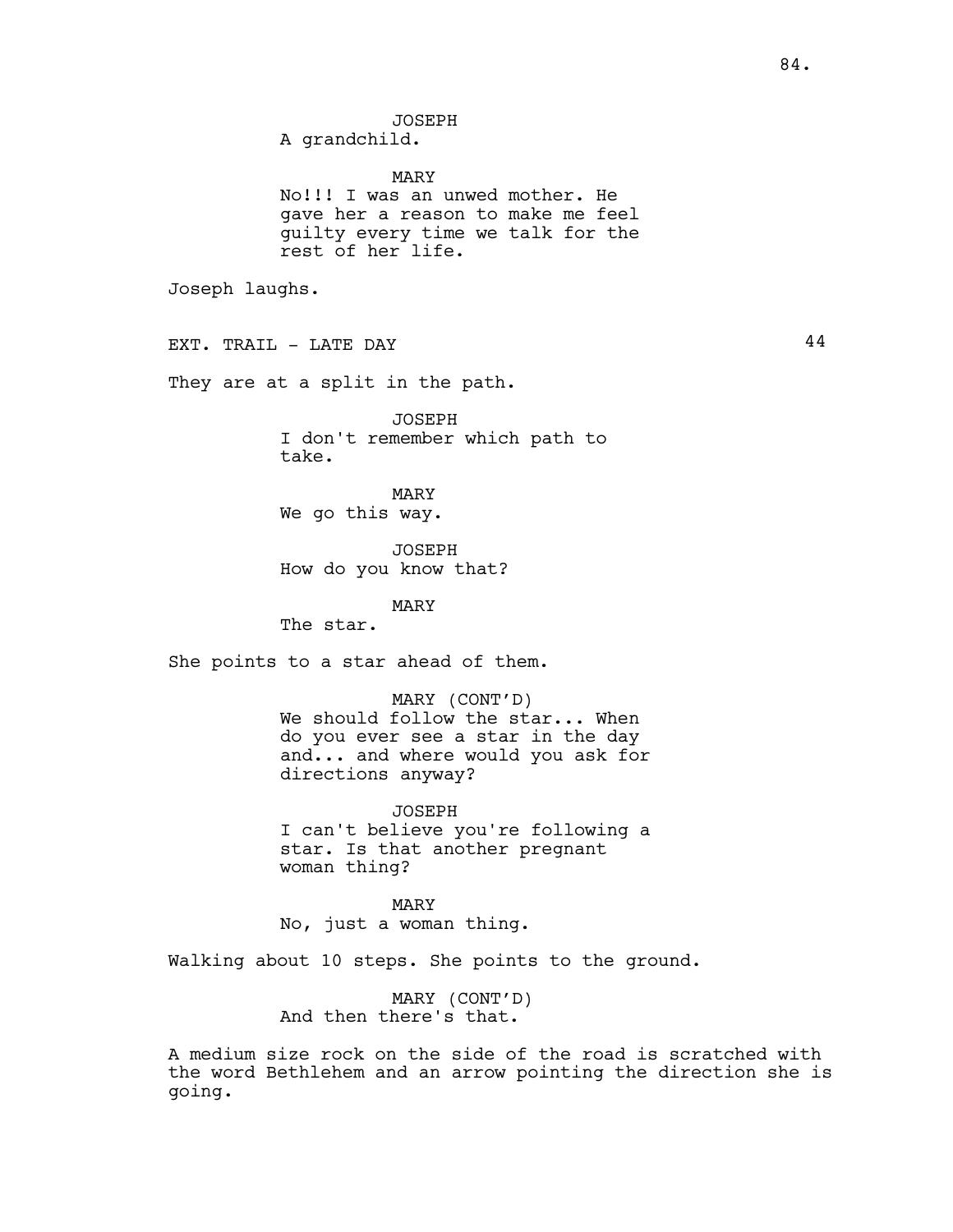JOSEPH
A grandchild.

MARY
No!!! I was an unwed mother. He gave her a reason to make me feel guilty every time we talk for the rest of her life.

Joseph laughs.

EXT. TRAIL - LATE DAY 44

They are at a split in the path.

JOSEPH
I don't remember which path to take.

MARY
We go this way.

JOSEPH
How do you know that?

MARY
The star.

She points to a star ahead of them.

MARY (CONT'D)
We should follow the star... When do you ever see a star in the day and... and where would you ask for directions anyway?

JOSEPH
I can't believe you're following a star. Is that another pregnant woman thing?

MARY
No, just a woman thing.

Walking about 10 steps. She points to the ground.

MARY (CONT'D)
And then there's that.

A medium size rock on the side of the road is scratched with the word Bethlehem and an arrow pointing the direction she is going.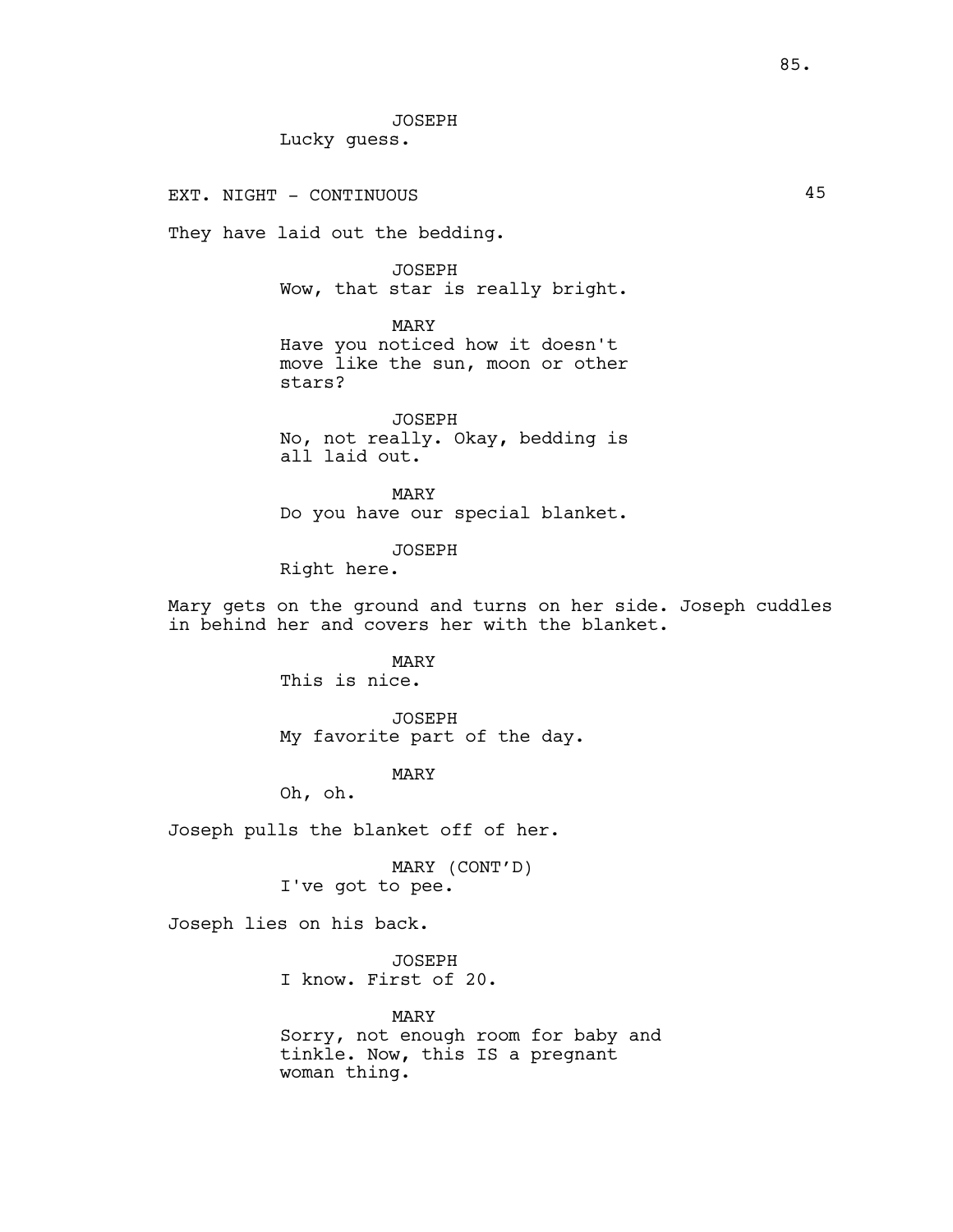JOSEPH
Lucky guess.

EXT. NIGHT - CONTINUOUS 45

They have laid out the bedding.

JOSEPH
Wow, that star is really bright.

MARY
Have you noticed how it doesn't move like the sun, moon or other stars?

JOSEPH
No, not really. Okay, bedding is all laid out.

MARY
Do you have our special blanket.

JOSEPH
Right here.

Mary gets on the ground and turns on her side. Joseph cuddles in behind her and covers her with the blanket.

MARY
This is nice.

JOSEPH
My favorite part of the day.

MARY
Oh, oh.

Joseph pulls the blanket off of her.

MARY (CONT'D)
I've got to pee.

Joseph lies on his back.

JOSEPH
I know. First of 20.

MARY
Sorry, not enough room for baby and tinkle. Now, this IS a pregnant woman thing.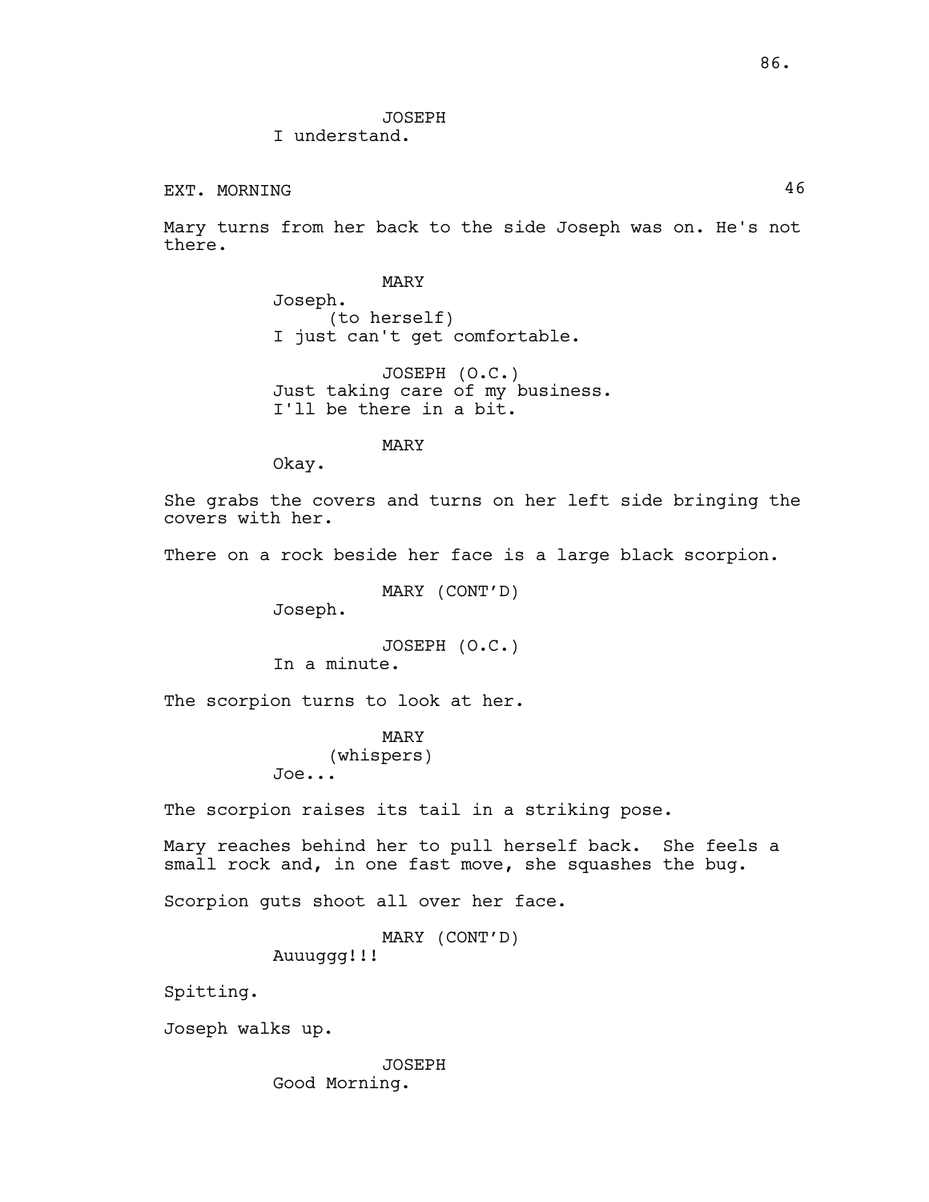JOSEPH
I understand.

EXT. MORNING 46

Mary turns from her back to the side Joseph was on. He's not there.

MARY
Joseph.
(to herself)
I just can't get comfortable.

JOSEPH (O.C.)
Just taking care of my business.
I'll be there in a bit.

MARY
Okay.

She grabs the covers and turns on her left side bringing the covers with her.

There on a rock beside her face is a large black scorpion.

MARY (CONT'D)
Joseph.

JOSEPH (O.C.)
In a minute.

The scorpion turns to look at her.

MARY
(whispers)
Joe...

The scorpion raises its tail in a striking pose.

Mary reaches behind her to pull herself back. She feels a small rock and, in one fast move, she squashes the bug.

Scorpion guts shoot all over her face.

MARY (CONT'D)
Auuuggg!!!

Spitting.

Joseph walks up.

JOSEPH
Good Morning.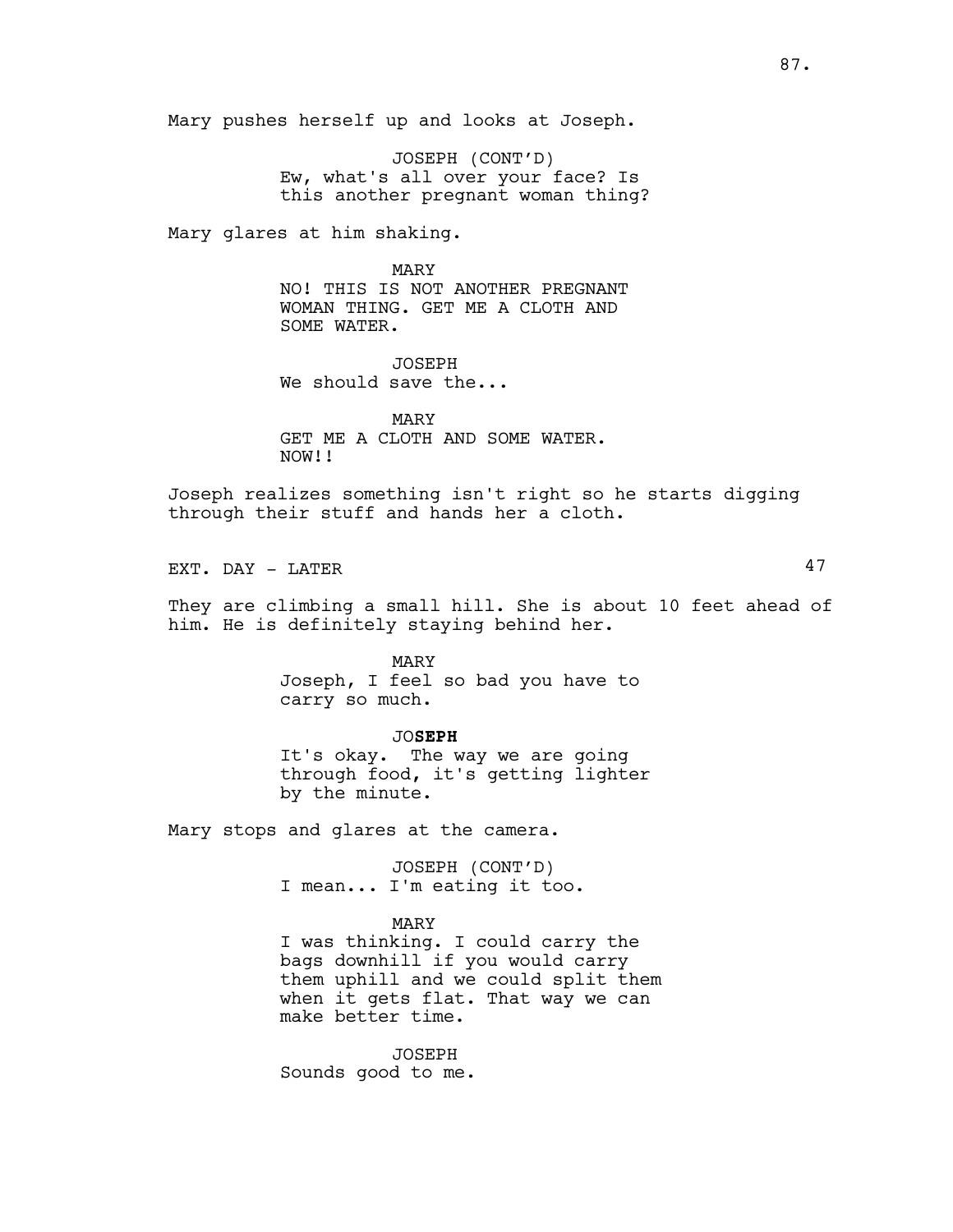Mary pushes herself up and looks at Joseph.

JOSEPH (CONT'D)
Ew, what's all over your face? Is this another pregnant woman thing?

Mary glares at him shaking.

MARY
NO! THIS IS NOT ANOTHER PREGNANT WOMAN THING. GET ME A CLOTH AND SOME WATER.

JOSEPH
We should save the...

MARY
GET ME A CLOTH AND SOME WATER. NOW!!

Joseph realizes something isn't right so he starts digging through their stuff and hands her a cloth.

EXT. DAY - LATER 47

They are climbing a small hill. She is about 10 feet ahead of him. He is definitely staying behind her.

MARY
Joseph, I feel so bad you have to carry so much.

JO**SEPH**
It's okay. The way we are going through food, it's getting lighter by the minute.

Mary stops and glares at the camera.

JOSEPH (CONT'D)
I mean... I'm eating it too.

MARY
I was thinking. I could carry the bags downhill if you would carry them uphill and we could split them when it gets flat. That way we can make better time.

JOSEPH
Sounds good to me.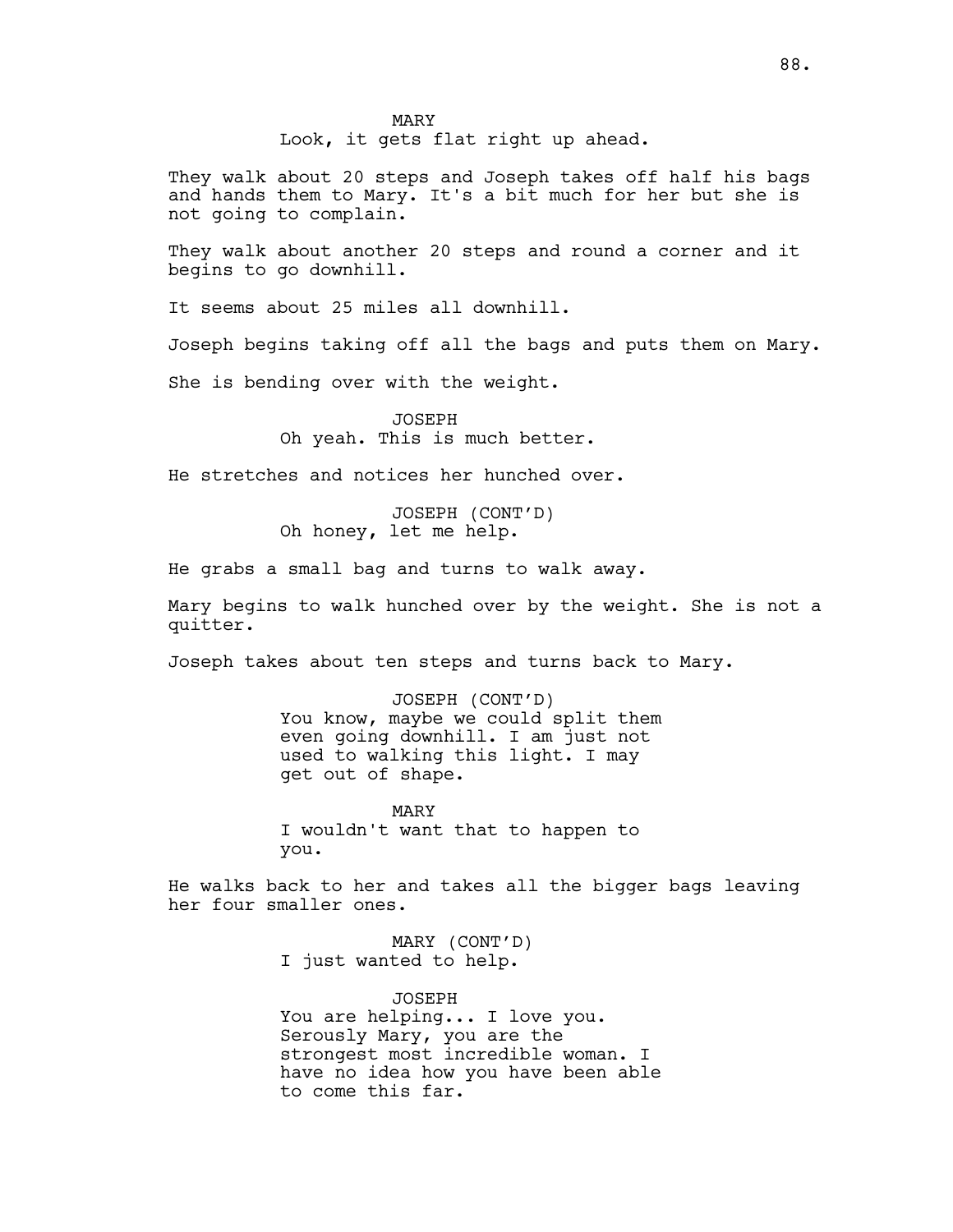MARY
Look, it gets flat right up ahead.

They walk about 20 steps and Joseph takes off half his bags and hands them to Mary. It's a bit much for her but she is not going to complain.

They walk about another 20 steps and round a corner and it begins to go downhill.

It seems about 25 miles all downhill.

Joseph begins taking off all the bags and puts them on Mary.

She is bending over with the weight.

JOSEPH
Oh yeah. This is much better.

He stretches and notices her hunched over.

JOSEPH (CONT'D)
Oh honey, let me help.

He grabs a small bag and turns to walk away.

Mary begins to walk hunched over by the weight. She is not a quitter.

Joseph takes about ten steps and turns back to Mary.

JOSEPH (CONT'D)
You know, maybe we could split them even going downhill. I am just not used to walking this light. I may get out of shape.

MARY
I wouldn't want that to happen to you.

He walks back to her and takes all the bigger bags leaving her four smaller ones.

MARY (CONT'D)
I just wanted to help.

JOSEPH
You are helping... I love you. Serously Mary, you are the strongest most incredible woman. I have no idea how you have been able to come this far.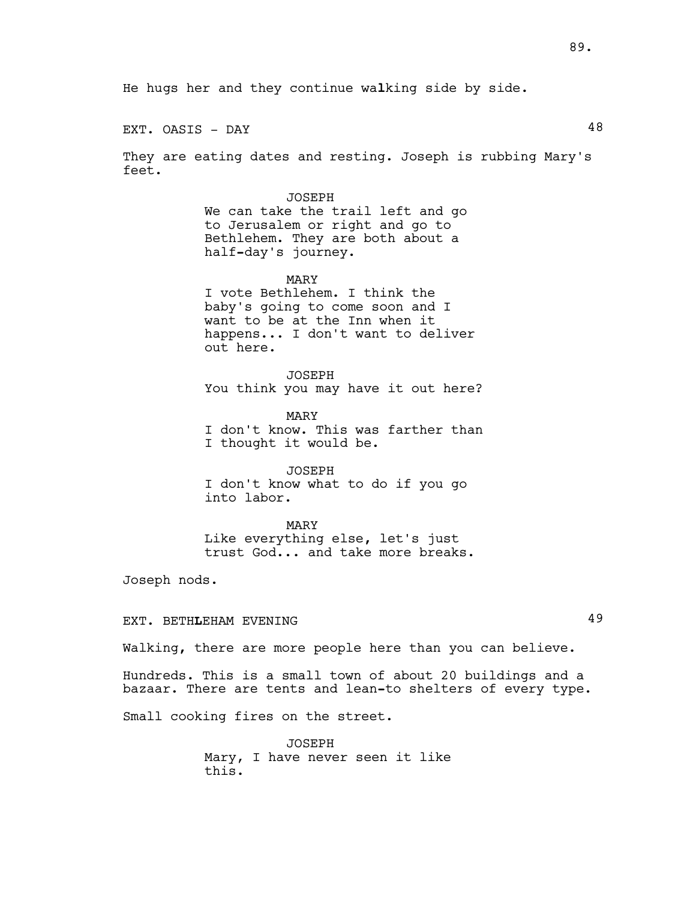He hugs her and they continue walking side by side.

EXT. OASIS - DAY 48

They are eating dates and resting. Joseph is rubbing Mary's feet.

JOSEPH
We can take the trail left and go to Jerusalem or right and go to Bethlehem. They are both about a half-day's journey.

MARY
I vote Bethlehem. I think the baby's going to come soon and I want to be at the Inn when it happens... I don't want to deliver out here.

JOSEPH
You think you may have it out here?

MARY
I don't know. This was farther than I thought it would be.

JOSEPH
I don't know what to do if you go into labor.

MARY
Like everything else, let's just trust God... and take more breaks.

Joseph nods.

EXT. BETHLEHAM EVENING 49

Walking, there are more people here than you can believe.

Hundreds. This is a small town of about 20 buildings and a bazaar. There are tents and lean-to shelters of every type.

Small cooking fires on the street.

JOSEPH
Mary, I have never seen it like this.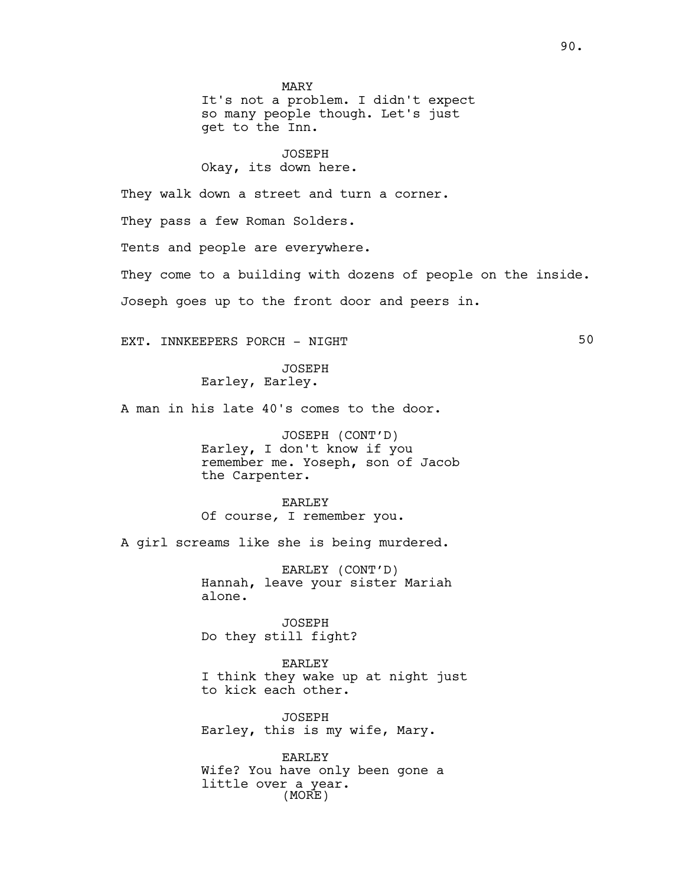MARY
It's not a problem. I didn't expect so many people though. Let's just get to the Inn.

JOSEPH
Okay, its down here.

They walk down a street and turn a corner.

They pass a few Roman Solders.

Tents and people are everywhere.

They come to a building with dozens of people on the inside.

Joseph goes up to the front door and peers in.

EXT. INNKEEPERS PORCH - NIGHT 50

JOSEPH
Earley, Earley.

A man in his late 40's comes to the door.

JOSEPH (CONT'D)
Earley, I don't know if you remember me. Yoseph, son of Jacob the Carpenter.

EARLEY
Of course, I remember you.

A girl screams like she is being murdered.

EARLEY (CONT'D)
Hannah, leave your sister Mariah alone.

JOSEPH
Do they still fight?

EARLEY
I think they wake up at night just to kick each other.

JOSEPH
Earley, this is my wife, Mary.

EARLEY
Wife? You have only been gone a little over a year.
(MORE)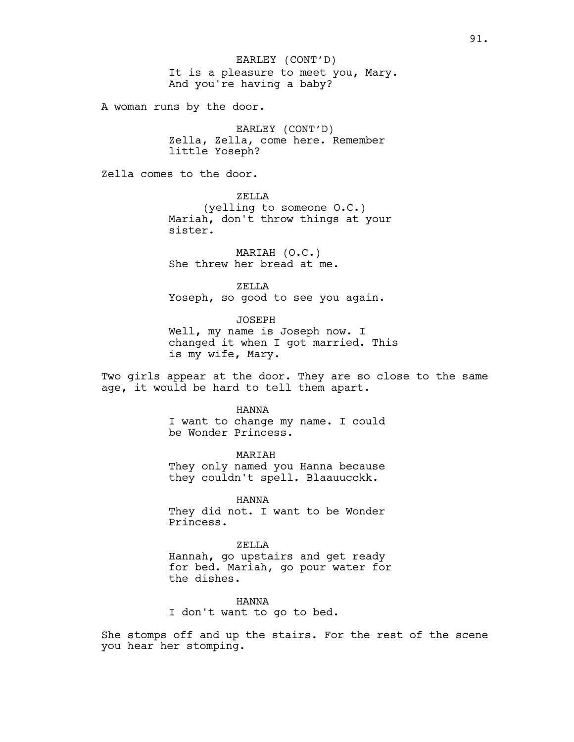EARLEY (CONT'D)
It is a pleasure to meet you, Mary.
And you're having a baby?

A woman runs by the door.

EARLEY (CONT'D)
Zella, Zella, come here. Remember
little Yoseph?

Zella comes to the door.

ZELLA
(yelling to someone O.C.)
Mariah, don't throw things at your
sister.

MARIAH (O.C.)
She threw her bread at me.

ZELLA
Yoseph, so good to see you again.

JOSEPH
Well, my name is Joseph now. I
changed it when I got married. This
is my wife, Mary.

Two girls appear at the door. They are so close to the same age, it would be hard to tell them apart.

HANNA
I want to change my name. I could
be Wonder Princess.

MARIAH
They only named you Hanna because
they couldn't spell. Blaauucckk.

HANNA
They did not. I want to be Wonder
Princess.

ZELLA
Hannah, go upstairs and get ready
for bed. Mariah, go pour water for
the dishes.

HANNA
I don't want to go to bed.

She stomps off and up the stairs. For the rest of the scene you hear her stomping.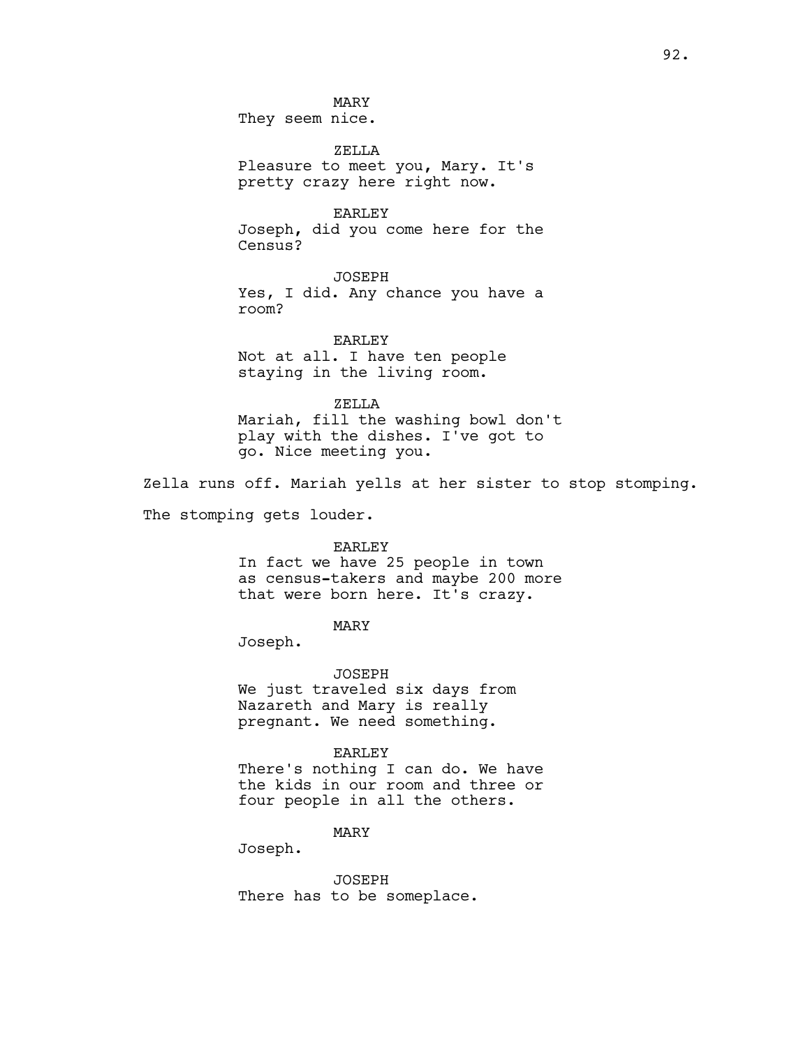MARY
They seem nice.

ZELLA
Pleasure to meet you, Mary. It's pretty crazy here right now.

EARLEY
Joseph, did you come here for the Census?

JOSEPH
Yes, I did. Any chance you have a room?

EARLEY
Not at all. I have ten people staying in the living room.

ZELLA
Mariah, fill the washing bowl don't play with the dishes. I've got to go. Nice meeting you.

Zella runs off. Mariah yells at her sister to stop stomping.

The stomping gets louder.

EARLEY
In fact we have 25 people in town as census-takers and maybe 200 more that were born here. It's crazy.

MARY
Joseph.

JOSEPH
We just traveled six days from Nazareth and Mary is really pregnant. We need something.

EARLEY
There's nothing I can do. We have the kids in our room and three or four people in all the others.

MARY
Joseph.

JOSEPH
There has to be someplace.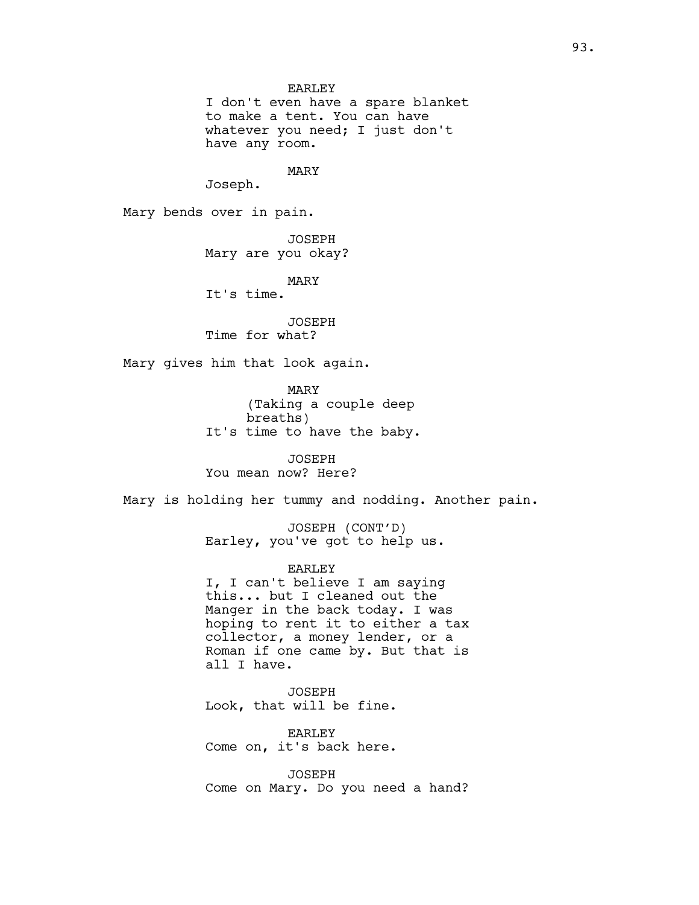EARLEY
I don't even have a spare blanket to make a tent. You can have whatever you need; I just don't have any room.

MARY
Joseph.

Mary bends over in pain.

JOSEPH
Mary are you okay?

MARY
It's time.

JOSEPH
Time for what?

Mary gives him that look again.

MARY
(Taking a couple deep breaths)
It's time to have the baby.

JOSEPH
You mean now? Here?

Mary is holding her tummy and nodding. Another pain.

JOSEPH (CONT'D)
Earley, you've got to help us.

EARLEY
I, I can't believe I am saying this... but I cleaned out the Manger in the back today. I was hoping to rent it to either a tax collector, a money lender, or a Roman if one came by. But that is all I have.

JOSEPH
Look, that will be fine.

EARLEY
Come on, it's back here.

JOSEPH
Come on Mary. Do you need a hand?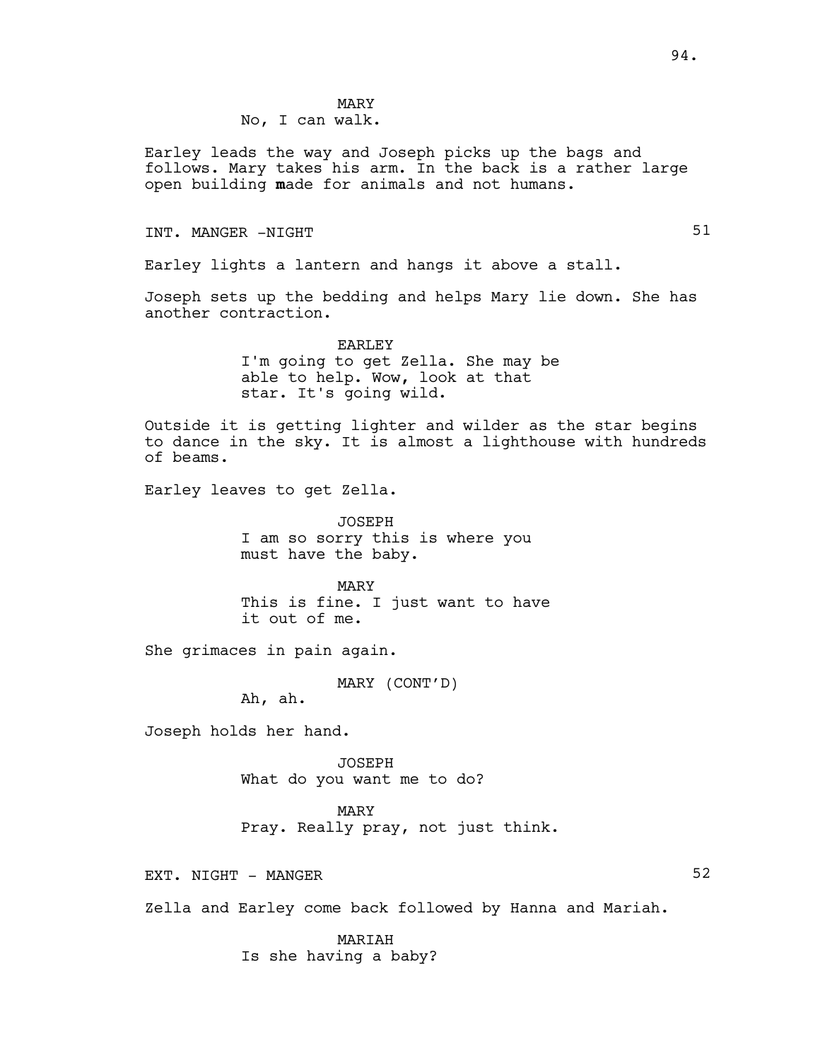MARY
No, I can walk.

Earley leads the way and Joseph picks up the bags and follows. Mary takes his arm. In the back is a rather large open building **m**ade for animals and not humans.

INT. MANGER -NIGHT 51

Earley lights a lantern and hangs it above a stall.

Joseph sets up the bedding and helps Mary lie down. She has another contraction.

EARLEY
I'm going to get Zella. She may be able to help. Wow, look at that star. It's going wild.

Outside it is getting lighter and wilder as the star begins to dance in the sky. It is almost a lighthouse with hundreds of beams.

Earley leaves to get Zella.

JOSEPH
I am so sorry this is where you must have the baby.

MARY
This is fine. I just want to have it out of me.

She grimaces in pain again.

MARY (CONT'D)
Ah, ah.

Joseph holds her hand.

JOSEPH
What do you want me to do?

MARY
Pray. Really pray, not just think.

EXT. NIGHT - MANGER 52

Zella and Earley come back followed by Hanna and Mariah.

MARIAH
Is she having a baby?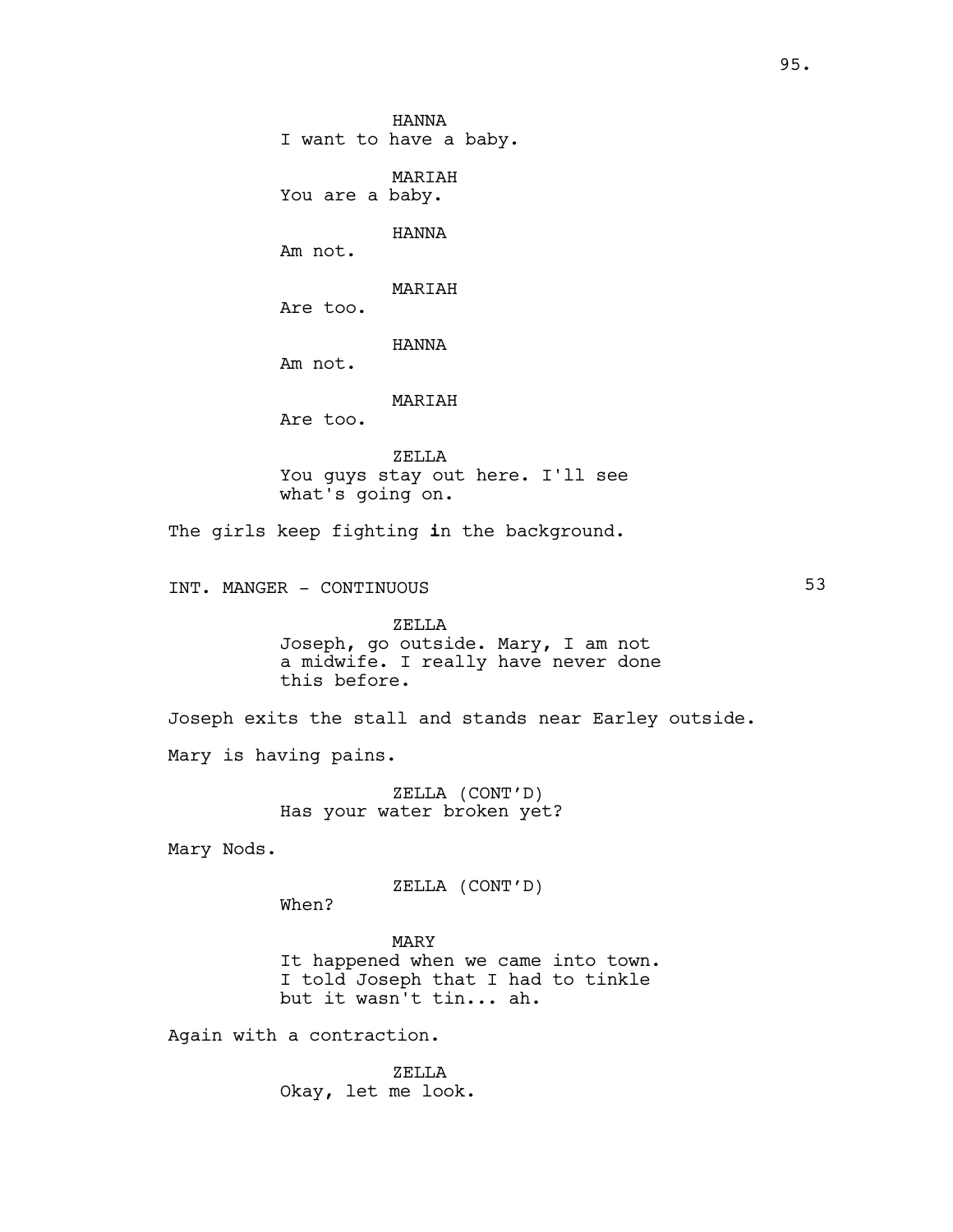HANNA
I want to have a baby.

MARIAH
You are a baby.

HANNA
Am not.

MARIAH
Are too.

HANNA
Am not.

MARIAH
Are too.

ZELLA
You guys stay out here. I'll see what's going on.

The girls keep fighting in the background.

INT. MANGER - CONTINUOUS 53

ZELLA
Joseph, go outside. Mary, I am not a midwife. I really have never done this before.

Joseph exits the stall and stands near Earley outside.

Mary is having pains.

ZELLA (CONT'D)
Has your water broken yet?

Mary Nods.

ZELLA (CONT'D)
When?

MARY
It happened when we came into town. I told Joseph that I had to tinkle but it wasn't tin... ah.

Again with a contraction.

ZELLA
Okay, let me look.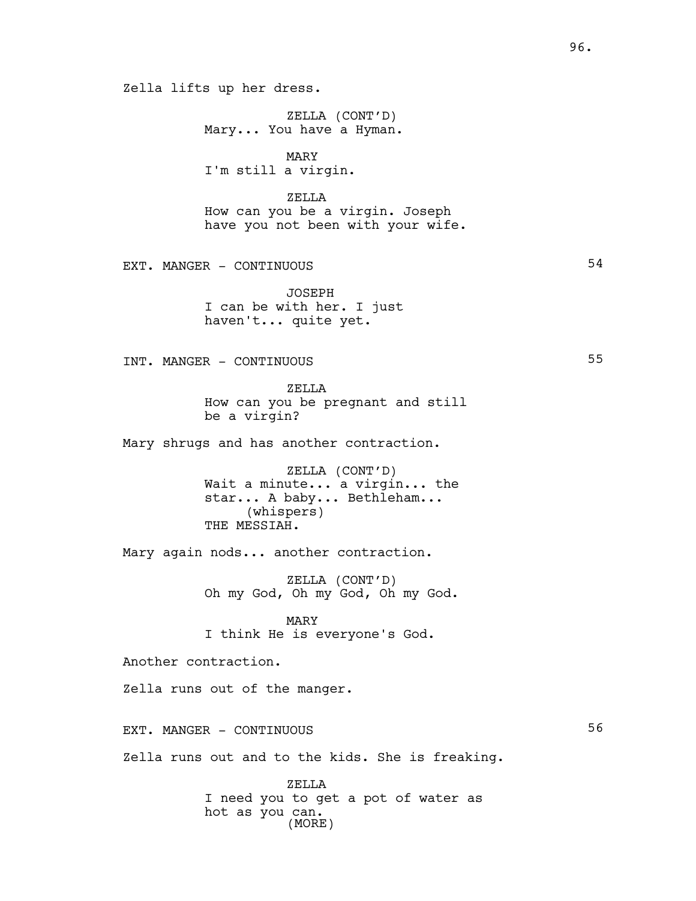Zella lifts up her dress.

ZELLA (CONT'D)
Mary... You have a Hyman.

MARY
I'm still a virgin.

ZELLA
How can you be a virgin. Joseph have you not been with your wife.

EXT. MANGER - CONTINUOUS 54

JOSEPH
I can be with her. I just haven't... quite yet.

INT. MANGER - CONTINUOUS 55

ZELLA
How can you be pregnant and still be a virgin?

Mary shrugs and has another contraction.

ZELLA (CONT'D)
Wait a minute... a virgin... the star... A baby... Bethleham...
(whispers)
THE MESSIAH.

Mary again nods... another contraction.

ZELLA (CONT'D)
Oh my God, Oh my God, Oh my God.

MARY
I think He is everyone's God.

Another contraction.

Zella runs out of the manger.

EXT. MANGER - CONTINUOUS 56

Zella runs out and to the kids. She is freaking.

ZELLA
I need you to get a pot of water as hot as you can.
(MORE)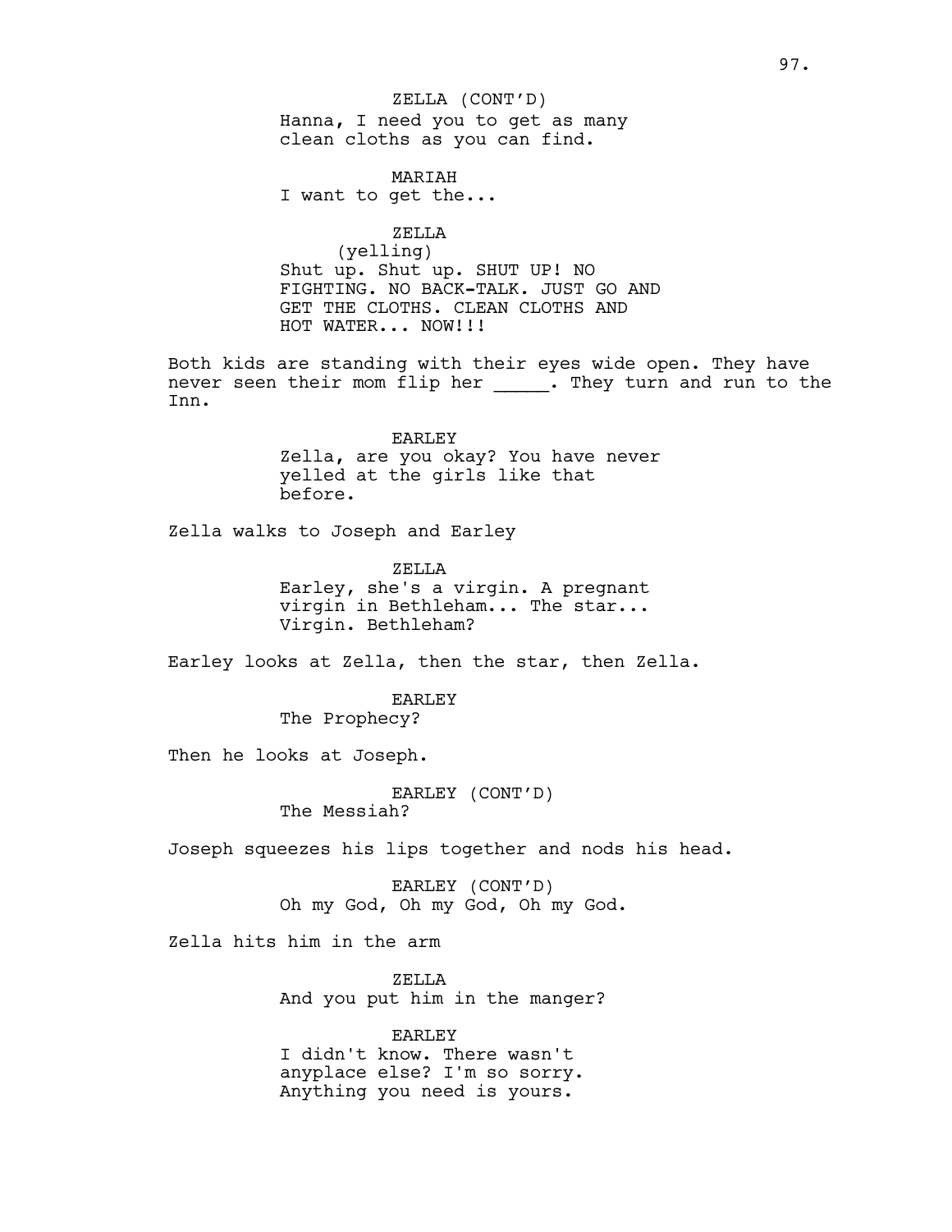ZELLA (CONT'D)
Hanna, I need you to get as many clean cloths as you can find.

MARIAH
I want to get the...

ZELLA
(yelling)
Shut up. Shut up. SHUT UP! NO FIGHTING. NO BACK-TALK. JUST GO AND GET THE CLOTHS. CLEAN CLOTHS AND HOT WATER... NOW!!!

Both kids are standing with their eyes wide open. They have never seen their mom flip her _____. They turn and run to the Inn.

EARLEY
Zella, are you okay? You have never yelled at the girls like that before.

Zella walks to Joseph and Earley

ZELLA
Earley, she's a virgin. A pregnant virgin in Bethleham... The star... Virgin. Bethleham?

Earley looks at Zella, then the star, then Zella.

EARLEY
The Prophecy?

Then he looks at Joseph.

EARLEY (CONT'D)
The Messiah?

Joseph squeezes his lips together and nods his head.

EARLEY (CONT'D)
Oh my God, Oh my God, Oh my God.

Zella hits him in the arm

ZELLA
And you put him in the manger?

EARLEY
I didn't know. There wasn't anyplace else? I'm so sorry. Anything you need is yours.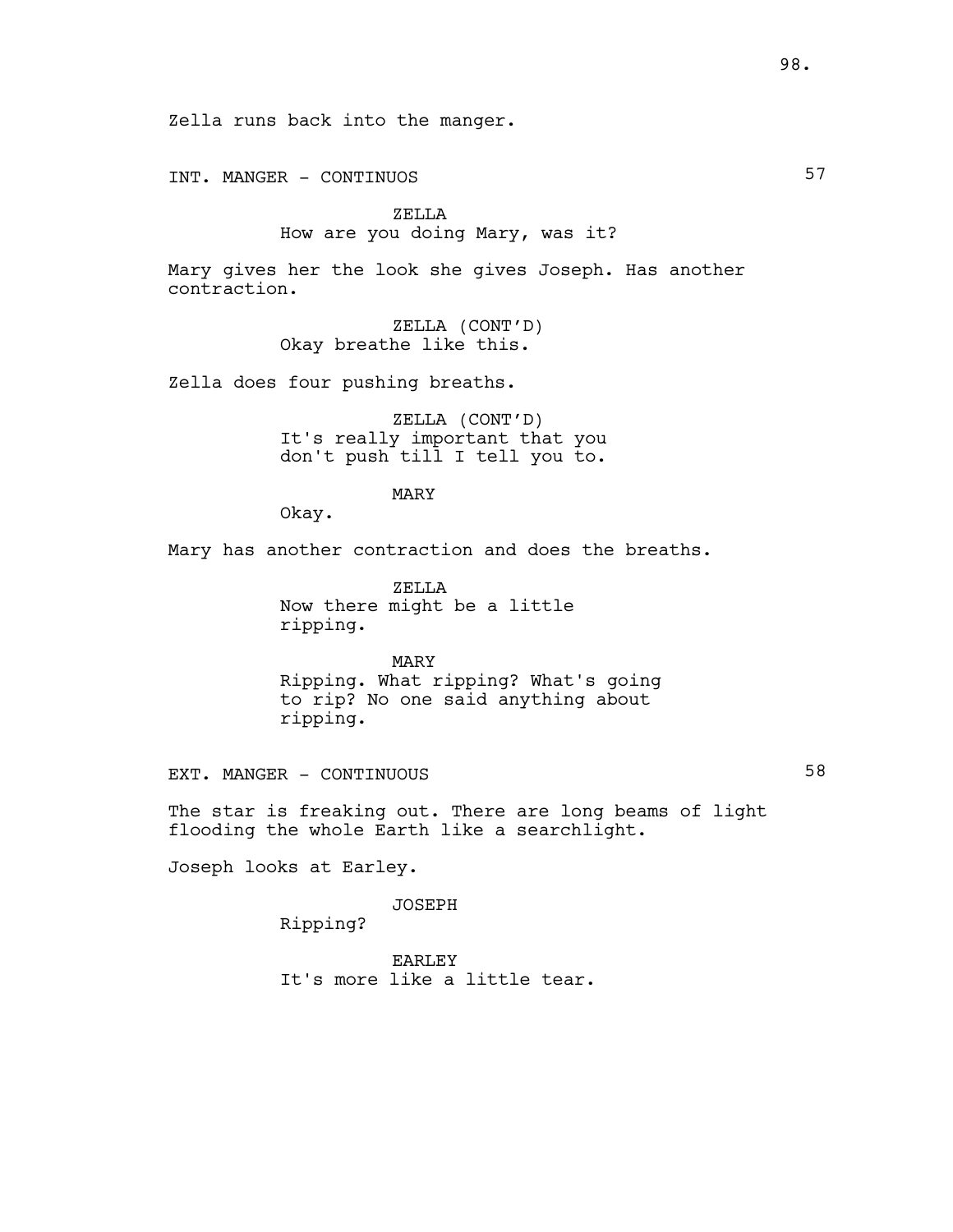Zella runs back into the manger.

INT. MANGER - CONTINUOS 57

ZELLA
How are you doing Mary, was it?

Mary gives her the look she gives Joseph. Has another contraction.

ZELLA (CONT'D)
Okay breathe like this.

Zella does four pushing breaths.

ZELLA (CONT'D)
It's really important that you don't push till I tell you to.

MARY
Okay.

Mary has another contraction and does the breaths.

ZELLA
Now there might be a little ripping.

MARY
Ripping. What ripping? What's going to rip? No one said anything about ripping.

EXT. MANGER - CONTINUOUS 58

The star is freaking out. There are long beams of light flooding the whole Earth like a searchlight.

Joseph looks at Earley.

JOSEPH
Ripping?

EARLEY
It's more like a little tear.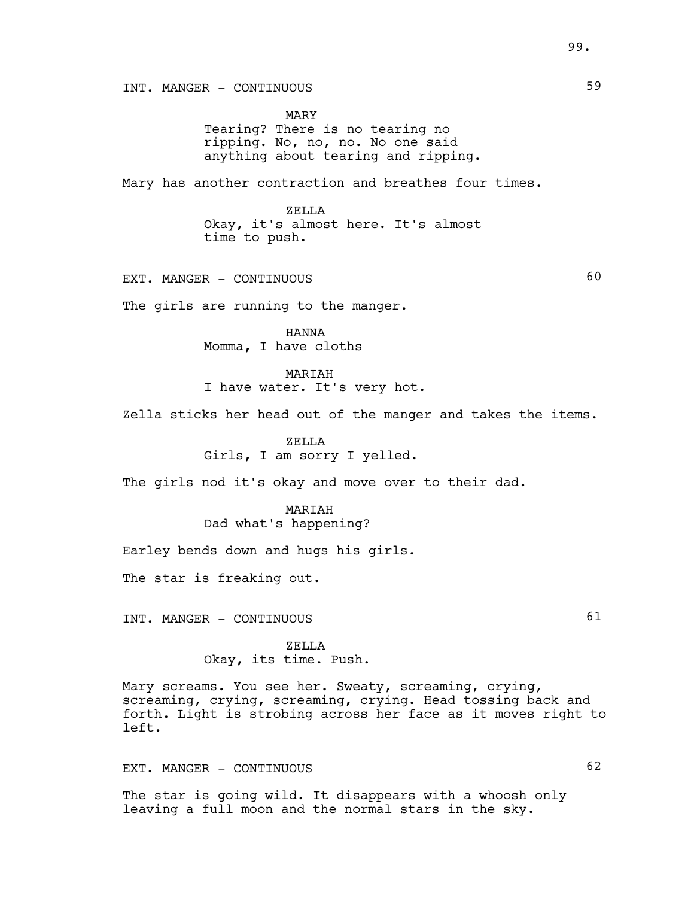INT. MANGER - CONTINUOUS 59

MARY
Tearing? There is no tearing no ripping. No, no, no. No one said anything about tearing and ripping.

Mary has another contraction and breathes four times.

ZELLA
Okay, it's almost here. It's almost time to push.

EXT. MANGER - CONTINUOUS 60

The girls are running to the manger.

HANNA
Momma, I have cloths

MARIAH
I have water. It's very hot.

Zella sticks her head out of the manger and takes the items.

ZELLA
Girls, I am sorry I yelled.

The girls nod it's okay and move over to their dad.

MARIAH
Dad what's happening?

Earley bends down and hugs his girls.

The star is freaking out.

INT. MANGER - CONTINUOUS 61

ZELLA
Okay, its time. Push.

Mary screams. You see her. Sweaty, screaming, crying, screaming, crying, screaming, crying. Head tossing back and forth. Light is strobing across her face as it moves right to left.

EXT. MANGER - CONTINUOUS 62

The star is going wild. It disappears with a whoosh only leaving a full moon and the normal stars in the sky.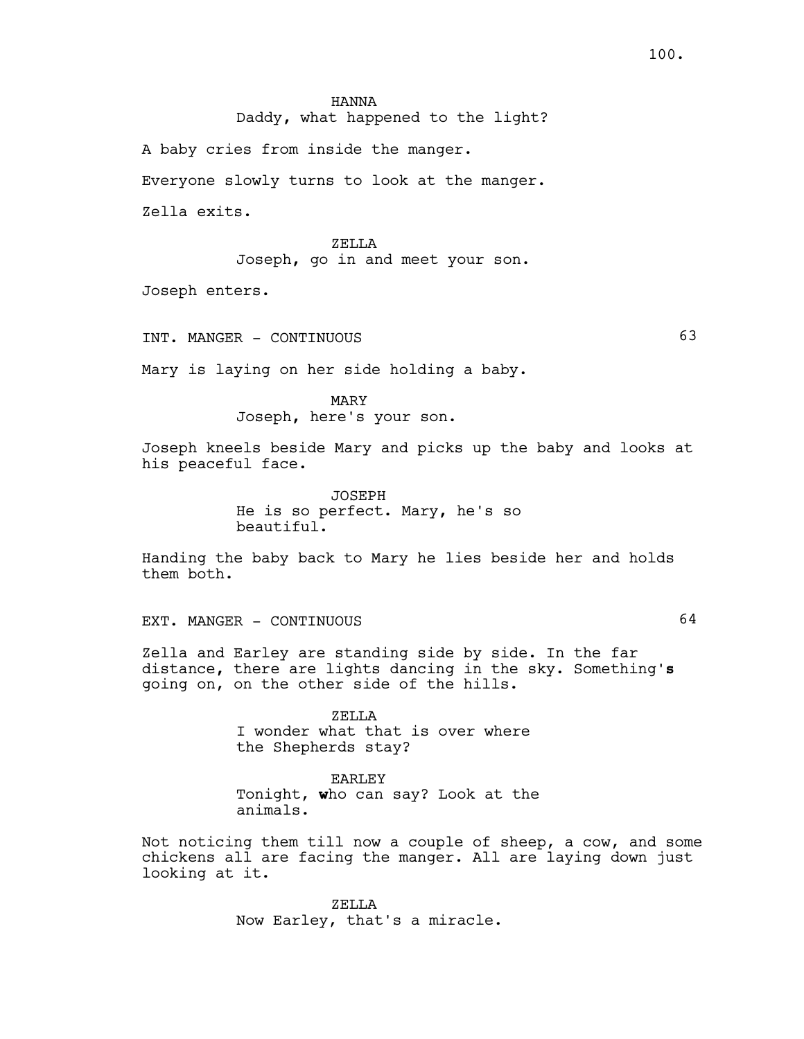HANNA
Daddy, what happened to the light?

A baby cries from inside the manger.

Everyone slowly turns to look at the manger.

Zella exits.

ZELLA
Joseph, go in and meet your son.

Joseph enters.

INT. MANGER - CONTINUOUS 63

Mary is laying on her side holding a baby.

MARY
Joseph, here's your son.

Joseph kneels beside Mary and picks up the baby and looks at his peaceful face.

JOSEPH
He is so perfect. Mary, he's so beautiful.

Handing the baby back to Mary he lies beside her and holds them both.

EXT. MANGER - CONTINUOUS 64

Zella and Earley are standing side by side. In the far distance, there are lights dancing in the sky. Something's going on, on the other side of the hills.

ZELLA
I wonder what that is over where the Shepherds stay?

EARLEY
Tonight, who can say? Look at the animals.

Not noticing them till now a couple of sheep, a cow, and some chickens all are facing the manger. All are laying down just looking at it.

ZELLA
Now Earley, that's a miracle.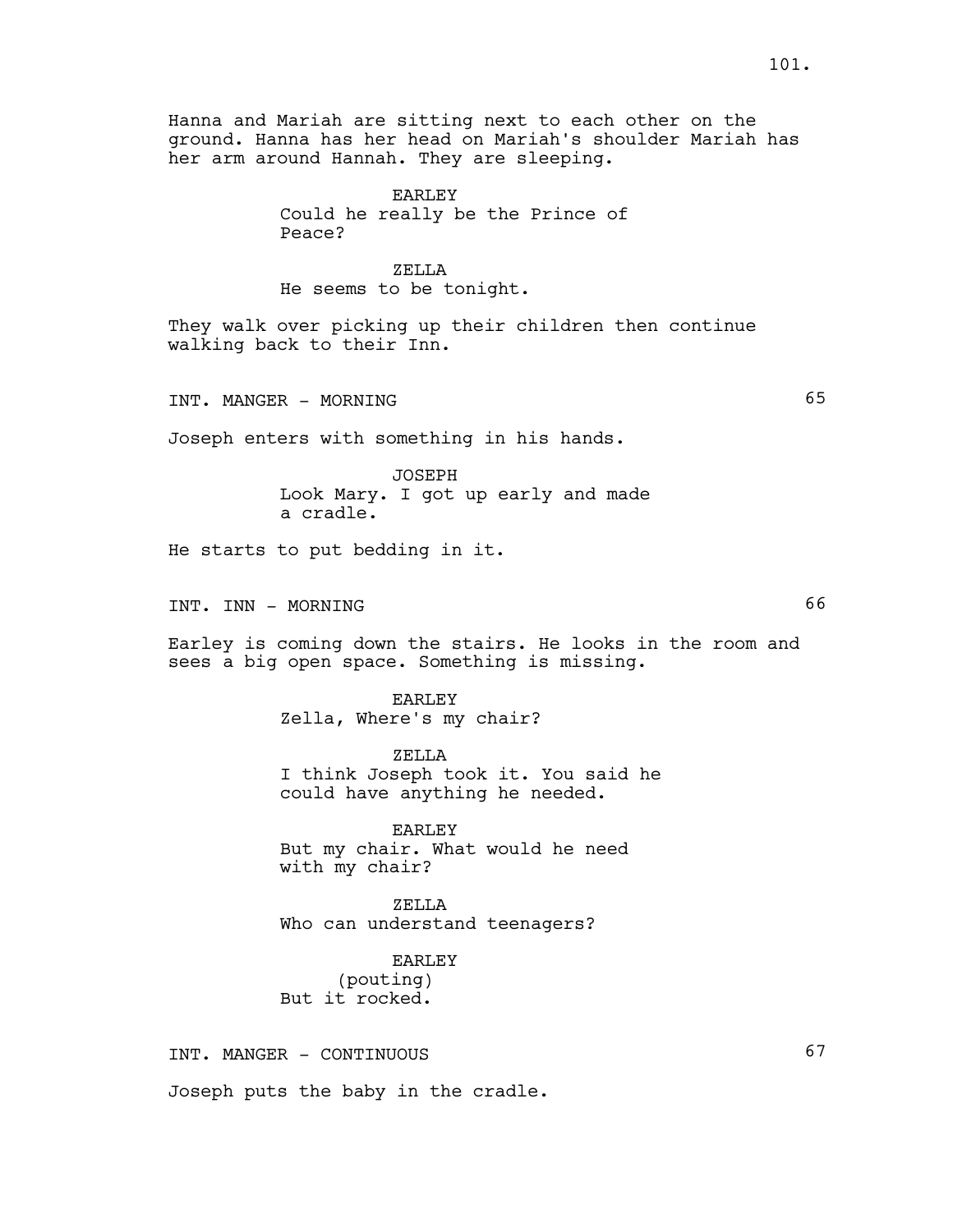Hanna and Mariah are sitting next to each other on the ground. Hanna has her head on Mariah's shoulder Mariah has her arm around Hannah. They are sleeping.

EARLEY
Could he really be the Prince of Peace?

ZELLA
He seems to be tonight.

They walk over picking up their children then continue walking back to their Inn.

INT. MANGER - MORNING 65

Joseph enters with something in his hands.

JOSEPH
Look Mary. I got up early and made a cradle.

He starts to put bedding in it.

INT. INN - MORNING 66

Earley is coming down the stairs. He looks in the room and sees a big open space. Something is missing.

EARLEY
Zella, Where's my chair?

ZELLA
I think Joseph took it. You said he could have anything he needed.

EARLEY
But my chair. What would he need with my chair?

ZELLA
Who can understand teenagers?

EARLEY
(pouting)
But it rocked.

INT. MANGER - CONTINUOUS 67

Joseph puts the baby in the cradle.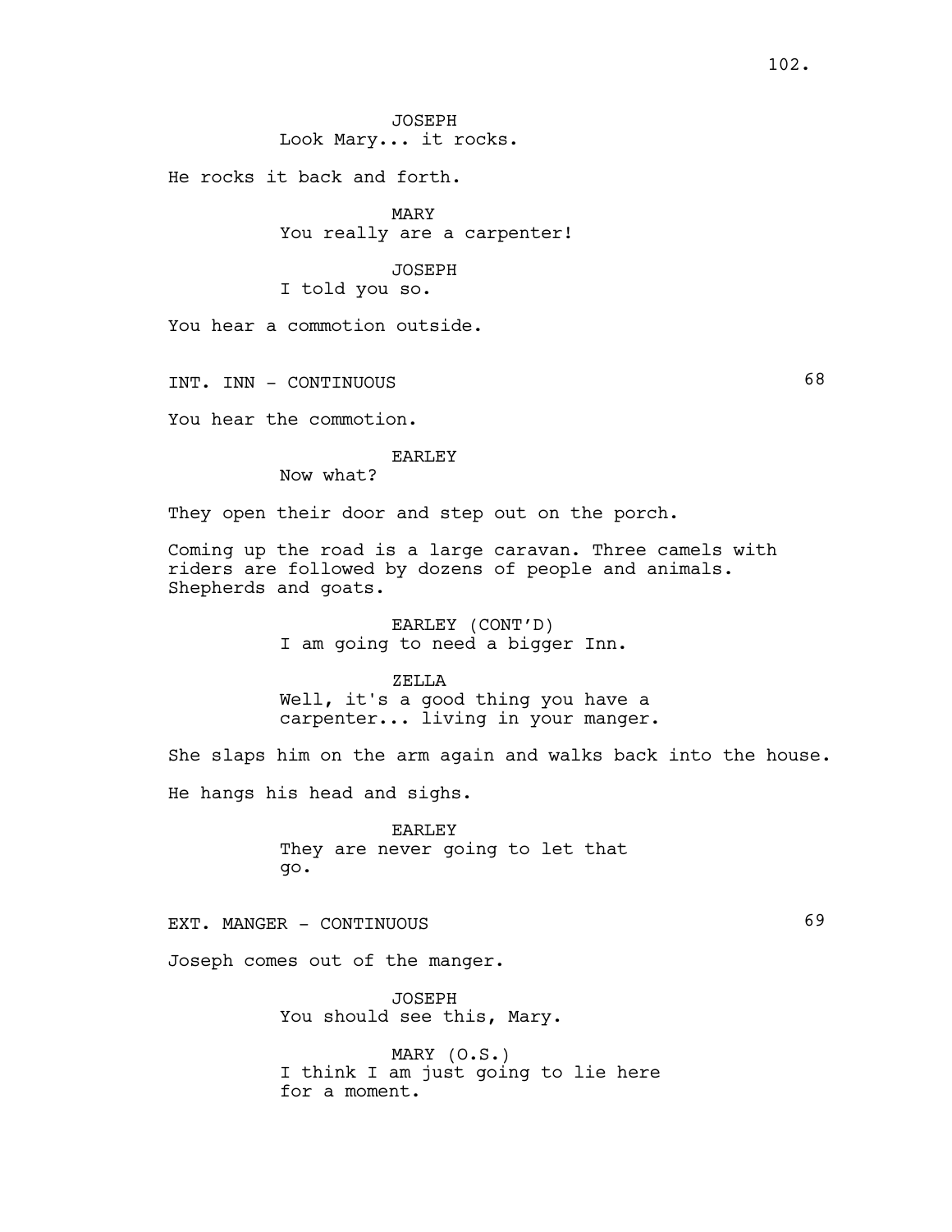JOSEPH
Look Mary... it rocks.

He rocks it back and forth.

MARY
You really are a carpenter!

JOSEPH
I told you so.

You hear a commotion outside.

INT. INN - CONTINUOUS 68

You hear the commotion.

EARLEY
Now what?

They open their door and step out on the porch.

Coming up the road is a large caravan. Three camels with riders are followed by dozens of people and animals. Shepherds and goats.

EARLEY (CONT'D)
I am going to need a bigger Inn.

ZELLA
Well, it's a good thing you have a carpenter... living in your manger.

She slaps him on the arm again and walks back into the house.

He hangs his head and sighs.

EARLEY
They are never going to let that go.

EXT. MANGER - CONTINUOUS 69

Joseph comes out of the manger.

JOSEPH
You should see this, Mary.

MARY (O.S.)
I think I am just going to lie here for a moment.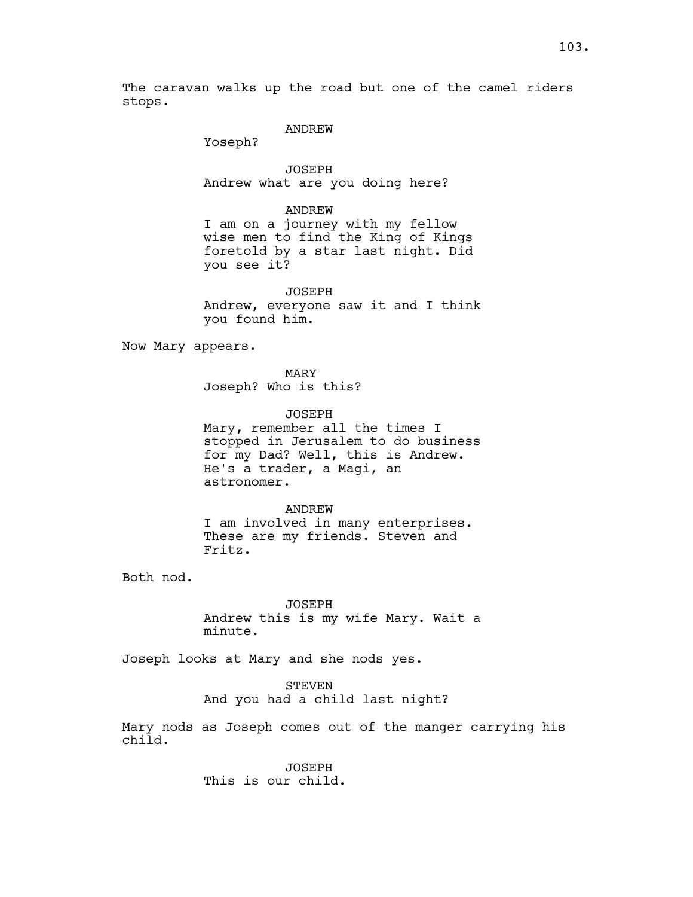The caravan walks up the road but one of the camel riders stops.

ANDREW

Yoseph?

JOSEPH

Andrew what are you doing here?

ANDREW

I am on a journey with my fellow wise men to find the King of Kings foretold by a star last night. Did you see it?

JOSEPH

Andrew, everyone saw it and I think you found him.

Now Mary appears.

MARY

Joseph? Who is this?

JOSEPH

Mary, remember all the times I stopped in Jerusalem to do business for my Dad? Well, this is Andrew. He's a trader, a Magi, an astronomer.

ANDREW

I am involved in many enterprises. These are my friends. Steven and Fritz.

Both nod.

JOSEPH

Andrew this is my wife Mary. Wait a minute.

Joseph looks at Mary and she nods yes.

STEVEN

And you had a child last night?

Mary nods as Joseph comes out of the manger carrying his child.

JOSEPH

This is our child.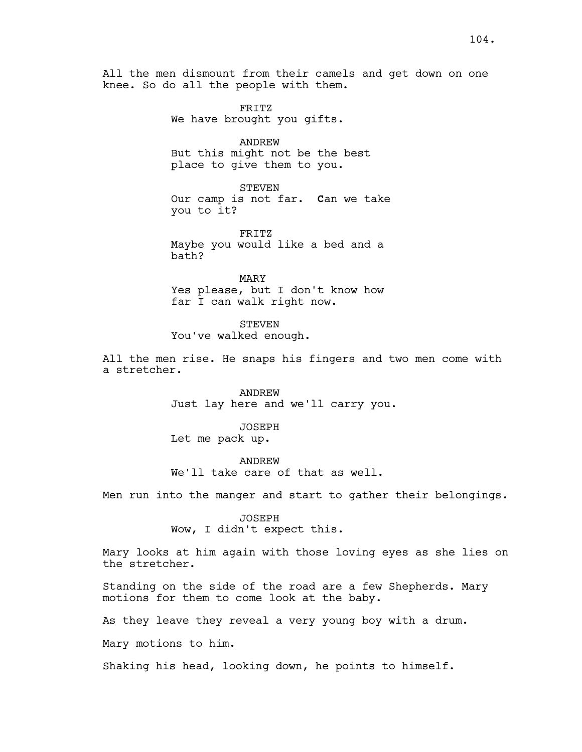All the men dismount from their camels and get down on one knee. So do all the people with them.

FRITZ
We have brought you gifts.

ANDREW
But this might not be the best place to give them to you.

STEVEN
Our camp is not far. **C**an we take you to it?

FRITZ
Maybe you would like a bed and a bath?

MARY
Yes please, but I don't know how far I can walk right now.

STEVEN
You've walked enough.

All the men rise. He snaps his fingers and two men come with a stretcher.

ANDREW
Just lay here and we'll carry you.

JOSEPH
Let me pack up.

ANDREW
We'll take care of that as well.

Men run into the manger and start to gather their belongings.

JOSEPH
Wow, I didn't expect this.

Mary looks at him again with those loving eyes as she lies on the stretcher.

Standing on the side of the road are a few Shepherds. Mary motions for them to come look at the baby.

As they leave they reveal a very young boy with a drum.

Mary motions to him.

Shaking his head, looking down, he points to himself.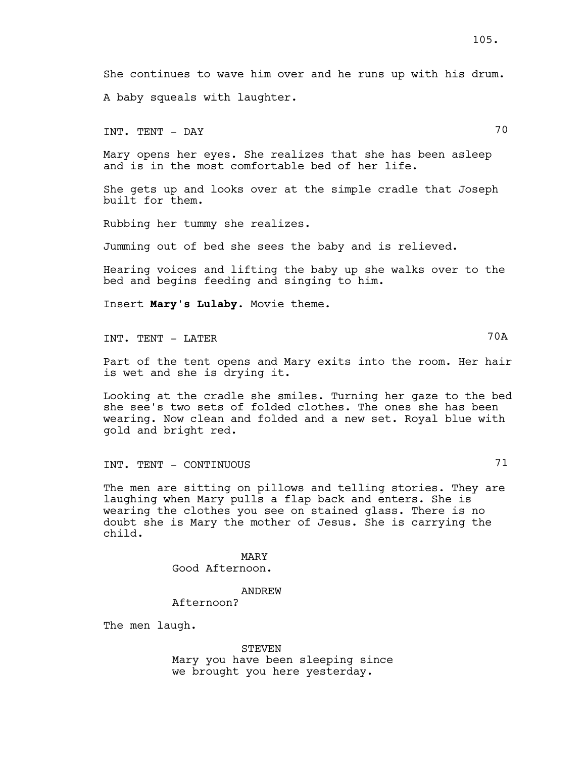She continues to wave him over and he runs up with his drum.

A baby squeals with laughter.

INT. TENT - DAY 70

Mary opens her eyes. She realizes that she has been asleep and is in the most comfortable bed of her life.

She gets up and looks over at the simple cradle that Joseph built for them.

Rubbing her tummy she realizes.

Jumming out of bed she sees the baby and is relieved.

Hearing voices and lifting the baby up she walks over to the bed and begins feeding and singing to him.

Insert **Mary's Lulaby**. Movie theme.

INT. TENT - LATER 70A

Part of the tent opens and Mary exits into the room. Her hair is wet and she is drying it.

Looking at the cradle she smiles. Turning her gaze to the bed she see's two sets of folded clothes. The ones she has been wearing. Now clean and folded and a new set. Royal blue with gold and bright red.

INT. TENT - CONTINUOUS 71

The men are sitting on pillows and telling stories. They are laughing when Mary pulls a flap back and enters. She is wearing the clothes you see on stained glass. There is no doubt she is Mary the mother of Jesus. She is carrying the child.

MARY
Good Afternoon.

ANDREW
Afternoon?

The men laugh.

STEVEN
Mary you have been sleeping since we brought you here yesterday.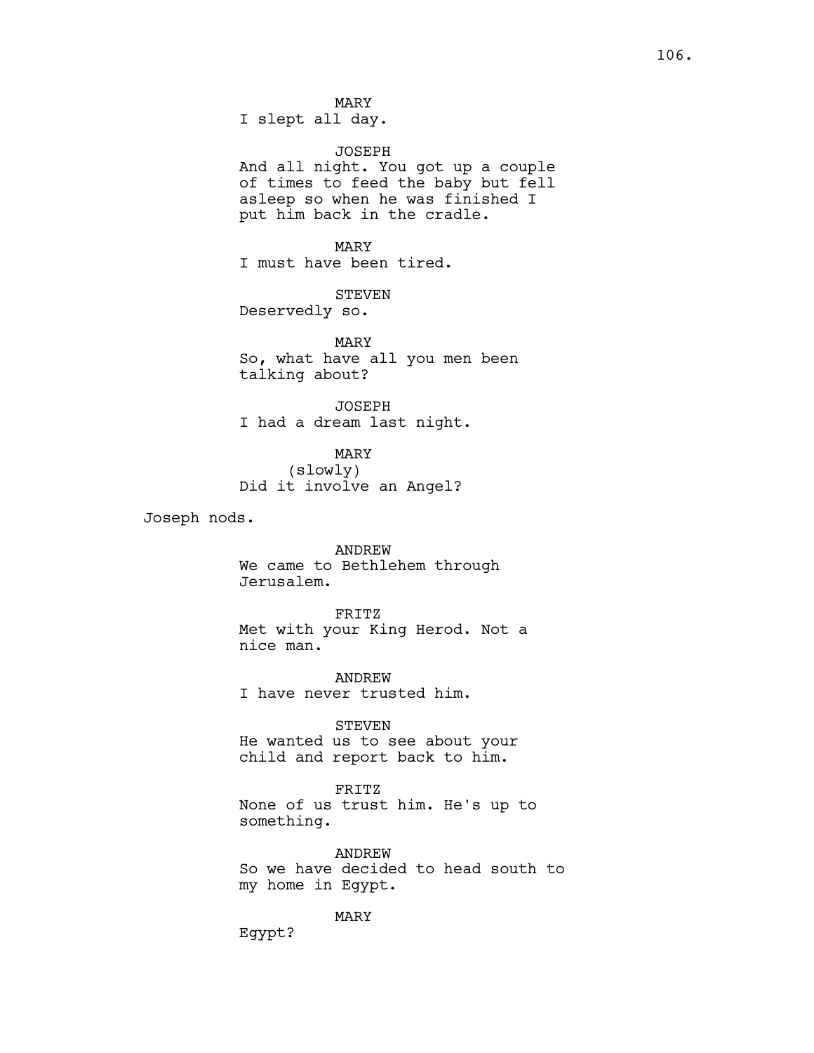MARY
I slept all day.

JOSEPH
And all night. You got up a couple of times to feed the baby but fell asleep so when he was finished I put him back in the cradle.

MARY
I must have been tired.

STEVEN
Deservedly so.

MARY
So, what have all you men been talking about?

JOSEPH
I had a dream last night.

MARY
(slowly)
Did it involve an Angel?

Joseph nods.

ANDREW
We came to Bethlehem through Jerusalem.

FRITZ
Met with your King Herod. Not a nice man.

ANDREW
I have never trusted him.

STEVEN
He wanted us to see about your child and report back to him.

FRITZ
None of us trust him. He's up to something.

ANDREW
So we have decided to head south to my home in Egypt.

MARY
Egypt?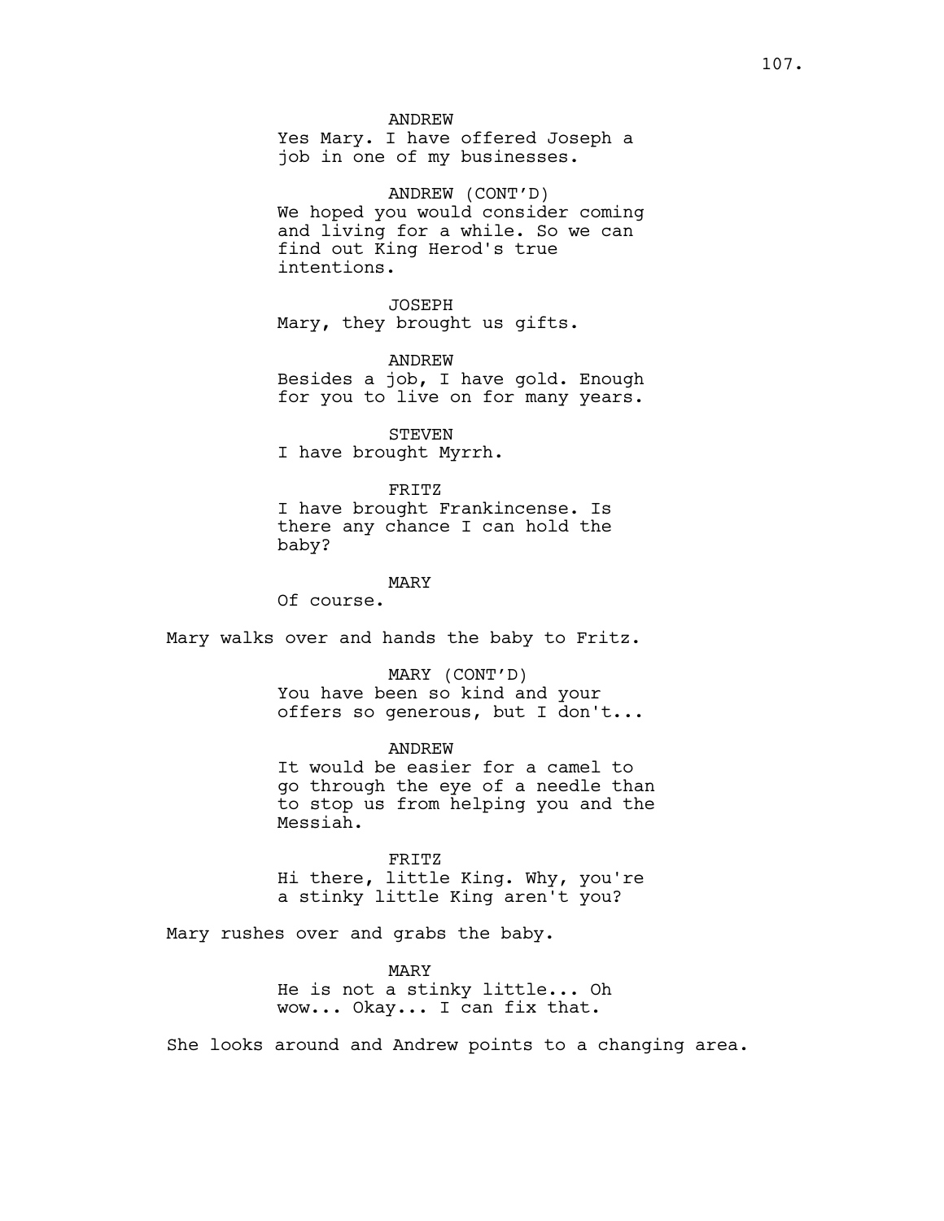ANDREW
Yes Mary. I have offered Joseph a job in one of my businesses.

ANDREW (CONT'D)
We hoped you would consider coming and living for a while. So we can find out King Herod's true intentions.

JOSEPH
Mary, they brought us gifts.

ANDREW
Besides a job, I have gold. Enough for you to live on for many years.

STEVEN
I have brought Myrrh.

FRITZ
I have brought Frankincense. Is there any chance I can hold the baby?

MARY
Of course.

Mary walks over and hands the baby to Fritz.

MARY (CONT'D)
You have been so kind and your offers so generous, but I don't...

ANDREW
It would be easier for a camel to go through the eye of a needle than to stop us from helping you and the Messiah.

FRITZ
Hi there, little King. Why, you're a stinky little King aren't you?

Mary rushes over and grabs the baby.

MARY
He is not a stinky little... Oh wow... Okay... I can fix that.

She looks around and Andrew points to a changing area.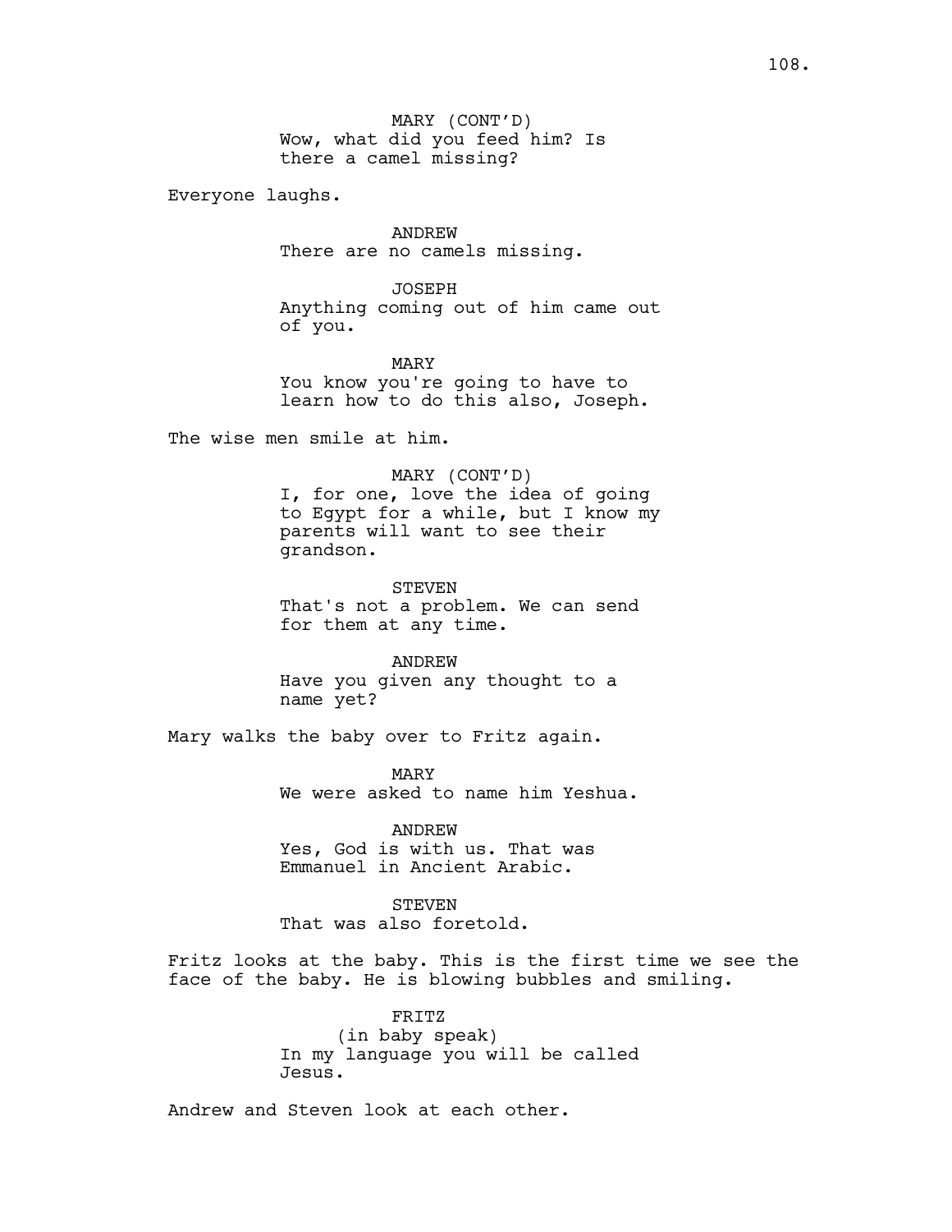MARY (CONT'D)
Wow, what did you feed him? Is there a camel missing?

Everyone laughs.

ANDREW
There are no camels missing.

JOSEPH
Anything coming out of him came out of you.

MARY
You know you're going to have to learn how to do this also, Joseph.

The wise men smile at him.

MARY (CONT'D)
I, for one, love the idea of going to Egypt for a while, but I know my parents will want to see their grandson.

STEVEN
That's not a problem. We can send for them at any time.

ANDREW
Have you given any thought to a name yet?

Mary walks the baby over to Fritz again.

MARY
We were asked to name him Yeshua.

ANDREW
Yes, God is with us. That was Emmanuel in Ancient Arabic.

STEVEN
That was also foretold.

Fritz looks at the baby. This is the first time we see the face of the baby. He is blowing bubbles and smiling.

FRITZ
(in baby speak)
In my language you will be called Jesus.

Andrew and Steven look at each other.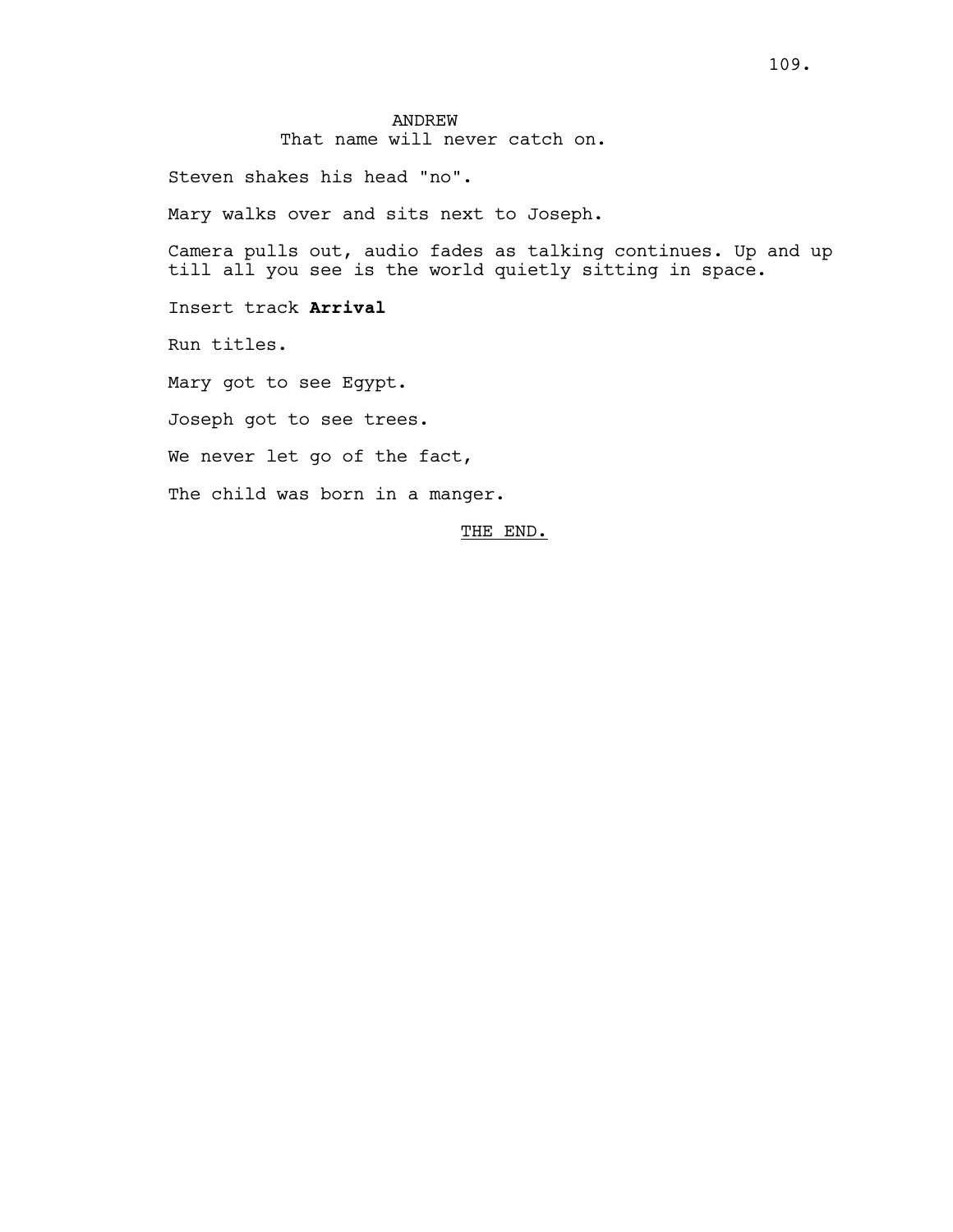ANDREW
That name will never catch on.

Steven shakes his head "no".

Mary walks over and sits next to Joseph.

Camera pulls out, audio fades as talking continues. Up and up till all you see is the world quietly sitting in space.

Insert track **Arrival**

Run titles.

Mary got to see Egypt.

Joseph got to see trees.

We never let go of the fact,

The child was born in a manger.

THE END.